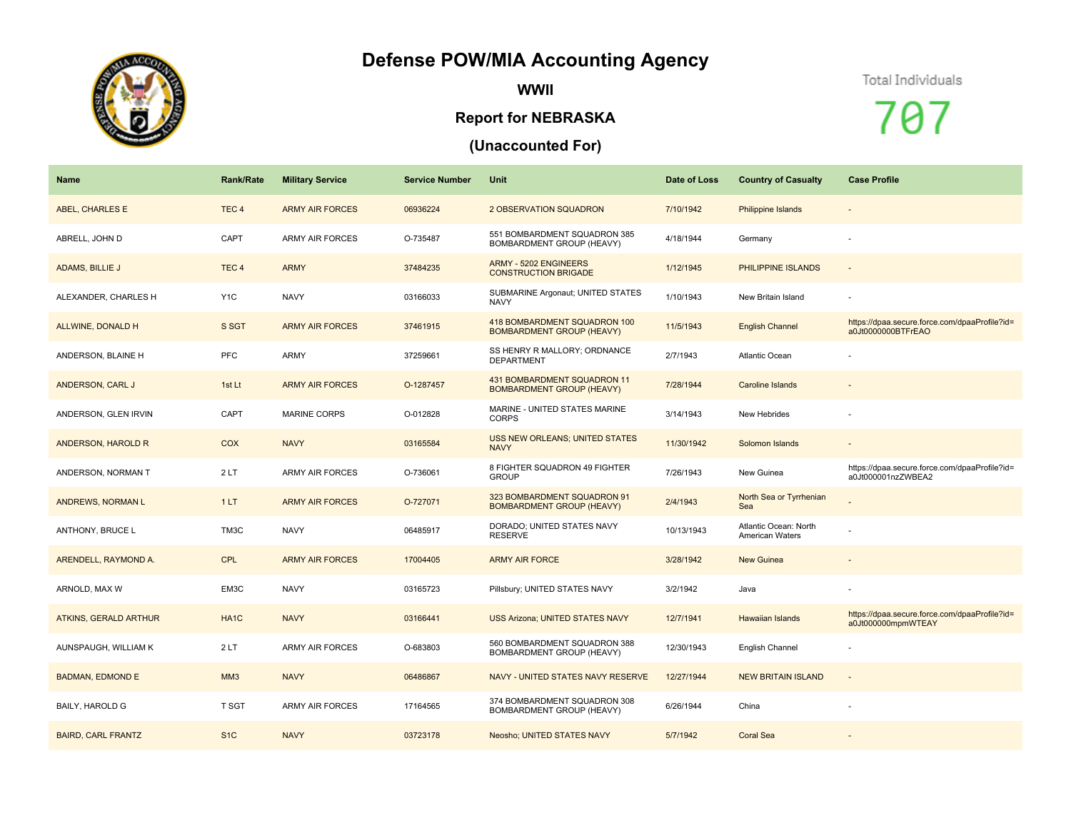# Defense POW/MIA Accounting Agency

## WWII

## Report for NEBRASKA

## (Unaccounted For)

Total Individuals

707

| Name | Rank/Rate | Military Service | Service Number | Unit | Date of Loss | Country of Casualty | Case Profile |
|---|---|---|---|---|---|---|---|
| ABEL, CHARLES E | TEC 4 | ARMY AIR FORCES | 06936224 | 2 OBSERVATION SQUADRON | 7/10/1942 | Philippine Islands | - |
| ABRELL, JOHN D | CAPT | ARMY AIR FORCES | O-735487 | 551 BOMBARDMENT SQUADRON 385 BOMBARDMENT GROUP (HEAVY) | 4/18/1944 | Germany | - |
| ADAMS, BILLIE J | TEC 4 | ARMY | 37484235 | ARMY - 5202 ENGINEERS CONSTRUCTION BRIGADE | 1/12/1945 | PHILIPPINE ISLANDS | - |
| ALEXANDER, CHARLES H | Y1C | NAVY | 03166033 | SUBMARINE Argonaut; UNITED STATES NAVY | 1/10/1943 | New Britain Island | - |
| ALLWINE, DONALD H | S SGT | ARMY AIR FORCES | 37461915 | 418 BOMBARDMENT SQUADRON 100 BOMBARDMENT GROUP (HEAVY) | 11/5/1943 | English Channel | https://dpaa.secure.force.com/dpaaProfile?id=a0Jt0000000BTFrEAO |
| ANDERSON, BLAINE H | PFC | ARMY | 37259661 | SS HENRY R MALLORY; ORDNANCE DEPARTMENT | 2/7/1943 | Atlantic Ocean | - |
| ANDERSON, CARL J | 1st Lt | ARMY AIR FORCES | O-1287457 | 431 BOMBARDMENT SQUADRON 11 BOMBARDMENT GROUP (HEAVY) | 7/28/1944 | Caroline Islands | - |
| ANDERSON, GLEN IRVIN | CAPT | MARINE CORPS | O-012828 | MARINE - UNITED STATES MARINE CORPS | 3/14/1943 | New Hebrides | - |
| ANDERSON, HAROLD R | COX | NAVY | 03165584 | USS NEW ORLEANS; UNITED STATES NAVY | 11/30/1942 | Solomon Islands | - |
| ANDERSON, NORMAN T | 2 LT | ARMY AIR FORCES | O-736061 | 8 FIGHTER SQUADRON 49 FIGHTER GROUP | 7/26/1943 | New Guinea | https://dpaa.secure.force.com/dpaaProfile?id=a0Jt000001nzZWBEA2 |
| ANDREWS, NORMAN L | 1 LT | ARMY AIR FORCES | O-727071 | 323 BOMBARDMENT SQUADRON 91 BOMBARDMENT GROUP (HEAVY) | 2/4/1943 | North Sea or Tyrrhenian Sea | - |
| ANTHONY, BRUCE L | TM3C | NAVY | 06485917 | DORADO; UNITED STATES NAVY RESERVE | 10/13/1943 | Atlantic Ocean: North American Waters | - |
| ARENDELL, RAYMOND A. | CPL | ARMY AIR FORCES | 17004405 | ARMY AIR FORCE | 3/28/1942 | New Guinea | - |
| ARNOLD, MAX W | EM3C | NAVY | 03165723 | Pillsbury; UNITED STATES NAVY | 3/2/1942 | Java | - |
| ATKINS, GERALD ARTHUR | HA1C | NAVY | 03166441 | USS Arizona; UNITED STATES NAVY | 12/7/1941 | Hawaiian Islands | https://dpaa.secure.force.com/dpaaProfile?id=a0Jt000000mpmWTEAY |
| AUNSPAUGH, WILLIAM K | 2 LT | ARMY AIR FORCES | O-683803 | 560 BOMBARDMENT SQUADRON 388 BOMBARDMENT GROUP (HEAVY) | 12/30/1943 | English Channel | - |
| BADMAN, EDMOND E | MM3 | NAVY | 06486867 | NAVY - UNITED STATES NAVY RESERVE | 12/27/1944 | NEW BRITAIN ISLAND | - |
| BAILY, HAROLD G | T SGT | ARMY AIR FORCES | 17164565 | 374 BOMBARDMENT SQUADRON 308 BOMBARDMENT GROUP (HEAVY) | 6/26/1944 | China | - |
| BAIRD, CARL FRANTZ | S1C | NAVY | 03723178 | Neosho; UNITED STATES NAVY | 5/7/1942 | Coral Sea | - |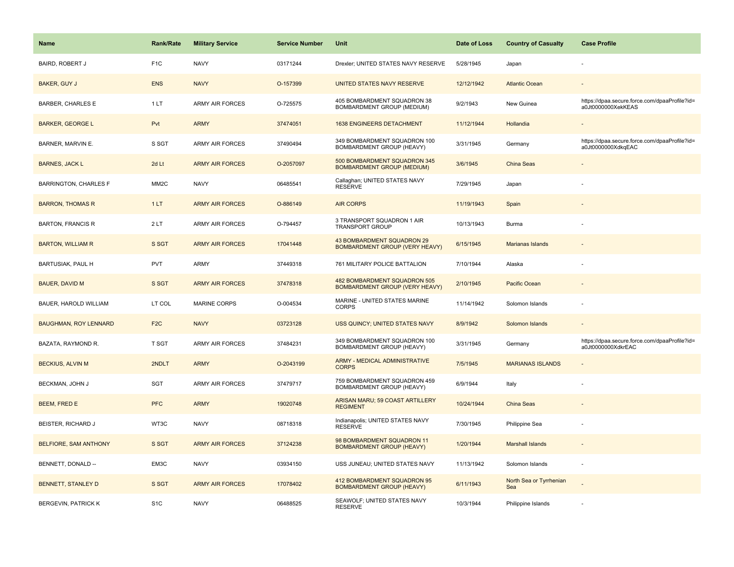| Name | Rank/Rate | Military Service | Service Number | Unit | Date of Loss | Country of Casualty | Case Profile |
| --- | --- | --- | --- | --- | --- | --- | --- |
| BAIRD, ROBERT J | F1C | NAVY | 03171244 | Drexler; UNITED STATES NAVY RESERVE | 5/28/1945 | Japan | - |
| BAKER, GUY J | ENS | NAVY | O-157399 | UNITED STATES NAVY RESERVE | 12/12/1942 | Atlantic Ocean | - |
| BARBER, CHARLES E | 1 LT | ARMY AIR FORCES | O-725575 | 405 BOMBARDMENT SQUADRON 38 BOMBARDMENT GROUP (MEDIUM) | 9/2/1943 | New Guinea | https://dpaa.secure.force.com/dpaaProfile?id=a0Jt0000000XekKEAS |
| BARKER, GEORGE L | Pvt | ARMY | 37474051 | 1638 ENGINEERS DETACHMENT | 11/12/1944 | Hollandia | - |
| BARNER, MARVIN E. | S SGT | ARMY AIR FORCES | 37490494 | 349 BOMBARDMENT SQUADRON 100 BOMBARDMENT GROUP (HEAVY) | 3/31/1945 | Germany | https://dpaa.secure.force.com/dpaaProfile?id=a0Jt0000000XdkqEAC |
| BARNES, JACK L | 2d Lt | ARMY AIR FORCES | O-2057097 | 500 BOMBARDMENT SQUADRON 345 BOMBARDMENT GROUP (MEDIUM) | 3/6/1945 | China Seas | - |
| BARRINGTON, CHARLES F | MM2C | NAVY | 06485541 | Callaghan; UNITED STATES NAVY RESERVE | 7/29/1945 | Japan | - |
| BARRON, THOMAS R | 1 LT | ARMY AIR FORCES | O-886149 | AIR CORPS | 11/19/1943 | Spain | - |
| BARTON, FRANCIS R | 2 LT | ARMY AIR FORCES | O-794457 | 3 TRANSPORT SQUADRON 1 AIR TRANSPORT GROUP | 10/13/1943 | Burma | - |
| BARTON, WILLIAM R | S SGT | ARMY AIR FORCES | 17041448 | 43 BOMBARDMENT SQUADRON 29 BOMBARDMENT GROUP (VERY HEAVY) | 6/15/1945 | Marianas Islands | - |
| BARTUSIAK, PAUL H | PVT | ARMY | 37449318 | 761 MILITARY POLICE BATTALION | 7/10/1944 | Alaska | - |
| BAUER, DAVID M | S SGT | ARMY AIR FORCES | 37478318 | 482 BOMBARDMENT SQUADRON 505 BOMBARDMENT GROUP (VERY HEAVY) | 2/10/1945 | Pacific Ocean | - |
| BAUER, HAROLD WILLIAM | LT COL | MARINE CORPS | O-004534 | MARINE - UNITED STATES MARINE CORPS | 11/14/1942 | Solomon Islands | - |
| BAUGHMAN, ROY LENNARD | F2C | NAVY | 03723128 | USS QUINCY; UNITED STATES NAVY | 8/9/1942 | Solomon Islands | - |
| BAZATA, RAYMOND R. | T SGT | ARMY AIR FORCES | 37484231 | 349 BOMBARDMENT SQUADRON 100 BOMBARDMENT GROUP (HEAVY) | 3/31/1945 | Germany | https://dpaa.secure.force.com/dpaaProfile?id=a0Jt0000000XdkrEAC |
| BECKIUS, ALVIN M | 2NDLT | ARMY | O-2043199 | ARMY - MEDICAL ADMINISTRATIVE CORPS | 7/5/1945 | MARIANAS ISLANDS | - |
| BECKMAN, JOHN J | SGT | ARMY AIR FORCES | 37479717 | 759 BOMBARDMENT SQUADRON 459 BOMBARDMENT GROUP (HEAVY) | 6/9/1944 | Italy | - |
| BEEM, FRED E | PFC | ARMY | 19020748 | ARISAN MARU; 59 COAST ARTILLERY REGIMENT | 10/24/1944 | China Seas | - |
| BEISTER, RICHARD J | WT3C | NAVY | 08718318 | Indianapolis; UNITED STATES NAVY RESERVE | 7/30/1945 | Philippine Sea | - |
| BELFIORE, SAM ANTHONY | S SGT | ARMY AIR FORCES | 37124238 | 98 BOMBARDMENT SQUADRON 11 BOMBARDMENT GROUP (HEAVY) | 1/20/1944 | Marshall Islands | - |
| BENNETT, DONALD -- | EM3C | NAVY | 03934150 | USS JUNEAU; UNITED STATES NAVY | 11/13/1942 | Solomon Islands | - |
| BENNETT, STANLEY D | S SGT | ARMY AIR FORCES | 17078402 | 412 BOMBARDMENT SQUADRON 95 BOMBARDMENT GROUP (HEAVY) | 6/11/1943 | North Sea or Tyrrhenian Sea | - |
| BERGEVIN, PATRICK K | S1C | NAVY | 06488525 | SEAWOLF; UNITED STATES NAVY RESERVE | 10/3/1944 | Philippine Islands | - |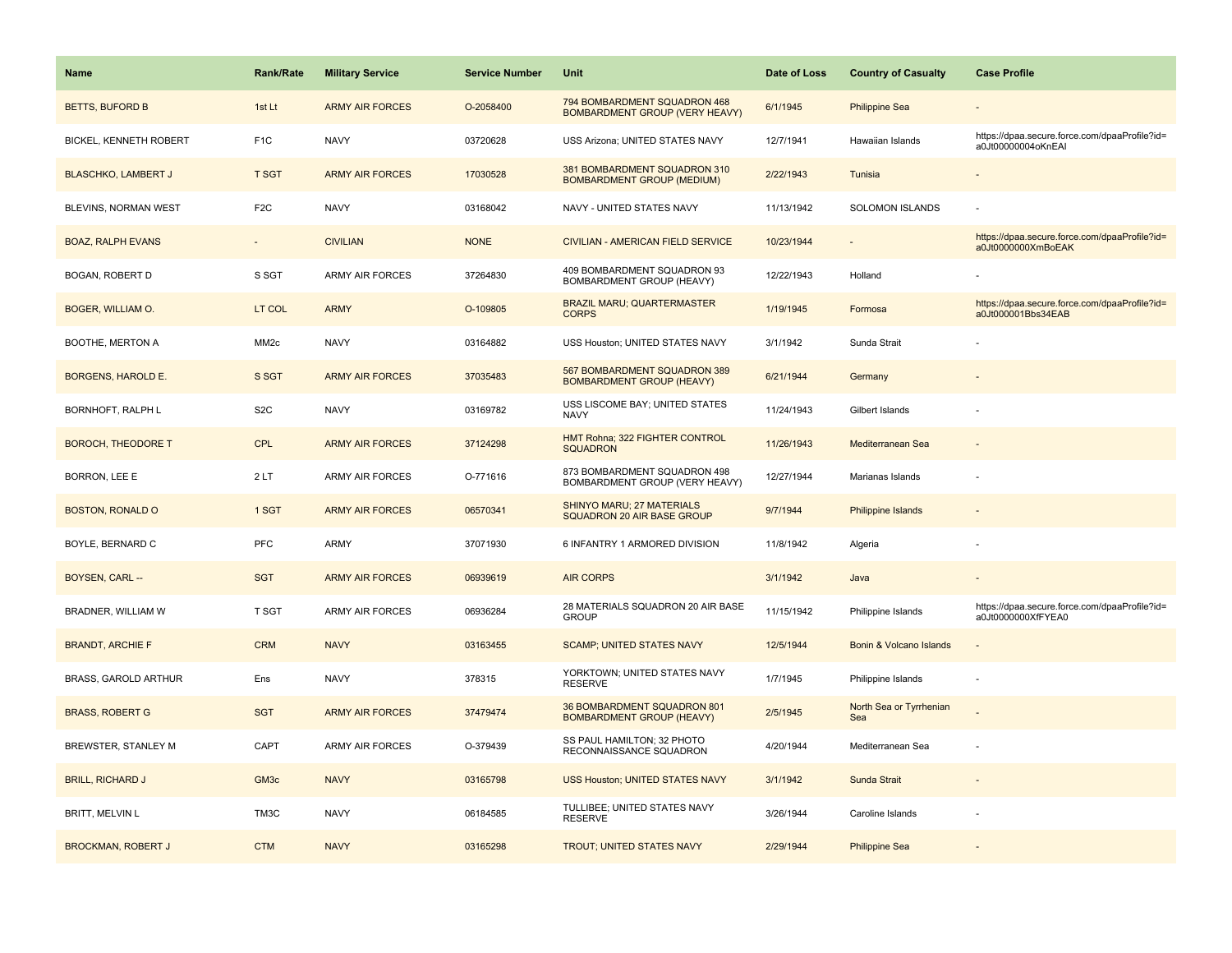| Name | Rank/Rate | Military Service | Service Number | Unit | Date of Loss | Country of Casualty | Case Profile |
|---|---|---|---|---|---|---|---|
| BETTS, BUFORD B | 1st Lt | ARMY AIR FORCES | O-2058400 | 794 BOMBARDMENT SQUADRON 468 BOMBARDMENT GROUP (VERY HEAVY) | 6/1/1945 | Philippine Sea | - |
| BICKEL, KENNETH ROBERT | F1C | NAVY | 03720628 | USS Arizona; UNITED STATES NAVY | 12/7/1941 | Hawaiian Islands | https://dpaa.secure.force.com/dpaaProfile?id=a0Jt00000004oKnEAI |
| BLASCHKO, LAMBERT J | T SGT | ARMY AIR FORCES | 17030528 | 381 BOMBARDMENT SQUADRON 310 BOMBARDMENT GROUP (MEDIUM) | 2/22/1943 | Tunisia | - |
| BLEVINS, NORMAN WEST | F2C | NAVY | 03168042 | NAVY - UNITED STATES NAVY | 11/13/1942 | SOLOMON ISLANDS | - |
| BOAZ, RALPH EVANS | - | CIVILIAN | NONE | CIVILIAN - AMERICAN FIELD SERVICE | 10/23/1944 | - | https://dpaa.secure.force.com/dpaaProfile?id=a0Jt0000000XmBoEAK |
| BOGAN, ROBERT D | S SGT | ARMY AIR FORCES | 37264830 | 409 BOMBARDMENT SQUADRON 93 BOMBARDMENT GROUP (HEAVY) | 12/22/1943 | Holland | - |
| BOGER, WILLIAM O. | LT COL | ARMY | O-109805 | BRAZIL MARU; QUARTERMASTER CORPS | 1/19/1945 | Formosa | https://dpaa.secure.force.com/dpaaProfile?id=a0Jt000001Bbs34EAB |
| BOOTHE, MERTON A | MM2c | NAVY | 03164882 | USS Houston; UNITED STATES NAVY | 3/1/1942 | Sunda Strait | - |
| BORGENS, HAROLD E. | S SGT | ARMY AIR FORCES | 37035483 | 567 BOMBARDMENT SQUADRON 389 BOMBARDMENT GROUP (HEAVY) | 6/21/1944 | Germany | - |
| BORNHOFT, RALPH L | S2C | NAVY | 03169782 | USS LISCOME BAY; UNITED STATES NAVY | 11/24/1943 | Gilbert Islands | - |
| BOROCH, THEODORE T | CPL | ARMY AIR FORCES | 37124298 | HMT Rohna; 322 FIGHTER CONTROL SQUADRON | 11/26/1943 | Mediterranean Sea | - |
| BORRON, LEE E | 2 LT | ARMY AIR FORCES | O-771616 | 873 BOMBARDMENT SQUADRON 498 BOMBARDMENT GROUP (VERY HEAVY) | 12/27/1944 | Marianas Islands | - |
| BOSTON, RONALD O | 1 SGT | ARMY AIR FORCES | 06570341 | SHINYO MARU; 27 MATERIALS SQUADRON 20 AIR BASE GROUP | 9/7/1944 | Philippine Islands | - |
| BOYLE, BERNARD C | PFC | ARMY | 37071930 | 6 INFANTRY 1 ARMORED DIVISION | 11/8/1942 | Algeria | - |
| BOYSEN, CARL -- | SGT | ARMY AIR FORCES | 06939619 | AIR CORPS | 3/1/1942 | Java | - |
| BRADNER, WILLIAM W | T SGT | ARMY AIR FORCES | 06936284 | 28 MATERIALS SQUADRON 20 AIR BASE GROUP | 11/15/1942 | Philippine Islands | https://dpaa.secure.force.com/dpaaProfile?id=a0Jt0000000XfFYEA0 |
| BRANDT, ARCHIE F | CRM | NAVY | 03163455 | SCAMP; UNITED STATES NAVY | 12/5/1944 | Bonin & Volcano Islands | - |
| BRASS, GAROLD ARTHUR | Ens | NAVY | 378315 | YORKTOWN; UNITED STATES NAVY RESERVE | 1/7/1945 | Philippine Islands | - |
| BRASS, ROBERT G | SGT | ARMY AIR FORCES | 37479474 | 36 BOMBARDMENT SQUADRON 801 BOMBARDMENT GROUP (HEAVY) | 2/5/1945 | North Sea or Tyrrhenian Sea | - |
| BREWSTER, STANLEY M | CAPT | ARMY AIR FORCES | O-379439 | SS PAUL HAMILTON; 32 PHOTO RECONNAISSANCE SQUADRON | 4/20/1944 | Mediterranean Sea | - |
| BRILL, RICHARD J | GM3c | NAVY | 03165798 | USS Houston; UNITED STATES NAVY | 3/1/1942 | Sunda Strait | - |
| BRITT, MELVIN L | TM3C | NAVY | 06184585 | TULLIBEE; UNITED STATES NAVY RESERVE | 3/26/1944 | Caroline Islands | - |
| BROCKMAN, ROBERT J | CTM | NAVY | 03165298 | TROUT; UNITED STATES NAVY | 2/29/1944 | Philippine Sea | - |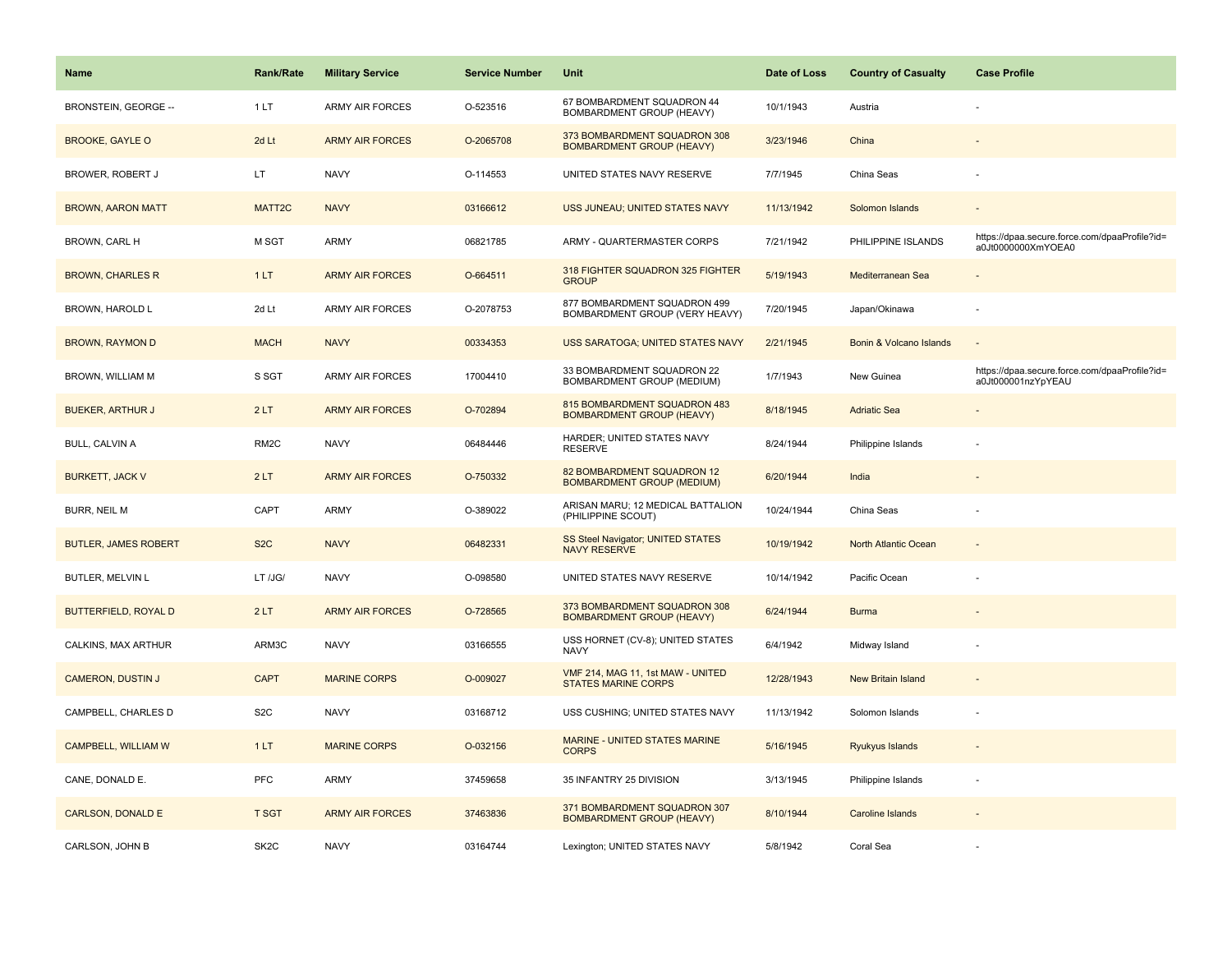| Name | Rank/Rate | Military Service | Service Number | Unit | Date of Loss | Country of Casualty | Case Profile |
| --- | --- | --- | --- | --- | --- | --- | --- |
| BRONSTEIN, GEORGE -- | 1 LT | ARMY AIR FORCES | O-523516 | 67 BOMBARDMENT SQUADRON 44 BOMBARDMENT GROUP (HEAVY) | 10/1/1943 | Austria | - |
| BROOKE, GAYLE O | 2d Lt | ARMY AIR FORCES | O-2065708 | 373 BOMBARDMENT SQUADRON 308 BOMBARDMENT GROUP (HEAVY) | 3/23/1946 | China | - |
| BROWER, ROBERT J | LT | NAVY | O-114553 | UNITED STATES NAVY RESERVE | 7/7/1945 | China Seas | - |
| BROWN, AARON MATT | MATT2C | NAVY | 03166612 | USS JUNEAU; UNITED STATES NAVY | 11/13/1942 | Solomon Islands | - |
| BROWN, CARL H | M SGT | ARMY | 06821785 | ARMY - QUARTERMASTER CORPS | 7/21/1942 | PHILIPPINE ISLANDS | https://dpaa.secure.force.com/dpaaProfile?id=a0Jt0000000XmYOEA0 |
| BROWN, CHARLES R | 1 LT | ARMY AIR FORCES | O-664511 | 318 FIGHTER SQUADRON 325 FIGHTER GROUP | 5/19/1943 | Mediterranean Sea | - |
| BROWN, HAROLD L | 2d Lt | ARMY AIR FORCES | O-2078753 | 877 BOMBARDMENT SQUADRON 499 BOMBARDMENT GROUP (VERY HEAVY) | 7/20/1945 | Japan/Okinawa | - |
| BROWN, RAYMON D | MACH | NAVY | 00334353 | USS SARATOGA; UNITED STATES NAVY | 2/21/1945 | Bonin & Volcano Islands | - |
| BROWN, WILLIAM M | S SGT | ARMY AIR FORCES | 17004410 | 33 BOMBARDMENT SQUADRON 22 BOMBARDMENT GROUP (MEDIUM) | 1/7/1943 | New Guinea | https://dpaa.secure.force.com/dpaaProfile?id=a0Jt000001nzYpYEAU |
| BUEKER, ARTHUR J | 2 LT | ARMY AIR FORCES | O-702894 | 815 BOMBARDMENT SQUADRON 483 BOMBARDMENT GROUP (HEAVY) | 8/18/1945 | Adriatic Sea | - |
| BULL, CALVIN A | RM2C | NAVY | 06484446 | HARDER; UNITED STATES NAVY RESERVE | 8/24/1944 | Philippine Islands | - |
| BURKETT, JACK V | 2 LT | ARMY AIR FORCES | O-750332 | 82 BOMBARDMENT SQUADRON 12 BOMBARDMENT GROUP (MEDIUM) | 6/20/1944 | India | - |
| BURR, NEIL M | CAPT | ARMY | O-389022 | ARISAN MARU; 12 MEDICAL BATTALION (PHILIPPINE SCOUT) | 10/24/1944 | China Seas | - |
| BUTLER, JAMES ROBERT | S2C | NAVY | 06482331 | SS Steel Navigator; UNITED STATES NAVY RESERVE | 10/19/1942 | North Atlantic Ocean | - |
| BUTLER, MELVIN L | LT /JG/ | NAVY | O-098580 | UNITED STATES NAVY RESERVE | 10/14/1942 | Pacific Ocean | - |
| BUTTERFIELD, ROYAL D | 2 LT | ARMY AIR FORCES | O-728565 | 373 BOMBARDMENT SQUADRON 308 BOMBARDMENT GROUP (HEAVY) | 6/24/1944 | Burma | - |
| CALKINS, MAX ARTHUR | ARM3C | NAVY | 03166555 | USS HORNET (CV-8); UNITED STATES NAVY | 6/4/1942 | Midway Island | - |
| CAMERON, DUSTIN J | CAPT | MARINE CORPS | O-009027 | VMF 214, MAG 11, 1st MAW - UNITED STATES MARINE CORPS | 12/28/1943 | New Britain Island | - |
| CAMPBELL, CHARLES D | S2C | NAVY | 03168712 | USS CUSHING; UNITED STATES NAVY | 11/13/1942 | Solomon Islands | - |
| CAMPBELL, WILLIAM W | 1 LT | MARINE CORPS | O-032156 | MARINE - UNITED STATES MARINE CORPS | 5/16/1945 | Ryukyus Islands | - |
| CANE, DONALD E. | PFC | ARMY | 37459658 | 35 INFANTRY 25 DIVISION | 3/13/1945 | Philippine Islands | - |
| CARLSON, DONALD E | T SGT | ARMY AIR FORCES | 37463836 | 371 BOMBARDMENT SQUADRON 307 BOMBARDMENT GROUP (HEAVY) | 8/10/1944 | Caroline Islands | - |
| CARLSON, JOHN B | SK2C | NAVY | 03164744 | Lexington; UNITED STATES NAVY | 5/8/1942 | Coral Sea | - |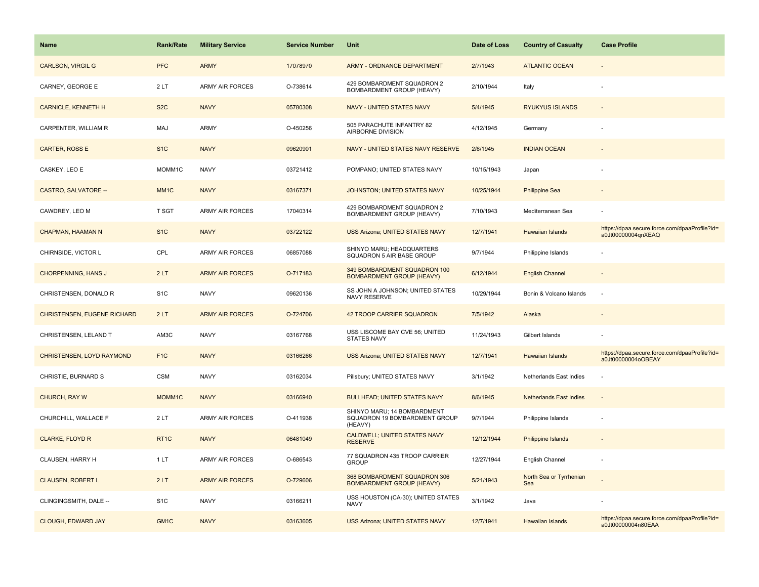| Name | Rank/Rate | Military Service | Service Number | Unit | Date of Loss | Country of Casualty | Case Profile |
| --- | --- | --- | --- | --- | --- | --- | --- |
| CARLSON, VIRGIL G | PFC | ARMY | 17078970 | ARMY - ORDNANCE DEPARTMENT | 2/7/1943 | ATLANTIC OCEAN | - |
| CARNEY, GEORGE E | 2 LT | ARMY AIR FORCES | O-738614 | 429 BOMBARDMENT SQUADRON 2 BOMBARDMENT GROUP (HEAVY) | 2/10/1944 | Italy | - |
| CARNICLE, KENNETH H | S2C | NAVY | 05780308 | NAVY - UNITED STATES NAVY | 5/4/1945 | RYUKYUS ISLANDS | - |
| CARPENTER, WILLIAM R | MAJ | ARMY | O-450256 | 505 PARACHUTE INFANTRY 82 AIRBORNE DIVISION | 4/12/1945 | Germany | - |
| CARTER, ROSS E | S1C | NAVY | 09620901 | NAVY - UNITED STATES NAVY RESERVE | 2/6/1945 | INDIAN OCEAN | - |
| CASKEY, LEO E | MOMM1C | NAVY | 03721412 | POMPANO; UNITED STATES NAVY | 10/15/1943 | Japan | - |
| CASTRO, SALVATORE -- | MM1C | NAVY | 03167371 | JOHNSTON; UNITED STATES NAVY | 10/25/1944 | Philippine Sea | - |
| CAWDREY, LEO M | T SGT | ARMY AIR FORCES | 17040314 | 429 BOMBARDMENT SQUADRON 2 BOMBARDMENT GROUP (HEAVY) | 7/10/1943 | Mediterranean Sea | - |
| CHAPMAN, HAAMAN N | S1C | NAVY | 03722122 | USS Arizona; UNITED STATES NAVY | 12/7/1941 | Hawaiian Islands | https://dpaa.secure.force.com/dpaaProfile?id=a0Jt00000004qnXEAQ |
| CHIRNSIDE, VICTOR L | CPL | ARMY AIR FORCES | 06857088 | SHINYO MARU; HEADQUARTERS SQUADRON 5 AIR BASE GROUP | 9/7/1944 | Philippine Islands | - |
| CHORPENNING, HANS J | 2 LT | ARMY AIR FORCES | O-717183 | 349 BOMBARDMENT SQUADRON 100 BOMBARDMENT GROUP (HEAVY) | 6/12/1944 | English Channel | - |
| CHRISTENSEN, DONALD R | S1C | NAVY | 09620136 | SS JOHN A JOHNSON; UNITED STATES NAVY RESERVE | 10/29/1944 | Bonin & Volcano Islands | - |
| CHRISTENSEN, EUGENE RICHARD | 2 LT | ARMY AIR FORCES | O-724706 | 42 TROOP CARRIER SQUADRON | 7/5/1942 | Alaska | - |
| CHRISTENSEN, LELAND T | AM3C | NAVY | 03167768 | USS LISCOME BAY CVE 56; UNITED STATES NAVY | 11/24/1943 | Gilbert Islands | - |
| CHRISTENSEN, LOYD RAYMOND | F1C | NAVY | 03166266 | USS Arizona; UNITED STATES NAVY | 12/7/1941 | Hawaiian Islands | https://dpaa.secure.force.com/dpaaProfile?id=a0Jt00000004oOBEAY |
| CHRISTIE, BURNARD S | CSM | NAVY | 03162034 | Pillsbury; UNITED STATES NAVY | 3/1/1942 | Netherlands East Indies | - |
| CHURCH, RAY W | MOMM1C | NAVY | 03166940 | BULLHEAD; UNITED STATES NAVY | 8/6/1945 | Netherlands East Indies | - |
| CHURCHILL, WALLACE F | 2 LT | ARMY AIR FORCES | O-411938 | SHINYO MARU; 14 BOMBARDMENT SQUADRON 19 BOMBARDMENT GROUP (HEAVY) | 9/7/1944 | Philippine Islands | - |
| CLARKE, FLOYD R | RT1C | NAVY | 06481049 | CALDWELL; UNITED STATES NAVY RESERVE | 12/12/1944 | Philippine Islands | - |
| CLAUSEN, HARRY H | 1 LT | ARMY AIR FORCES | O-686543 | 77 SQUADRON 435 TROOP CARRIER GROUP | 12/27/1944 | English Channel | - |
| CLAUSEN, ROBERT L | 2 LT | ARMY AIR FORCES | O-729606 | 368 BOMBARDMENT SQUADRON 306 BOMBARDMENT GROUP (HEAVY) | 5/21/1943 | North Sea or Tyrrhenian Sea | - |
| CLINGINGSMITH, DALE -- | S1C | NAVY | 03166211 | USS HOUSTON (CA-30); UNITED STATES NAVY | 3/1/1942 | Java | - |
| CLOUGH, EDWARD JAY | GM1C | NAVY | 03163605 | USS Arizona; UNITED STATES NAVY | 12/7/1941 | Hawaiian Islands | https://dpaa.secure.force.com/dpaaProfile?id=a0Jt00000004n80EAA |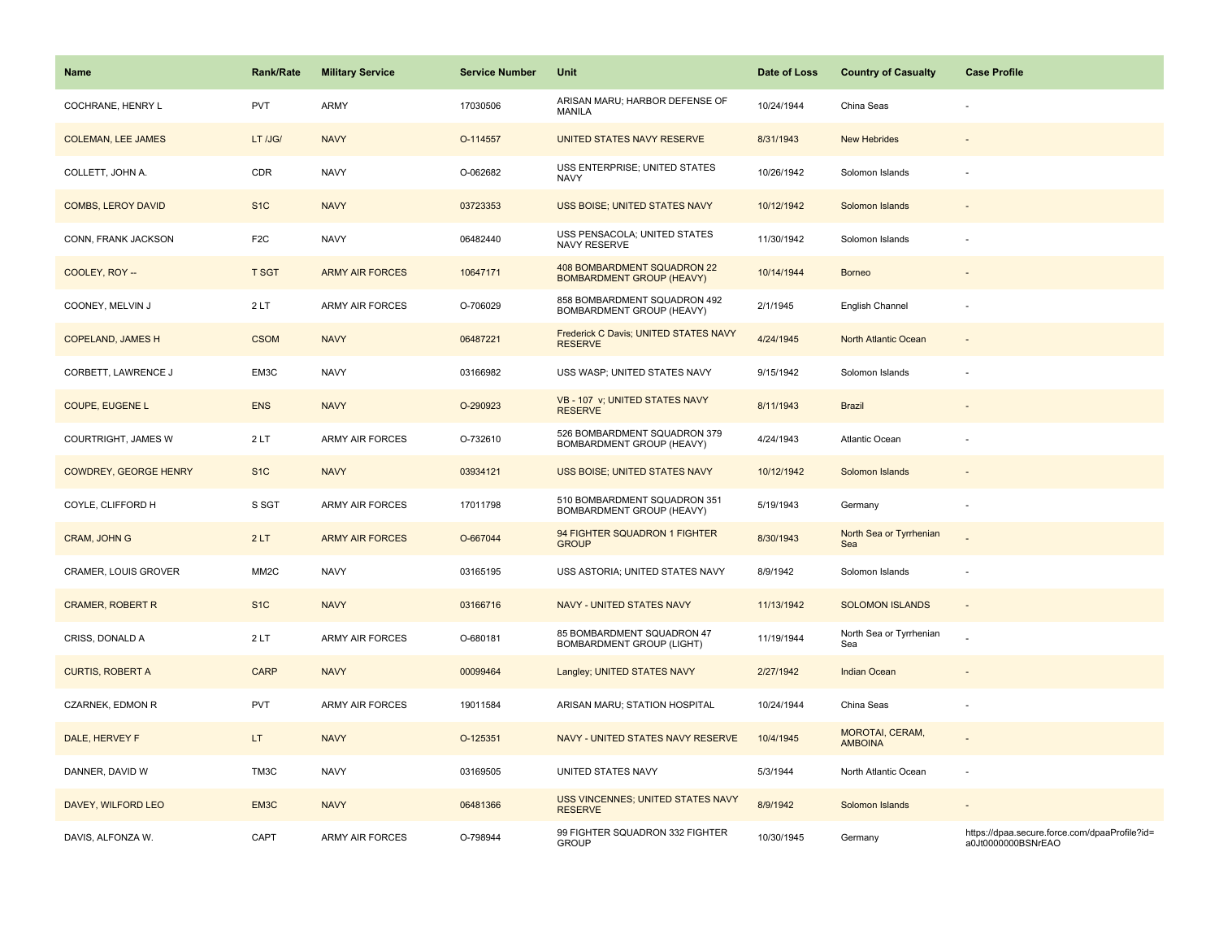| Name | Rank/Rate | Military Service | Service Number | Unit | Date of Loss | Country of Casualty | Case Profile |
|---|---|---|---|---|---|---|---|
| COCHRANE, HENRY L | PVT | ARMY | 17030506 | ARISAN MARU; HARBOR DEFENSE OF MANILA | 10/24/1944 | China Seas | - |
| COLEMAN, LEE JAMES | LT /JG/ | NAVY | O-114557 | UNITED STATES NAVY RESERVE | 8/31/1943 | New Hebrides | - |
| COLLETT, JOHN A. | CDR | NAVY | O-062682 | USS ENTERPRISE; UNITED STATES NAVY | 10/26/1942 | Solomon Islands | - |
| COMBS, LEROY DAVID | S1C | NAVY | 03723353 | USS BOISE; UNITED STATES NAVY | 10/12/1942 | Solomon Islands | - |
| CONN, FRANK JACKSON | F2C | NAVY | 06482440 | USS PENSACOLA; UNITED STATES NAVY RESERVE | 11/30/1942 | Solomon Islands | - |
| COOLEY, ROY -- | T SGT | ARMY AIR FORCES | 10647171 | 408 BOMBARDMENT SQUADRON 22 BOMBARDMENT GROUP (HEAVY) | 10/14/1944 | Borneo | - |
| COONEY, MELVIN J | 2 LT | ARMY AIR FORCES | O-706029 | 858 BOMBARDMENT SQUADRON 492 BOMBARDMENT GROUP (HEAVY) | 2/1/1945 | English Channel | - |
| COPELAND, JAMES H | CSOM | NAVY | 06487221 | Frederick C Davis; UNITED STATES NAVY RESERVE | 4/24/1945 | North Atlantic Ocean | - |
| CORBETT, LAWRENCE J | EM3C | NAVY | 03166982 | USS WASP; UNITED STATES NAVY | 9/15/1942 | Solomon Islands | - |
| COUPE, EUGENE L | ENS | NAVY | O-290923 | VB - 107 v; UNITED STATES NAVY RESERVE | 8/11/1943 | Brazil | - |
| COURTRIGHT, JAMES W | 2 LT | ARMY AIR FORCES | O-732610 | 526 BOMBARDMENT SQUADRON 379 BOMBARDMENT GROUP (HEAVY) | 4/24/1943 | Atlantic Ocean | - |
| COWDREY, GEORGE HENRY | S1C | NAVY | 03934121 | USS BOISE; UNITED STATES NAVY | 10/12/1942 | Solomon Islands | - |
| COYLE, CLIFFORD H | S SGT | ARMY AIR FORCES | 17011798 | 510 BOMBARDMENT SQUADRON 351 BOMBARDMENT GROUP (HEAVY) | 5/19/1943 | Germany | - |
| CRAM, JOHN G | 2 LT | ARMY AIR FORCES | O-667044 | 94 FIGHTER SQUADRON 1 FIGHTER GROUP | 8/30/1943 | North Sea or Tyrrhenian Sea | - |
| CRAMER, LOUIS GROVER | MM2C | NAVY | 03165195 | USS ASTORIA; UNITED STATES NAVY | 8/9/1942 | Solomon Islands | - |
| CRAMER, ROBERT R | S1C | NAVY | 03166716 | NAVY - UNITED STATES NAVY | 11/13/1942 | SOLOMON ISLANDS | - |
| CRISS, DONALD A | 2 LT | ARMY AIR FORCES | O-680181 | 85 BOMBARDMENT SQUADRON 47 BOMBARDMENT GROUP (LIGHT) | 11/19/1944 | North Sea or Tyrrhenian Sea | - |
| CURTIS, ROBERT A | CARP | NAVY | 00099464 | Langley; UNITED STATES NAVY | 2/27/1942 | Indian Ocean | - |
| CZARNEK, EDMON R | PVT | ARMY AIR FORCES | 19011584 | ARISAN MARU; STATION HOSPITAL | 10/24/1944 | China Seas | - |
| DALE, HERVEY F | LT | NAVY | O-125351 | NAVY - UNITED STATES NAVY RESERVE | 10/4/1945 | MOROTAI, CERAM, AMBOINA | - |
| DANNER, DAVID W | TM3C | NAVY | 03169505 | UNITED STATES NAVY | 5/3/1944 | North Atlantic Ocean | - |
| DAVEY, WILFORD LEO | EM3C | NAVY | 06481366 | USS VINCENNES; UNITED STATES NAVY RESERVE | 8/9/1942 | Solomon Islands | - |
| DAVIS, ALFONZA W. | CAPT | ARMY AIR FORCES | O-798944 | 99 FIGHTER SQUADRON 332 FIGHTER GROUP | 10/30/1945 | Germany | https://dpaa.secure.force.com/dpaaProfile?id=a0Jt0000000BSNrEAO |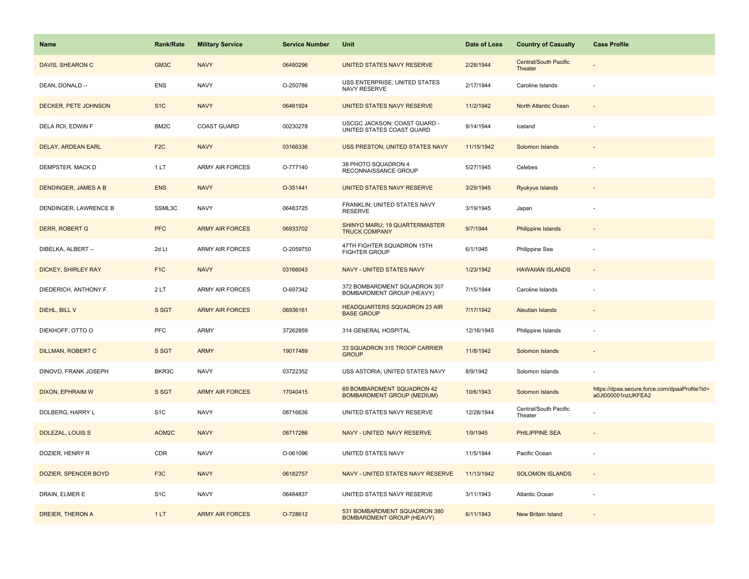| Name | Rank/Rate | Military Service | Service Number | Unit | Date of Loss | Country of Casualty | Case Profile |
|---|---|---|---|---|---|---|---|
| DAVIS, SHEARON C | GM3C | NAVY | 06480296 | UNITED STATES NAVY RESERVE | 2/28/1944 | Central/South Pacific Theater | - |
| DEAN, DONALD -- | ENS | NAVY | O-250786 | USS ENTERPRISE; UNITED STATES NAVY RESERVE | 2/17/1944 | Caroline Islands | - |
| DECKER, PETE JOHNSON | S1C | NAVY | 06481924 | UNITED STATES NAVY RESERVE | 11/2/1942 | North Atlantic Ocean | - |
| DELA ROI, EDWIN F | BM2C | COAST GUARD | 00230278 | USCGC JACKSON; COAST GUARD - UNITED STATES COAST GUARD | 9/14/1944 | Iceland | - |
| DELAY, ARDEAN EARL | F2C | NAVY | 03166336 | USS PRESTON; UNITED STATES NAVY | 11/15/1942 | Solomon Islands | - |
| DEMPSTER, MACK D | 1 LT | ARMY AIR FORCES | O-777140 | 38 PHOTO SQUADRON 4 RECONNAISSANCE GROUP | 5/27/1945 | Celebes | - |
| DENDINGER, JAMES A B | ENS | NAVY | O-351441 | UNITED STATES NAVY RESERVE | 3/29/1945 | Ryukyus Islands | - |
| DENDINGER, LAWRENCE B | SSML3C | NAVY | 06483725 | FRANKLIN; UNITED STATES NAVY RESERVE | 3/19/1945 | Japan | - |
| DERR, ROBERT G | PFC | ARMY AIR FORCES | 06933702 | SHINYO MARU; 19 QUARTERMASTER TRUCK COMPANY | 9/7/1944 | Philippine Islands | - |
| DIBELKA, ALBERT -- | 2d Lt | ARMY AIR FORCES | O-2059750 | 47TH FIGHTER SQUADRON 15TH FIGHTER GROUP | 6/1/1945 | Philippine Sea | - |
| DICKEY, SHIRLEY RAY | F1C | NAVY | 03166043 | NAVY - UNITED STATES NAVY | 1/23/1942 | HAWAIIAN ISLANDS | - |
| DIEDERICH, ANTHONY F. | 2 LT | ARMY AIR FORCES | O-697342 | 372 BOMBARDMENT SQUADRON 307 BOMBARDMENT GROUP (HEAVY) | 7/15/1944 | Caroline Islands | - |
| DIEHL, BILL V | S SGT | ARMY AIR FORCES | 06936161 | HEADQUARTERS SQUADRON 23 AIR BASE GROUP | 7/17/1942 | Aleutian Islands | - |
| DIEKHOFF, OTTO O | PFC | ARMY | 37262859 | 314 GENERAL HOSPITAL | 12/16/1945 | Philippine Islands | - |
| DILLMAN, ROBERT C | S SGT | ARMY | 19017489 | 33 SQUADRON 315 TROOP CARRIER GROUP | 11/8/1942 | Solomon Islands | - |
| DINOVO, FRANK JOSEPH | BKR3C | NAVY | 03722352 | USS ASTORIA; UNITED STATES NAVY | 8/9/1942 | Solomon Islands | - |
| DIXON, EPHRAIM W | S SGT | ARMY AIR FORCES | 17040415 | 69 BOMBARDMENT SQUADRON 42 BOMBARDMENT GROUP (MEDIUM) | 10/6/1943 | Solomon Islands | https://dpaa.secure.force.com/dpaaProfile?id=a0Jt000001nzUKFEA2 |
| DOLBERG, HARRY L | S1C | NAVY | 08716636 | UNITED STATES NAVY RESERVE | 12/28/1944 | Central/South Pacific Theater | - |
| DOLEZAL, LOUIS S | AOM2C | NAVY | 08717286 | NAVY - UNITED NAVY RESERVE | 1/9/1945 | PHILIPPINE SEA | - |
| DOZIER, HENRY R | CDR | NAVY | O-061096 | UNITED STATES NAVY | 11/5/1944 | Pacific Ocean | - |
| DOZIER, SPENCER BOYD | F3C | NAVY | 06182757 | NAVY - UNITED STATES NAVY RESERVE | 11/13/1942 | SOLOMON ISLANDS | - |
| DRAIN, ELMER E | S1C | NAVY | 06484837 | UNITED STATES NAVY RESERVE | 3/11/1943 | Atlantic Ocean | - |
| DREIER, THERON A | 1 LT | ARMY AIR FORCES | O-728612 | 531 BOMBARDMENT SQUADRON 380 BOMBARDMENT GROUP (HEAVY) | 6/11/1943 | New Britain Island | - |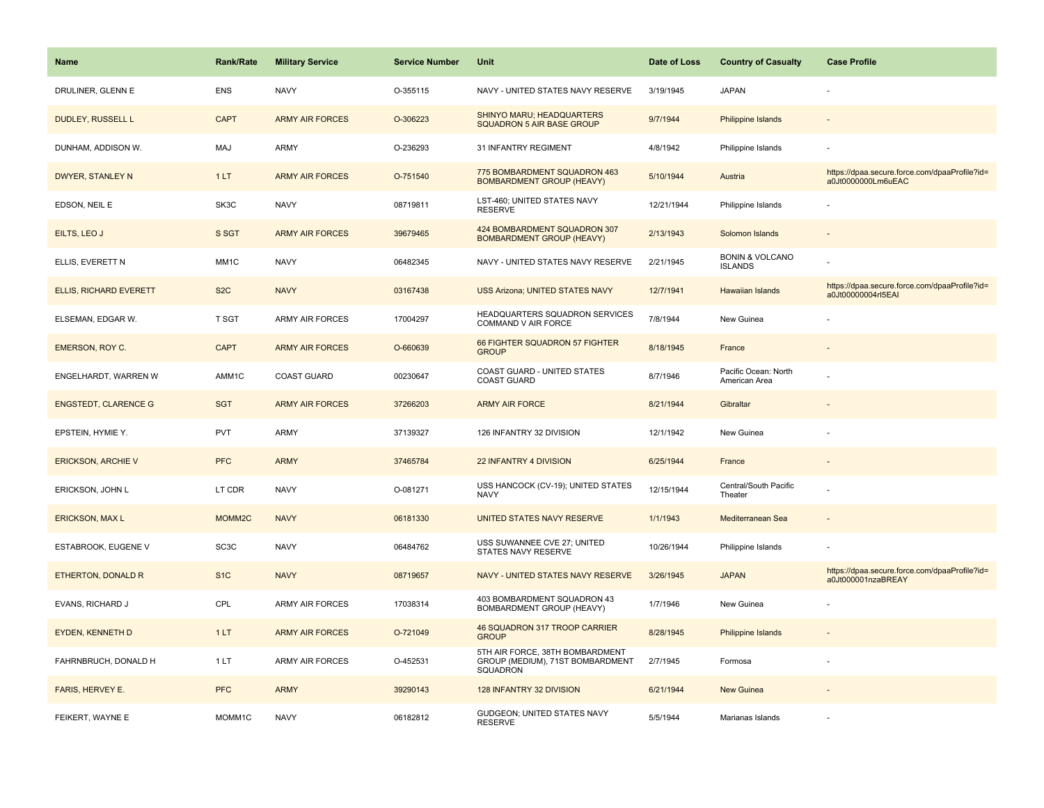| Name | Rank/Rate | Military Service | Service Number | Unit | Date of Loss | Country of Casualty | Case Profile |
|---|---|---|---|---|---|---|---|
| DRULINER, GLENN E | ENS | NAVY | O-355115 | NAVY - UNITED STATES NAVY RESERVE | 3/19/1945 | JAPAN | - |
| DUDLEY, RUSSELL L | CAPT | ARMY AIR FORCES | O-306223 | SHINYO MARU; HEADQUARTERS SQUADRON 5 AIR BASE GROUP | 9/7/1944 | Philippine Islands | - |
| DUNHAM, ADDISON W. | MAJ | ARMY | O-236293 | 31 INFANTRY REGIMENT | 4/8/1942 | Philippine Islands | - |
| DWYER, STANLEY N | 1 LT | ARMY AIR FORCES | O-751540 | 775 BOMBARDMENT SQUADRON 463 BOMBARDMENT GROUP (HEAVY) | 5/10/1944 | Austria | https://dpaa.secure.force.com/dpaaProfile?id=a0Jt0000000Lm6uEAC |
| EDSON, NEIL E | SK3C | NAVY | 08719811 | LST-460; UNITED STATES NAVY RESERVE | 12/21/1944 | Philippine Islands | - |
| EILTS, LEO J | S SGT | ARMY AIR FORCES | 39679465 | 424 BOMBARDMENT SQUADRON 307 BOMBARDMENT GROUP (HEAVY) | 2/13/1943 | Solomon Islands | - |
| ELLIS, EVERETT N | MM1C | NAVY | 06482345 | NAVY - UNITED STATES NAVY RESERVE | 2/21/1945 | BONIN & VOLCANO ISLANDS | - |
| ELLIS, RICHARD EVERETT | S2C | NAVY | 03167438 | USS Arizona; UNITED STATES NAVY | 12/7/1941 | Hawaiian Islands | https://dpaa.secure.force.com/dpaaProfile?id=a0Jt00000004rI5EAI |
| ELSEMAN, EDGAR W. | T SGT | ARMY AIR FORCES | 17004297 | HEADQUARTERS SQUADRON SERVICES COMMAND V AIR FORCE | 7/8/1944 | New Guinea | - |
| EMERSON, ROY C. | CAPT | ARMY AIR FORCES | O-660639 | 66 FIGHTER SQUADRON 57 FIGHTER GROUP | 8/18/1945 | France | - |
| ENGELHARDT, WARREN W | AMM1C | COAST GUARD | 00230647 | COAST GUARD - UNITED STATES COAST GUARD | 8/7/1946 | Pacific Ocean: North American Area | - |
| ENGSTEDT, CLARENCE G | SGT | ARMY AIR FORCES | 37266203 | ARMY AIR FORCE | 8/21/1944 | Gibraltar | - |
| EPSTEIN, HYMIE Y. | PVT | ARMY | 37139327 | 126 INFANTRY 32 DIVISION | 12/1/1942 | New Guinea | - |
| ERICKSON, ARCHIE V | PFC | ARMY | 37465784 | 22 INFANTRY 4 DIVISION | 6/25/1944 | France | - |
| ERICKSON, JOHN L | LT CDR | NAVY | O-081271 | USS HANCOCK (CV-19); UNITED STATES NAVY | 12/15/1944 | Central/South Pacific Theater | - |
| ERICKSON, MAX L | MOMM2C | NAVY | 06181330 | UNITED STATES NAVY RESERVE | 1/1/1943 | Mediterranean Sea | - |
| ESTABROOK, EUGENE V | SC3C | NAVY | 06484762 | USS SUWANNEE CVE 27; UNITED STATES NAVY RESERVE | 10/26/1944 | Philippine Islands | - |
| ETHERTON, DONALD R | S1C | NAVY | 08719657 | NAVY - UNITED STATES NAVY RESERVE | 3/26/1945 | JAPAN | https://dpaa.secure.force.com/dpaaProfile?id=a0Jt000001nzaBREAY |
| EVANS, RICHARD J | CPL | ARMY AIR FORCES | 17038314 | 403 BOMBARDMENT SQUADRON 43 BOMBARDMENT GROUP (HEAVY) | 1/7/1946 | New Guinea | - |
| EYDEN, KENNETH D | 1 LT | ARMY AIR FORCES | O-721049 | 46 SQUADRON 317 TROOP CARRIER GROUP | 8/28/1945 | Philippine Islands | - |
| FAHRNBRUCH, DONALD H | 1 LT | ARMY AIR FORCES | O-452531 | 5TH AIR FORCE, 38TH BOMBARDMENT GROUP (MEDIUM), 71ST BOMBARDMENT SQUADRON | 2/7/1945 | Formosa | - |
| FARIS, HERVEY E. | PFC | ARMY | 39290143 | 128 INFANTRY 32 DIVISION | 6/21/1944 | New Guinea | - |
| FEIKERT, WAYNE E | MOMM1C | NAVY | 06182812 | GUDGEON; UNITED STATES NAVY RESERVE | 5/5/1944 | Marianas Islands | - |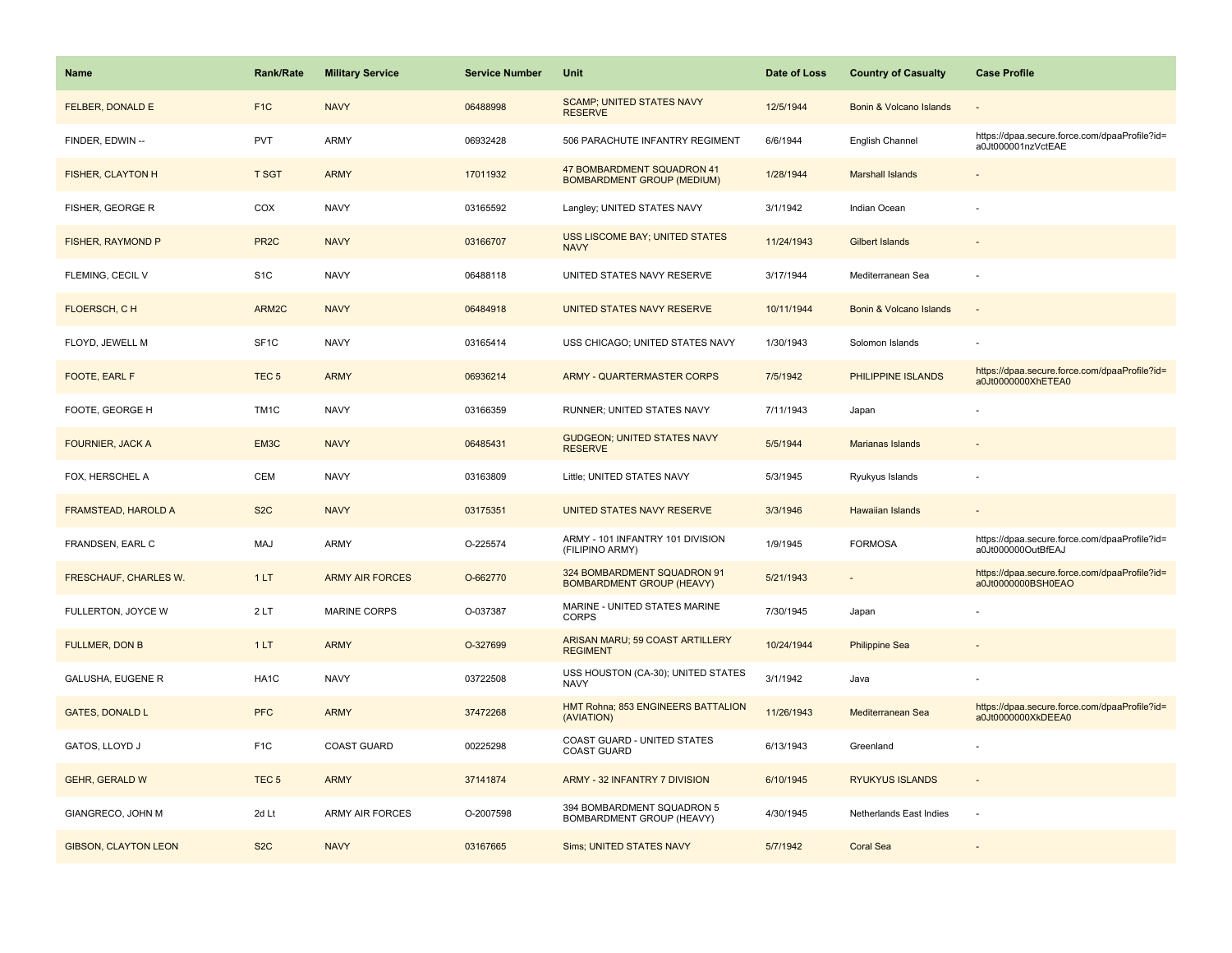| Name | Rank/Rate | Military Service | Service Number | Unit | Date of Loss | Country of Casualty | Case Profile |
|---|---|---|---|---|---|---|---|
| FELBER, DONALD E | F1C | NAVY | 06488998 | SCAMP; UNITED STATES NAVY RESERVE | 12/5/1944 | Bonin & Volcano Islands | - |
| FINDER, EDWIN -- | PVT | ARMY | 06932428 | 506 PARACHUTE INFANTRY REGIMENT | 6/6/1944 | English Channel | https://dpaa.secure.force.com/dpaaProfile?id=a0Jt000001nzVctEAE |
| FISHER, CLAYTON H | T SGT | ARMY | 17011932 | 47 BOMBARDMENT SQUADRON 41 BOMBARDMENT GROUP (MEDIUM) | 1/28/1944 | Marshall Islands | - |
| FISHER, GEORGE R | COX | NAVY | 03165592 | Langley; UNITED STATES NAVY | 3/1/1942 | Indian Ocean | - |
| FISHER, RAYMOND P | PR2C | NAVY | 03166707 | USS LISCOME BAY; UNITED STATES NAVY | 11/24/1943 | Gilbert Islands | - |
| FLEMING, CECIL V | S1C | NAVY | 06488118 | UNITED STATES NAVY RESERVE | 3/17/1944 | Mediterranean Sea | - |
| FLOERSCH, C H | ARM2C | NAVY | 06484918 | UNITED STATES NAVY RESERVE | 10/11/1944 | Bonin & Volcano Islands | - |
| FLOYD, JEWELL M | SF1C | NAVY | 03165414 | USS CHICAGO; UNITED STATES NAVY | 1/30/1943 | Solomon Islands | - |
| FOOTE, EARL F | TEC 5 | ARMY | 06936214 | ARMY - QUARTERMASTER CORPS | 7/5/1942 | PHILIPPINE ISLANDS | https://dpaa.secure.force.com/dpaaProfile?id=a0Jt0000000XhETEA0 |
| FOOTE, GEORGE H | TM1C | NAVY | 03166359 | RUNNER; UNITED STATES NAVY | 7/11/1943 | Japan | - |
| FOURNIER, JACK A | EM3C | NAVY | 06485431 | GUDGEON; UNITED STATES NAVY RESERVE | 5/5/1944 | Marianas Islands | - |
| FOX, HERSCHEL A | CEM | NAVY | 03163809 | Little; UNITED STATES NAVY | 5/3/1945 | Ryukyus Islands | - |
| FRAMSTEAD, HAROLD A | S2C | NAVY | 03175351 | UNITED STATES NAVY RESERVE | 3/3/1946 | Hawaiian Islands | - |
| FRANDSEN, EARL C | MAJ | ARMY | O-225574 | ARMY - 101 INFANTRY 101 DIVISION (FILIPINO ARMY) | 1/9/1945 | FORMOSA | https://dpaa.secure.force.com/dpaaProfile?id=a0Jt000000OutBfEAJ |
| FRESCHAUF, CHARLES W. | 1 LT | ARMY AIR FORCES | O-662770 | 324 BOMBARDMENT SQUADRON 91 BOMBARDMENT GROUP (HEAVY) | 5/21/1943 | - | https://dpaa.secure.force.com/dpaaProfile?id=a0Jt0000000BSH0EAO |
| FULLERTON, JOYCE W | 2 LT | MARINE CORPS | O-037387 | MARINE - UNITED STATES MARINE CORPS | 7/30/1945 | Japan | - |
| FULLMER, DON B | 1 LT | ARMY | O-327699 | ARISAN MARU; 59 COAST ARTILLERY REGIMENT | 10/24/1944 | Philippine Sea | - |
| GALUSHA, EUGENE R | HA1C | NAVY | 03722508 | USS HOUSTON (CA-30); UNITED STATES NAVY | 3/1/1942 | Java | - |
| GATES, DONALD L | PFC | ARMY | 37472268 | HMT Rohna; 853 ENGINEERS BATTALION (AVIATION) | 11/26/1943 | Mediterranean Sea | https://dpaa.secure.force.com/dpaaProfile?id=a0Jt0000000XkDEEA0 |
| GATOS, LLOYD J | F1C | COAST GUARD | 00225298 | COAST GUARD - UNITED STATES COAST GUARD | 6/13/1943 | Greenland | - |
| GEHR, GERALD W | TEC 5 | ARMY | 37141874 | ARMY - 32 INFANTRY 7 DIVISION | 6/10/1945 | RYUKYUS ISLANDS | - |
| GIANGRECO, JOHN M | 2d Lt | ARMY AIR FORCES | O-2007598 | 394 BOMBARDMENT SQUADRON 5 BOMBARDMENT GROUP (HEAVY) | 4/30/1945 | Netherlands East Indies | - |
| GIBSON, CLAYTON LEON | S2C | NAVY | 03167665 | Sims; UNITED STATES NAVY | 5/7/1942 | Coral Sea | - |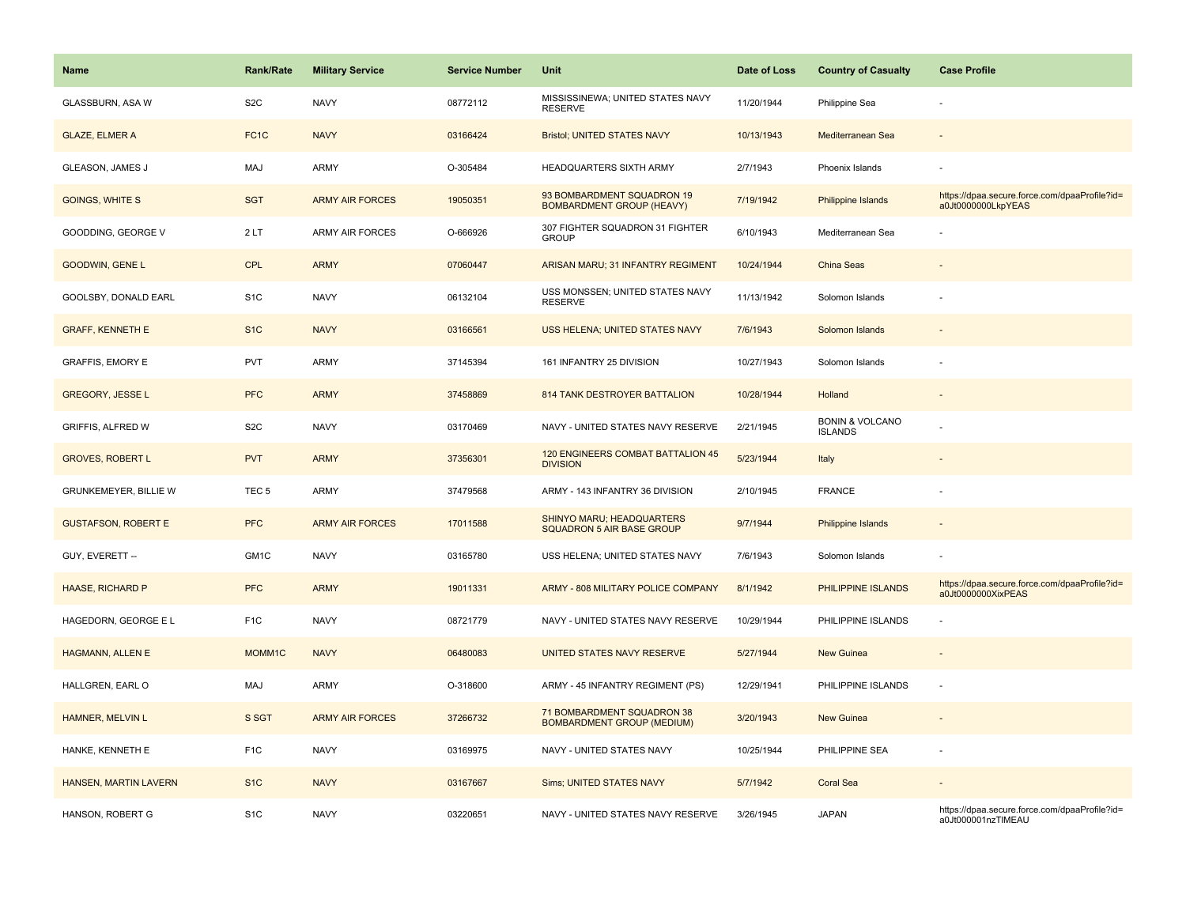| Name | Rank/Rate | Military Service | Service Number | Unit | Date of Loss | Country of Casualty | Case Profile |
|---|---|---|---|---|---|---|---|
| GLASSBURN, ASA W | S2C | NAVY | 08772112 | MISSISSINEWA; UNITED STATES NAVY RESERVE | 11/20/1944 | Philippine Sea | - |
| GLAZE, ELMER A | FC1C | NAVY | 03166424 | Bristol; UNITED STATES NAVY | 10/13/1943 | Mediterranean Sea | - |
| GLEASON, JAMES J | MAJ | ARMY | O-305484 | HEADQUARTERS SIXTH ARMY | 2/7/1943 | Phoenix Islands | - |
| GOINGS, WHITE S | SGT | ARMY AIR FORCES | 19050351 | 93 BOMBARDMENT SQUADRON 19 BOMBARDMENT GROUP (HEAVY) | 7/19/1942 | Philippine Islands | https://dpaa.secure.force.com/dpaaProfile?id=a0Jt0000000LkpYEAS |
| GOODDING, GEORGE V | 2 LT | ARMY AIR FORCES | O-666926 | 307 FIGHTER SQUADRON 31 FIGHTER GROUP | 6/10/1943 | Mediterranean Sea | - |
| GOODWIN, GENE L | CPL | ARMY | 07060447 | ARISAN MARU; 31 INFANTRY REGIMENT | 10/24/1944 | China Seas | - |
| GOOLSBY, DONALD EARL | S1C | NAVY | 06132104 | USS MONSSEN; UNITED STATES NAVY RESERVE | 11/13/1942 | Solomon Islands | - |
| GRAFF, KENNETH E | S1C | NAVY | 03166561 | USS HELENA; UNITED STATES NAVY | 7/6/1943 | Solomon Islands | - |
| GRAFFIS, EMORY E | PVT | ARMY | 37145394 | 161 INFANTRY 25 DIVISION | 10/27/1943 | Solomon Islands | - |
| GREGORY, JESSE L | PFC | ARMY | 37458869 | 814 TANK DESTROYER BATTALION | 10/28/1944 | Holland | - |
| GRIFFIS, ALFRED W | S2C | NAVY | 03170469 | NAVY - UNITED STATES NAVY RESERVE | 2/21/1945 | BONIN & VOLCANO ISLANDS | - |
| GROVES, ROBERT L | PVT | ARMY | 37356301 | 120 ENGINEERS COMBAT BATTALION 45 DIVISION | 5/23/1944 | Italy | - |
| GRUNKEMEYER, BILLIE W | TEC 5 | ARMY | 37479568 | ARMY - 143 INFANTRY 36 DIVISION | 2/10/1945 | FRANCE | - |
| GUSTAFSON, ROBERT E | PFC | ARMY AIR FORCES | 17011588 | SHINYO MARU; HEADQUARTERS SQUADRON 5 AIR BASE GROUP | 9/7/1944 | Philippine Islands | - |
| GUY, EVERETT -- | GM1C | NAVY | 03165780 | USS HELENA; UNITED STATES NAVY | 7/6/1943 | Solomon Islands | - |
| HAASE, RICHARD P | PFC | ARMY | 19011331 | ARMY - 808 MILITARY POLICE COMPANY | 8/1/1942 | PHILIPPINE ISLANDS | https://dpaa.secure.force.com/dpaaProfile?id=a0Jt0000000XixPEAS |
| HAGEDORN, GEORGE E L | F1C | NAVY | 08721779 | NAVY - UNITED STATES NAVY RESERVE | 10/29/1944 | PHILIPPINE ISLANDS | - |
| HAGMANN, ALLEN E | MOMM1C | NAVY | 06480083 | UNITED STATES NAVY RESERVE | 5/27/1944 | New Guinea | - |
| HALLGREN, EARL O | MAJ | ARMY | O-318600 | ARMY - 45 INFANTRY REGIMENT (PS) | 12/29/1941 | PHILIPPINE ISLANDS | - |
| HAMNER, MELVIN L | S SGT | ARMY AIR FORCES | 37266732 | 71 BOMBARDMENT SQUADRON 38 BOMBARDMENT GROUP (MEDIUM) | 3/20/1943 | New Guinea | - |
| HANKE, KENNETH E | F1C | NAVY | 03169975 | NAVY - UNITED STATES NAVY | 10/25/1944 | PHILIPPINE SEA | - |
| HANSEN, MARTIN LAVERN | S1C | NAVY | 03167667 | Sims; UNITED STATES NAVY | 5/7/1942 | Coral Sea | - |
| HANSON, ROBERT G | S1C | NAVY | 03220651 | NAVY - UNITED STATES NAVY RESERVE | 3/26/1945 | JAPAN | https://dpaa.secure.force.com/dpaaProfile?id=a0Jt000001nzTIMEAU |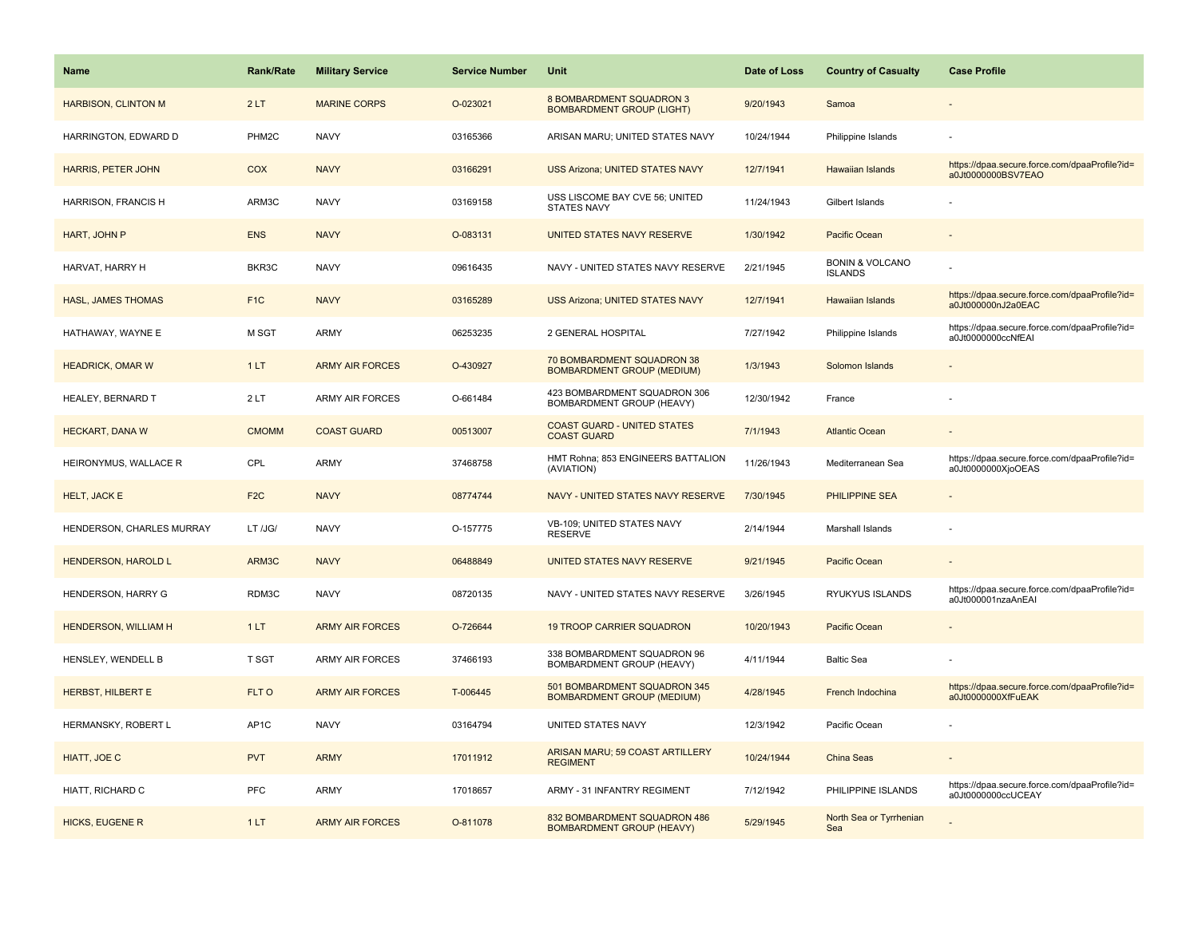| Name | Rank/Rate | Military Service | Service Number | Unit | Date of Loss | Country of Casualty | Case Profile |
| --- | --- | --- | --- | --- | --- | --- | --- |
| HARBISON, CLINTON M | 2 LT | MARINE CORPS | O-023021 | 8 BOMBARDMENT SQUADRON 3 BOMBARDMENT GROUP (LIGHT) | 9/20/1943 | Samoa | - |
| HARRINGTON, EDWARD D | PHM2C | NAVY | 03165366 | ARISAN MARU; UNITED STATES NAVY | 10/24/1944 | Philippine Islands | - |
| HARRIS, PETER JOHN | COX | NAVY | 03166291 | USS Arizona; UNITED STATES NAVY | 12/7/1941 | Hawaiian Islands | https://dpaa.secure.force.com/dpaaProfile?id=a0Jt0000000BSV7EAO |
| HARRISON, FRANCIS H | ARM3C | NAVY | 03169158 | USS LISCOME BAY CVE 56; UNITED STATES NAVY | 11/24/1943 | Gilbert Islands | - |
| HART, JOHN P | ENS | NAVY | O-083131 | UNITED STATES NAVY RESERVE | 1/30/1942 | Pacific Ocean | - |
| HARVAT, HARRY H | BKR3C | NAVY | 09616435 | NAVY - UNITED STATES NAVY RESERVE | 2/21/1945 | BONIN & VOLCANO ISLANDS | - |
| HASL, JAMES THOMAS | F1C | NAVY | 03165289 | USS Arizona; UNITED STATES NAVY | 12/7/1941 | Hawaiian Islands | https://dpaa.secure.force.com/dpaaProfile?id=a0Jt000000nJ2a0EAC |
| HATHAWAY, WAYNE E | M SGT | ARMY | 06253235 | 2 GENERAL HOSPITAL | 7/27/1942 | Philippine Islands | https://dpaa.secure.force.com/dpaaProfile?id=a0Jt0000000ccNfEAI |
| HEADRICK, OMAR W | 1 LT | ARMY AIR FORCES | O-430927 | 70 BOMBARDMENT SQUADRON 38 BOMBARDMENT GROUP (MEDIUM) | 1/3/1943 | Solomon Islands | - |
| HEALEY, BERNARD T | 2 LT | ARMY AIR FORCES | O-661484 | 423 BOMBARDMENT SQUADRON 306 BOMBARDMENT GROUP (HEAVY) | 12/30/1942 | France | - |
| HECKART, DANA W | CMOMM | COAST GUARD | 00513007 | COAST GUARD - UNITED STATES COAST GUARD | 7/1/1943 | Atlantic Ocean | - |
| HEIRONYMUS, WALLACE R | CPL | ARMY | 37468758 | HMT Rohna; 853 ENGINEERS BATTALION (AVIATION) | 11/26/1943 | Mediterranean Sea | https://dpaa.secure.force.com/dpaaProfile?id=a0Jt0000000XjoOEAS |
| HELT, JACK E | F2C | NAVY | 08774744 | NAVY - UNITED STATES NAVY RESERVE | 7/30/1945 | PHILIPPINE SEA | - |
| HENDERSON, CHARLES MURRAY | LT /JG/ | NAVY | O-157775 | VB-109; UNITED STATES NAVY RESERVE | 2/14/1944 | Marshall Islands | - |
| HENDERSON, HAROLD L | ARM3C | NAVY | 06488849 | UNITED STATES NAVY RESERVE | 9/21/1945 | Pacific Ocean | - |
| HENDERSON, HARRY G | RDM3C | NAVY | 08720135 | NAVY - UNITED STATES NAVY RESERVE | 3/26/1945 | RYUKYUS ISLANDS | https://dpaa.secure.force.com/dpaaProfile?id=a0Jt000001nzaAnEAI |
| HENDERSON, WILLIAM H | 1 LT | ARMY AIR FORCES | O-726644 | 19 TROOP CARRIER SQUADRON | 10/20/1943 | Pacific Ocean | - |
| HENSLEY, WENDELL B | T SGT | ARMY AIR FORCES | 37466193 | 338 BOMBARDMENT SQUADRON 96 BOMBARDMENT GROUP (HEAVY) | 4/11/1944 | Baltic Sea | - |
| HERBST, HILBERT E | FLT O | ARMY AIR FORCES | T-006445 | 501 BOMBARDMENT SQUADRON 345 BOMBARDMENT GROUP (MEDIUM) | 4/28/1945 | French Indochina | https://dpaa.secure.force.com/dpaaProfile?id=a0Jt0000000XfFuEAK |
| HERMANSKY, ROBERT L | AP1C | NAVY | 03164794 | UNITED STATES NAVY | 12/3/1942 | Pacific Ocean | - |
| HIATT, JOE C | PVT | ARMY | 17011912 | ARISAN MARU; 59 COAST ARTILLERY REGIMENT | 10/24/1944 | China Seas | - |
| HIATT, RICHARD C | PFC | ARMY | 17018657 | ARMY - 31 INFANTRY REGIMENT | 7/12/1942 | PHILIPPINE ISLANDS | https://dpaa.secure.force.com/dpaaProfile?id=a0Jt0000000ccUCEAY |
| HICKS, EUGENE R | 1 LT | ARMY AIR FORCES | O-811078 | 832 BOMBARDMENT SQUADRON 486 BOMBARDMENT GROUP (HEAVY) | 5/29/1945 | North Sea or Tyrrhenian Sea | - |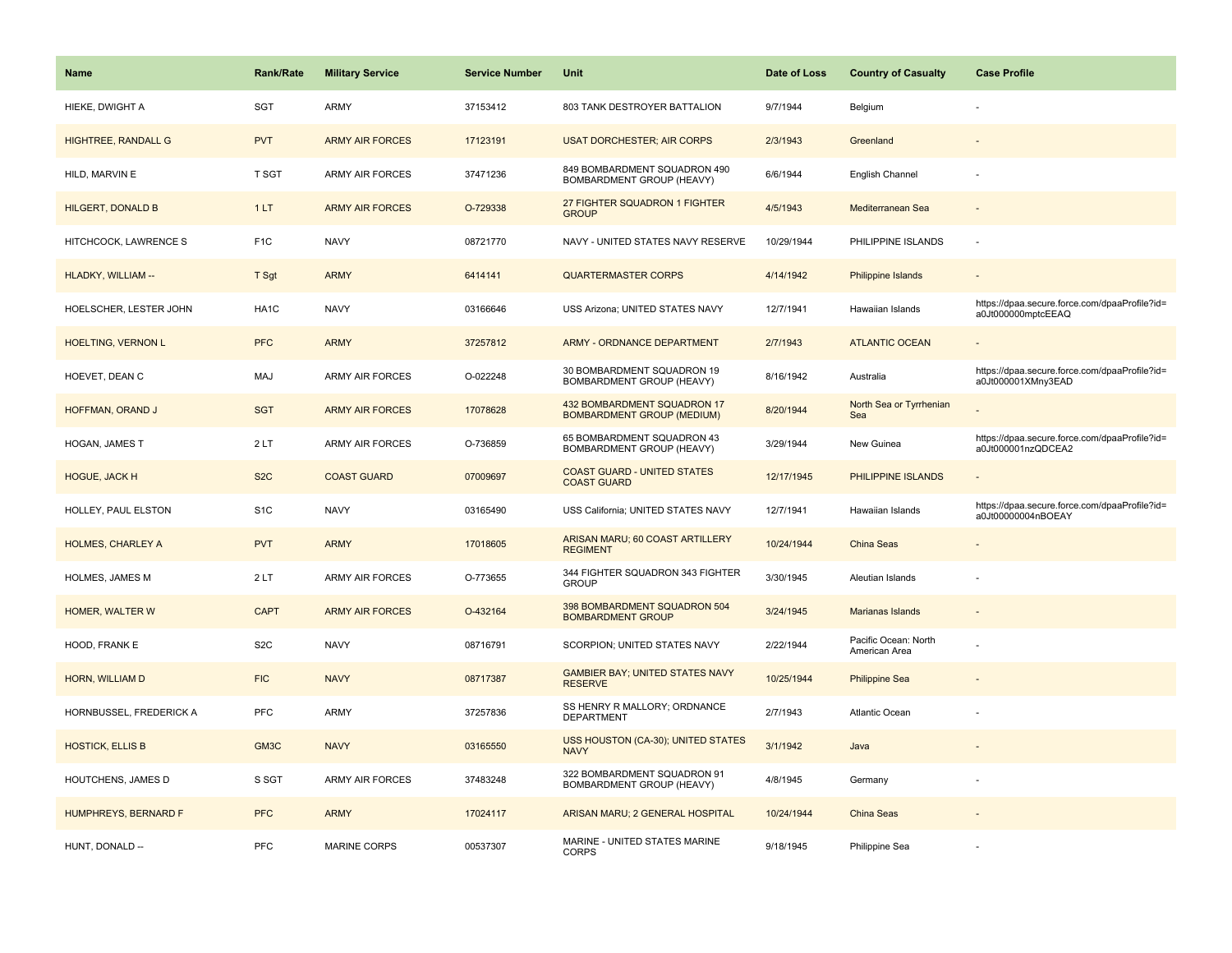| Name | Rank/Rate | Military Service | Service Number | Unit | Date of Loss | Country of Casualty | Case Profile |
| --- | --- | --- | --- | --- | --- | --- | --- |
| HIEKE, DWIGHT A | SGT | ARMY | 37153412 | 803 TANK DESTROYER BATTALION | 9/7/1944 | Belgium | - |
| HIGHTREE, RANDALL G | PVT | ARMY AIR FORCES | 17123191 | USAT DORCHESTER; AIR CORPS | 2/3/1943 | Greenland | - |
| HILD, MARVIN E | T SGT | ARMY AIR FORCES | 37471236 | 849 BOMBARDMENT SQUADRON 490 BOMBARDMENT GROUP (HEAVY) | 6/6/1944 | English Channel | - |
| HILGERT, DONALD B | 1 LT | ARMY AIR FORCES | O-729338 | 27 FIGHTER SQUADRON 1 FIGHTER GROUP | 4/5/1943 | Mediterranean Sea | - |
| HITCHCOCK, LAWRENCE S | F1C | NAVY | 08721770 | NAVY - UNITED STATES NAVY RESERVE | 10/29/1944 | PHILIPPINE ISLANDS | - |
| HLADKY, WILLIAM -- | T Sgt | ARMY | 6414141 | QUARTERMASTER CORPS | 4/14/1942 | Philippine Islands | - |
| HOELSCHER, LESTER JOHN | HA1C | NAVY | 03166646 | USS Arizona; UNITED STATES NAVY | 12/7/1941 | Hawaiian Islands | https://dpaa.secure.force.com/dpaaProfile?id=a0Jt000000mptcEEAQ |
| HOELTING, VERNON L | PFC | ARMY | 37257812 | ARMY - ORDNANCE DEPARTMENT | 2/7/1943 | ATLANTIC OCEAN | - |
| HOEVET, DEAN C | MAJ | ARMY AIR FORCES | O-022248 | 30 BOMBARDMENT SQUADRON 19 BOMBARDMENT GROUP (HEAVY) | 8/16/1942 | Australia | https://dpaa.secure.force.com/dpaaProfile?id=a0Jt000001XMny3EAD |
| HOFFMAN, ORAND J | SGT | ARMY AIR FORCES | 17078628 | 432 BOMBARDMENT SQUADRON 17 BOMBARDMENT GROUP (MEDIUM) | 8/20/1944 | North Sea or Tyrrhenian Sea | - |
| HOGAN, JAMES T | 2 LT | ARMY AIR FORCES | O-736859 | 65 BOMBARDMENT SQUADRON 43 BOMBARDMENT GROUP (HEAVY) | 3/29/1944 | New Guinea | https://dpaa.secure.force.com/dpaaProfile?id=a0Jt000001nzQDCEA2 |
| HOGUE, JACK H | S2C | COAST GUARD | 07009697 | COAST GUARD - UNITED STATES COAST GUARD | 12/17/1945 | PHILIPPINE ISLANDS | - |
| HOLLEY, PAUL ELSTON | S1C | NAVY | 03165490 | USS California; UNITED STATES NAVY | 12/7/1941 | Hawaiian Islands | https://dpaa.secure.force.com/dpaaProfile?id=a0Jt00000004nBOEAY |
| HOLMES, CHARLEY A | PVT | ARMY | 17018605 | ARISAN MARU; 60 COAST ARTILLERY REGIMENT | 10/24/1944 | China Seas | - |
| HOLMES, JAMES M | 2 LT | ARMY AIR FORCES | O-773655 | 344 FIGHTER SQUADRON 343 FIGHTER GROUP | 3/30/1945 | Aleutian Islands | - |
| HOMER, WALTER W | CAPT | ARMY AIR FORCES | O-432164 | 398 BOMBARDMENT SQUADRON 504 BOMBARDMENT GROUP | 3/24/1945 | Marianas Islands | - |
| HOOD, FRANK E | S2C | NAVY | 08716791 | SCORPION; UNITED STATES NAVY | 2/22/1944 | Pacific Ocean: North American Area | - |
| HORN, WILLIAM D | FIC | NAVY | 08717387 | GAMBIER BAY; UNITED STATES NAVY RESERVE | 10/25/1944 | Philippine Sea | - |
| HORNBUSSEL, FREDERICK A | PFC | ARMY | 37257836 | SS HENRY R MALLORY; ORDNANCE DEPARTMENT | 2/7/1943 | Atlantic Ocean | - |
| HOSTICK, ELLIS B | GM3C | NAVY | 03165550 | USS HOUSTON (CA-30); UNITED STATES NAVY | 3/1/1942 | Java | - |
| HOUTCHENS, JAMES D | S SGT | ARMY AIR FORCES | 37483248 | 322 BOMBARDMENT SQUADRON 91 BOMBARDMENT GROUP (HEAVY) | 4/8/1945 | Germany | - |
| HUMPHREYS, BERNARD F | PFC | ARMY | 17024117 | ARISAN MARU; 2 GENERAL HOSPITAL | 10/24/1944 | China Seas | - |
| HUNT, DONALD -- | PFC | MARINE CORPS | 00537307 | MARINE - UNITED STATES MARINE CORPS | 9/18/1945 | Philippine Sea | - |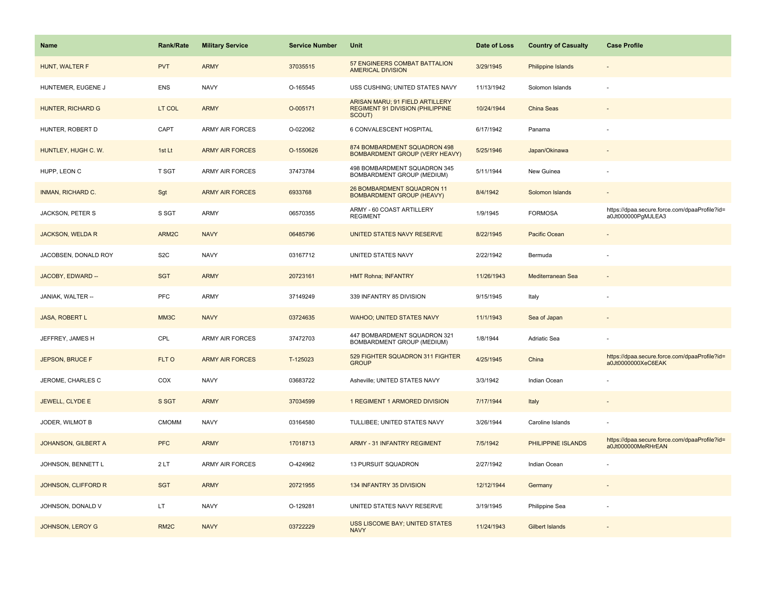| Name | Rank/Rate | Military Service | Service Number | Unit | Date of Loss | Country of Casualty | Case Profile |
|---|---|---|---|---|---|---|---|
| HUNT, WALTER F | PVT | ARMY | 37035515 | 57 ENGINEERS COMBAT BATTALION AMERICAL DIVISION | 3/29/1945 | Philippine Islands | - |
| HUNTEMER, EUGENE J | ENS | NAVY | O-165545 | USS CUSHING; UNITED STATES NAVY | 11/13/1942 | Solomon Islands | - |
| HUNTER, RICHARD G | LT COL | ARMY | O-005171 | ARISAN MARU; 91 FIELD ARTILLERY REGIMENT 91 DIVISION (PHILIPPINE SCOUT) | 10/24/1944 | China Seas | - |
| HUNTER, ROBERT D | CAPT | ARMY AIR FORCES | O-022062 | 6 CONVALESCENT HOSPITAL | 6/17/1942 | Panama | - |
| HUNTLEY, HUGH C. W. | 1st Lt | ARMY AIR FORCES | O-1550626 | 874 BOMBARDMENT SQUADRON 498 BOMBARDMENT GROUP (VERY HEAVY) | 5/25/1946 | Japan/Okinawa | - |
| HUPP, LEON C | T SGT | ARMY AIR FORCES | 37473784 | 498 BOMBARDMENT SQUADRON 345 BOMBARDMENT GROUP (MEDIUM) | 5/11/1944 | New Guinea | - |
| INMAN, RICHARD C. | Sgt | ARMY AIR FORCES | 6933768 | 26 BOMBARDMENT SQUADRON 11 BOMBARDMENT GROUP (HEAVY) | 8/4/1942 | Solomon Islands | - |
| JACKSON, PETER S | S SGT | ARMY | 06570355 | ARMY - 60 COAST ARTILLERY REGIMENT | 1/9/1945 | FORMOSA | https://dpaa.secure.force.com/dpaaProfile?id=a0Jt000000PgMJLEA3 |
| JACKSON, WELDA R | ARM2C | NAVY | 06485796 | UNITED STATES NAVY RESERVE | 8/22/1945 | Pacific Ocean | - |
| JACOBSEN, DONALD ROY | S2C | NAVY | 03167712 | UNITED STATES NAVY | 2/22/1942 | Bermuda | - |
| JACOBY, EDWARD -- | SGT | ARMY | 20723161 | HMT Rohna; INFANTRY | 11/26/1943 | Mediterranean Sea | - |
| JANIAK, WALTER -- | PFC | ARMY | 37149249 | 339 INFANTRY 85 DIVISION | 9/15/1945 | Italy | - |
| JASA, ROBERT L | MM3C | NAVY | 03724635 | WAHOO; UNITED STATES NAVY | 11/1/1943 | Sea of Japan | - |
| JEFFREY, JAMES H | CPL | ARMY AIR FORCES | 37472703 | 447 BOMBARDMENT SQUADRON 321 BOMBARDMENT GROUP (MEDIUM) | 1/8/1944 | Adriatic Sea | - |
| JEPSON, BRUCE F | FLT O | ARMY AIR FORCES | T-125023 | 529 FIGHTER SQUADRON 311 FIGHTER GROUP | 4/25/1945 | China | https://dpaa.secure.force.com/dpaaProfile?id=a0Jt0000000XeC6EAK |
| JEROME, CHARLES C | COX | NAVY | 03683722 | Asheville; UNITED STATES NAVY | 3/3/1942 | Indian Ocean | - |
| JEWELL, CLYDE E | S SGT | ARMY | 37034599 | 1 REGIMENT 1 ARMORED DIVISION | 7/17/1944 | Italy | - |
| JODER, WILMOT B | CMOMM | NAVY | 03164580 | TULLIBEE; UNITED STATES NAVY | 3/26/1944 | Caroline Islands | - |
| JOHANSON, GILBERT A | PFC | ARMY | 17018713 | ARMY - 31 INFANTRY REGIMENT | 7/5/1942 | PHILIPPINE ISLANDS | https://dpaa.secure.force.com/dpaaProfile?id=a0Jt000000MeRHrEAN |
| JOHNSON, BENNETT L | 2 LT | ARMY AIR FORCES | O-424962 | 13 PURSUIT SQUADRON | 2/27/1942 | Indian Ocean | - |
| JOHNSON, CLIFFORD R | SGT | ARMY | 20721955 | 134 INFANTRY 35 DIVISION | 12/12/1944 | Germany | - |
| JOHNSON, DONALD V | LT | NAVY | O-129281 | UNITED STATES NAVY RESERVE | 3/19/1945 | Philippine Sea | - |
| JOHNSON, LEROY G | RM2C | NAVY | 03722229 | USS LISCOME BAY; UNITED STATES NAVY | 11/24/1943 | Gilbert Islands | - |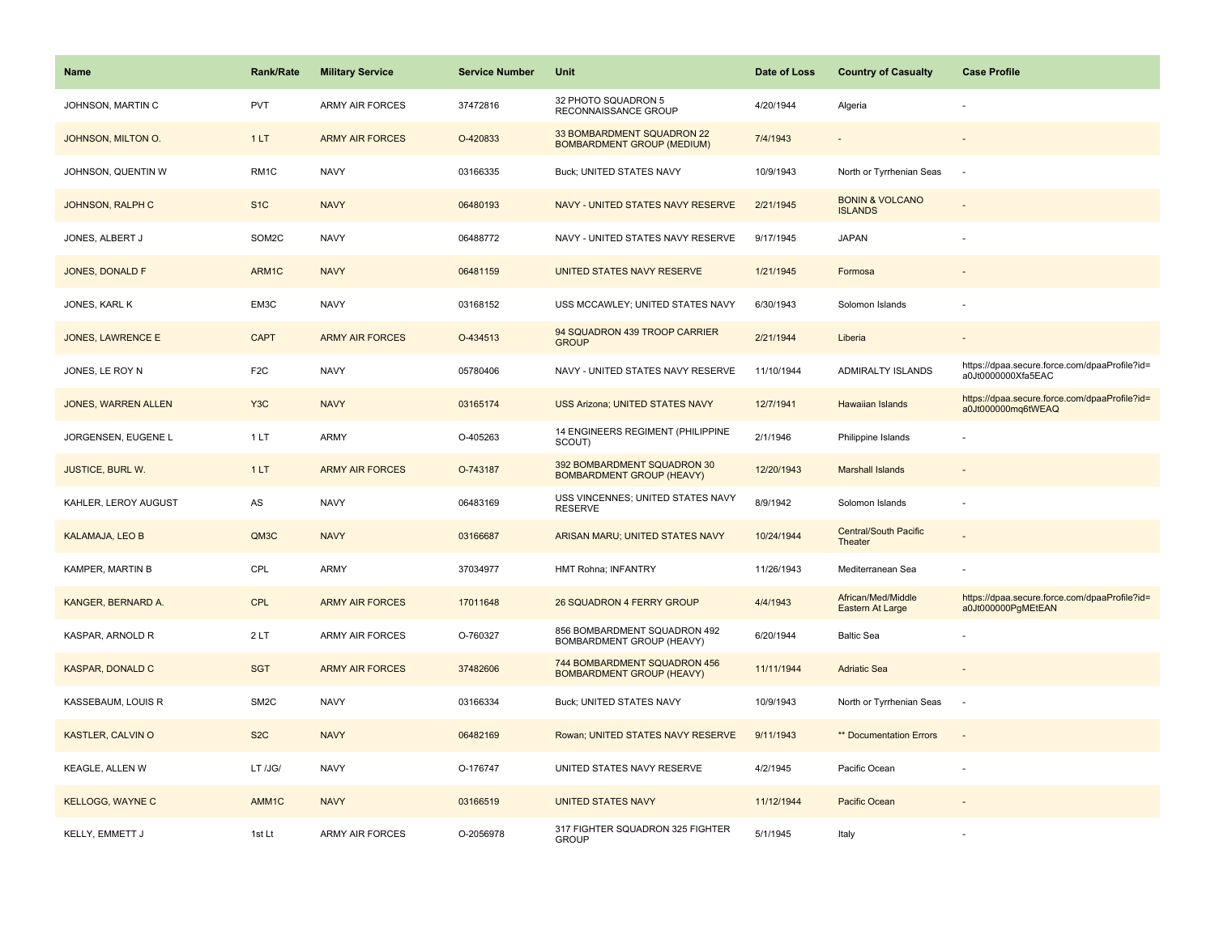| Name | Rank/Rate | Military Service | Service Number | Unit | Date of Loss | Country of Casualty | Case Profile |
|---|---|---|---|---|---|---|---|
| JOHNSON, MARTIN C | PVT | ARMY AIR FORCES | 37472816 | 32 PHOTO SQUADRON 5 RECONNAISSANCE GROUP | 4/20/1944 | Algeria | - |
| JOHNSON, MILTON O. | 1 LT | ARMY AIR FORCES | O-420833 | 33 BOMBARDMENT SQUADRON 22 BOMBARDMENT GROUP (MEDIUM) | 7/4/1943 | - | - |
| JOHNSON, QUENTIN W | RM1C | NAVY | 03166335 | Buck; UNITED STATES NAVY | 10/9/1943 | North or Tyrrhenian Seas | - |
| JOHNSON, RALPH C | S1C | NAVY | 06480193 | NAVY - UNITED STATES NAVY RESERVE | 2/21/1945 | BONIN & VOLCANO ISLANDS | - |
| JONES, ALBERT J | SOM2C | NAVY | 06488772 | NAVY - UNITED STATES NAVY RESERVE | 9/17/1945 | JAPAN | - |
| JONES, DONALD F | ARM1C | NAVY | 06481159 | UNITED STATES NAVY RESERVE | 1/21/1945 | Formosa | - |
| JONES, KARL K | EM3C | NAVY | 03168152 | USS MCCAWLEY; UNITED STATES NAVY | 6/30/1943 | Solomon Islands | - |
| JONES, LAWRENCE E | CAPT | ARMY AIR FORCES | O-434513 | 94 SQUADRON 439 TROOP CARRIER GROUP | 2/21/1944 | Liberia | - |
| JONES, LE ROY N | F2C | NAVY | 05780406 | NAVY - UNITED STATES NAVY RESERVE | 11/10/1944 | ADMIRALTY ISLANDS | https://dpaa.secure.force.com/dpaaProfile?id=a0Jt0000000Xfa5EAC |
| JONES, WARREN ALLEN | Y3C | NAVY | 03165174 | USS Arizona; UNITED STATES NAVY | 12/7/1941 | Hawaiian Islands | https://dpaa.secure.force.com/dpaaProfile?id=a0Jt000000mq6tWEAQ |
| JORGENSEN, EUGENE L | 1 LT | ARMY | O-405263 | 14 ENGINEERS REGIMENT (PHILIPPINE SCOUT) | 2/1/1946 | Philippine Islands | - |
| JUSTICE, BURL W. | 1 LT | ARMY AIR FORCES | O-743187 | 392 BOMBARDMENT SQUADRON 30 BOMBARDMENT GROUP (HEAVY) | 12/20/1943 | Marshall Islands | - |
| KAHLER, LEROY AUGUST | AS | NAVY | 06483169 | USS VINCENNES; UNITED STATES NAVY RESERVE | 8/9/1942 | Solomon Islands | - |
| KALAMAJA, LEO B | QM3C | NAVY | 03166687 | ARISAN MARU; UNITED STATES NAVY | 10/24/1944 | Central/South Pacific Theater | - |
| KAMPER, MARTIN B | CPL | ARMY | 37034977 | HMT Rohna; INFANTRY | 11/26/1943 | Mediterranean Sea | - |
| KANGER, BERNARD A. | CPL | ARMY AIR FORCES | 17011648 | 26 SQUADRON 4 FERRY GROUP | 4/4/1943 | African/Med/Middle Eastern At Large | https://dpaa.secure.force.com/dpaaProfile?id=a0Jt000000PgMEtEAN |
| KASPAR, ARNOLD R | 2 LT | ARMY AIR FORCES | O-760327 | 856 BOMBARDMENT SQUADRON 492 BOMBARDMENT GROUP (HEAVY) | 6/20/1944 | Baltic Sea | - |
| KASPAR, DONALD C | SGT | ARMY AIR FORCES | 37482606 | 744 BOMBARDMENT SQUADRON 456 BOMBARDMENT GROUP (HEAVY) | 11/11/1944 | Adriatic Sea | - |
| KASSEBAUM, LOUIS R | SM2C | NAVY | 03166334 | Buck; UNITED STATES NAVY | 10/9/1943 | North or Tyrrhenian Seas | - |
| KASTLER, CALVIN O | S2C | NAVY | 06482169 | Rowan; UNITED STATES NAVY RESERVE | 9/11/1943 | ** Documentation Errors | - |
| KEAGLE, ALLEN W | LT /JG/ | NAVY | O-176747 | UNITED STATES NAVY RESERVE | 4/2/1945 | Pacific Ocean | - |
| KELLOGG, WAYNE C | AMM1C | NAVY | 03166519 | UNITED STATES NAVY | 11/12/1944 | Pacific Ocean | - |
| KELLY, EMMETT J | 1st Lt | ARMY AIR FORCES | O-2056978 | 317 FIGHTER SQUADRON 325 FIGHTER GROUP | 5/1/1945 | Italy | - |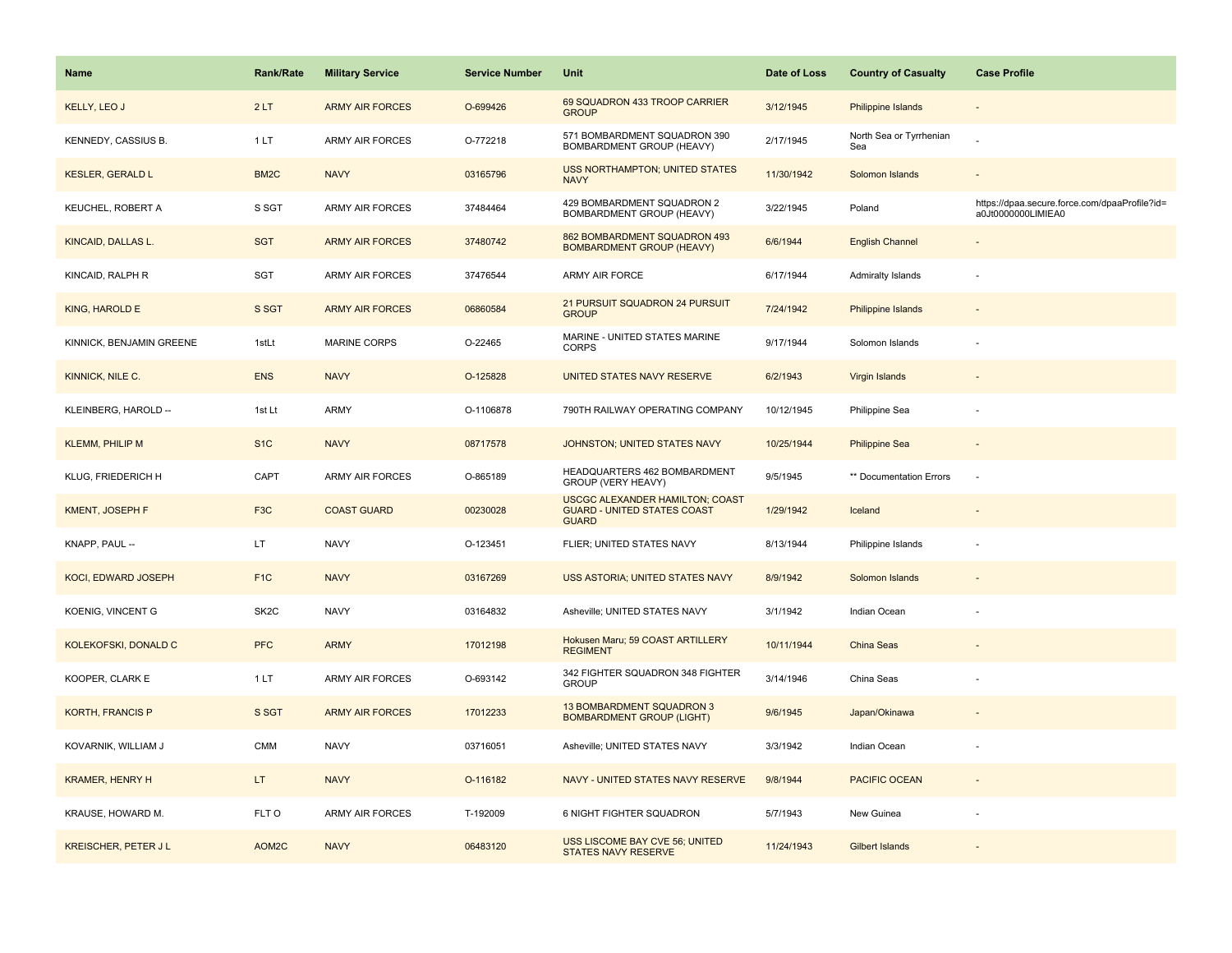| Name | Rank/Rate | Military Service | Service Number | Unit | Date of Loss | Country of Casualty | Case Profile |
|---|---|---|---|---|---|---|---|
| KELLY, LEO J | 2 LT | ARMY AIR FORCES | O-699426 | 69 SQUADRON 433 TROOP CARRIER GROUP | 3/12/1945 | Philippine Islands | - |
| KENNEDY, CASSIUS B. | 1 LT | ARMY AIR FORCES | O-772218 | 571 BOMBARDMENT SQUADRON 390 BOMBARDMENT GROUP (HEAVY) | 2/17/1945 | North Sea or Tyrrhenian Sea | - |
| KESLER, GERALD L | BM2C | NAVY | 03165796 | USS NORTHAMPTON; UNITED STATES NAVY | 11/30/1942 | Solomon Islands | - |
| KEUCHEL, ROBERT A | S SGT | ARMY AIR FORCES | 37484464 | 429 BOMBARDMENT SQUADRON 2 BOMBARDMENT GROUP (HEAVY) | 3/22/1945 | Poland | https://dpaa.secure.force.com/dpaaProfile?id=a0Jt0000000LlMIEA0 |
| KINCAID, DALLAS L. | SGT | ARMY AIR FORCES | 37480742 | 862 BOMBARDMENT SQUADRON 493 BOMBARDMENT GROUP (HEAVY) | 6/6/1944 | English Channel | - |
| KINCAID, RALPH R | SGT | ARMY AIR FORCES | 37476544 | ARMY AIR FORCE | 6/17/1944 | Admiralty Islands | - |
| KING, HAROLD E | S SGT | ARMY AIR FORCES | 06860584 | 21 PURSUIT SQUADRON 24 PURSUIT GROUP | 7/24/1942 | Philippine Islands | - |
| KINNICK, BENJAMIN GREENE | 1stLt | MARINE CORPS | O-22465 | MARINE - UNITED STATES MARINE CORPS | 9/17/1944 | Solomon Islands | - |
| KINNICK, NILE C. | ENS | NAVY | O-125828 | UNITED STATES NAVY RESERVE | 6/2/1943 | Virgin Islands | - |
| KLEINBERG, HAROLD -- | 1st Lt | ARMY | O-1106878 | 790TH RAILWAY OPERATING COMPANY | 10/12/1945 | Philippine Sea | - |
| KLEMM, PHILIP M | S1C | NAVY | 08717578 | JOHNSTON; UNITED STATES NAVY | 10/25/1944 | Philippine Sea | - |
| KLUG, FRIEDERICH H | CAPT | ARMY AIR FORCES | O-865189 | HEADQUARTERS 462 BOMBARDMENT GROUP (VERY HEAVY) | 9/5/1945 | ** Documentation Errors | - |
| KMENT, JOSEPH F | F3C | COAST GUARD | 00230028 | USCGC ALEXANDER HAMILTON; COAST GUARD - UNITED STATES COAST GUARD | 1/29/1942 | Iceland | - |
| KNAPP, PAUL -- | LT | NAVY | O-123451 | FLIER; UNITED STATES NAVY | 8/13/1944 | Philippine Islands | - |
| KOCI, EDWARD JOSEPH | F1C | NAVY | 03167269 | USS ASTORIA; UNITED STATES NAVY | 8/9/1942 | Solomon Islands | - |
| KOENIG, VINCENT G | SK2C | NAVY | 03164832 | Asheville; UNITED STATES NAVY | 3/1/1942 | Indian Ocean | - |
| KOLEKOFSKI, DONALD C | PFC | ARMY | 17012198 | Hokusen Maru; 59 COAST ARTILLERY REGIMENT | 10/11/1944 | China Seas | - |
| KOOPER, CLARK E | 1 LT | ARMY AIR FORCES | O-693142 | 342 FIGHTER SQUADRON 348 FIGHTER GROUP | 3/14/1946 | China Seas | - |
| KORTH, FRANCIS P | S SGT | ARMY AIR FORCES | 17012233 | 13 BOMBARDMENT SQUADRON 3 BOMBARDMENT GROUP (LIGHT) | 9/6/1945 | Japan/Okinawa | - |
| KOVARNIK, WILLIAM J | CMM | NAVY | 03716051 | Asheville; UNITED STATES NAVY | 3/3/1942 | Indian Ocean | - |
| KRAMER, HENRY H | LT | NAVY | O-116182 | NAVY - UNITED STATES NAVY RESERVE | 9/8/1944 | PACIFIC OCEAN | - |
| KRAUSE, HOWARD M. | FLT O | ARMY AIR FORCES | T-192009 | 6 NIGHT FIGHTER SQUADRON | 5/7/1943 | New Guinea | - |
| KREISCHER, PETER J L | AOM2C | NAVY | 06483120 | USS LISCOME BAY CVE 56; UNITED STATES NAVY RESERVE | 11/24/1943 | Gilbert Islands | - |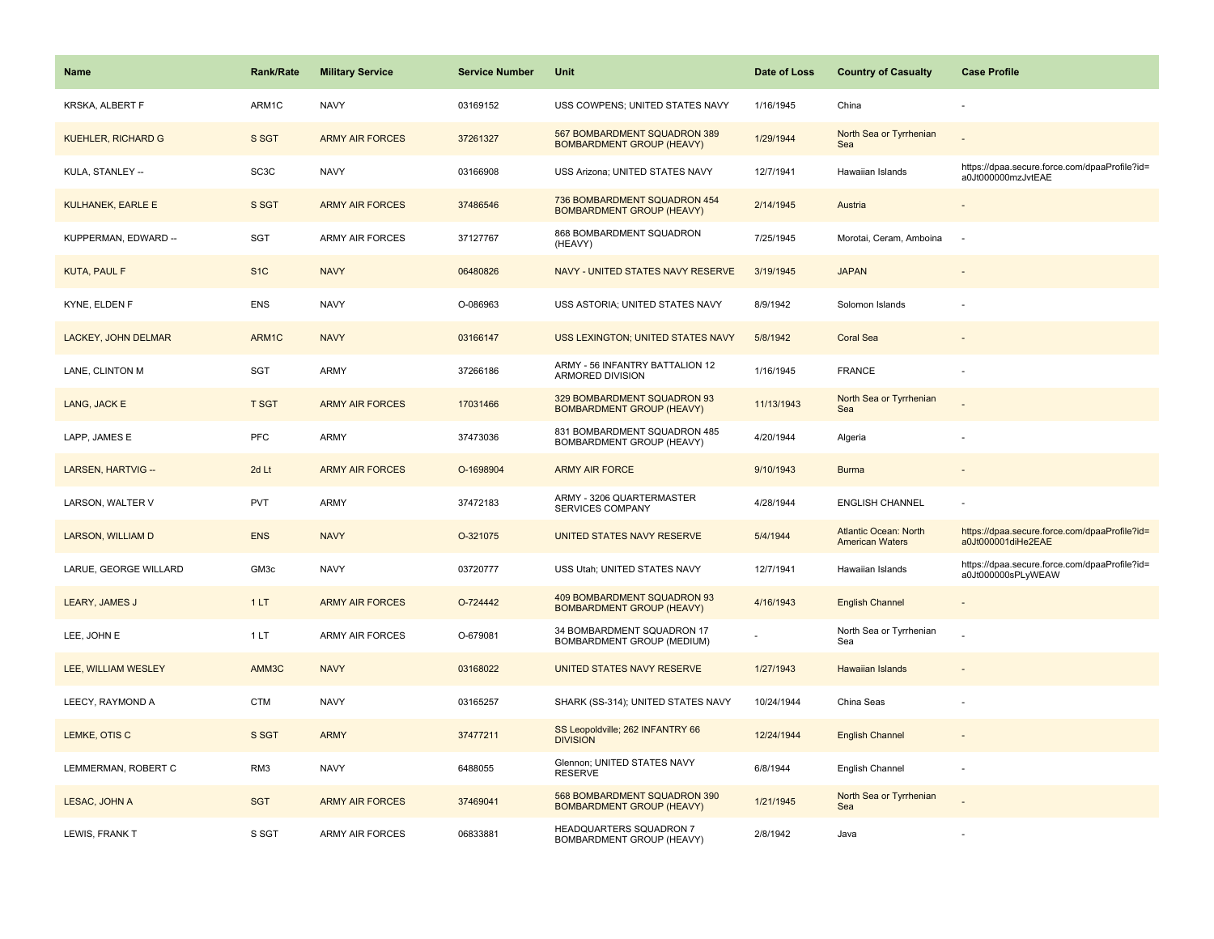| Name | Rank/Rate | Military Service | Service Number | Unit | Date of Loss | Country of Casualty | Case Profile |
|---|---|---|---|---|---|---|---|
| KRSKA, ALBERT F | ARM1C | NAVY | 03169152 | USS COWPENS; UNITED STATES NAVY | 1/16/1945 | China | - |
| KUEHLER, RICHARD G | S SGT | ARMY AIR FORCES | 37261327 | 567 BOMBARDMENT SQUADRON 389 BOMBARDMENT GROUP (HEAVY) | 1/29/1944 | North Sea or Tyrrhenian Sea | - |
| KULA, STANLEY -- | SC3C | NAVY | 03166908 | USS Arizona; UNITED STATES NAVY | 12/7/1941 | Hawaiian Islands | https://dpaa.secure.force.com/dpaaProfile?id=a0Jt000000mzJvtEAE |
| KULHANEK, EARLE E | S SGT | ARMY AIR FORCES | 37486546 | 736 BOMBARDMENT SQUADRON 454 BOMBARDMENT GROUP (HEAVY) | 2/14/1945 | Austria | - |
| KUPPERMAN, EDWARD -- | SGT | ARMY AIR FORCES | 37127767 | 868 BOMBARDMENT SQUADRON (HEAVY) | 7/25/1945 | Morotai, Ceram, Amboina | - |
| KUTA, PAUL F | S1C | NAVY | 06480826 | NAVY - UNITED STATES NAVY RESERVE | 3/19/1945 | JAPAN | - |
| KYNE, ELDEN F | ENS | NAVY | O-086963 | USS ASTORIA; UNITED STATES NAVY | 8/9/1942 | Solomon Islands | - |
| LACKEY, JOHN DELMAR | ARM1C | NAVY | 03166147 | USS LEXINGTON; UNITED STATES NAVY | 5/8/1942 | Coral Sea | - |
| LANE, CLINTON M | SGT | ARMY | 37266186 | ARMY - 56 INFANTRY BATTALION 12 ARMORED DIVISION | 1/16/1945 | FRANCE | - |
| LANG, JACK E | T SGT | ARMY AIR FORCES | 17031466 | 329 BOMBARDMENT SQUADRON 93 BOMBARDMENT GROUP (HEAVY) | 11/13/1943 | North Sea or Tyrrhenian Sea | - |
| LAPP, JAMES E | PFC | ARMY | 37473036 | 831 BOMBARDMENT SQUADRON 485 BOMBARDMENT GROUP (HEAVY) | 4/20/1944 | Algeria | - |
| LARSEN, HARTVIG -- | 2d Lt | ARMY AIR FORCES | O-1698904 | ARMY AIR FORCE | 9/10/1943 | Burma | - |
| LARSON, WALTER V | PVT | ARMY | 37472183 | ARMY - 3206 QUARTERMASTER SERVICES COMPANY | 4/28/1944 | ENGLISH CHANNEL | - |
| LARSON, WILLIAM D | ENS | NAVY | O-321075 | UNITED STATES NAVY RESERVE | 5/4/1944 | Atlantic Ocean: North American Waters | https://dpaa.secure.force.com/dpaaProfile?id=a0Jt000001diHe2EAE |
| LARUE, GEORGE WILLARD | GM3c | NAVY | 03720777 | USS Utah; UNITED STATES NAVY | 12/7/1941 | Hawaiian Islands | https://dpaa.secure.force.com/dpaaProfile?id=a0Jt000000sPLyWEAW |
| LEARY, JAMES J | 1 LT | ARMY AIR FORCES | O-724442 | 409 BOMBARDMENT SQUADRON 93 BOMBARDMENT GROUP (HEAVY) | 4/16/1943 | English Channel | - |
| LEE, JOHN E | 1 LT | ARMY AIR FORCES | O-679081 | 34 BOMBARDMENT SQUADRON 17 BOMBARDMENT GROUP (MEDIUM) | - | North Sea or Tyrrhenian Sea | - |
| LEE, WILLIAM WESLEY | AMM3C | NAVY | 03168022 | UNITED STATES NAVY RESERVE | 1/27/1943 | Hawaiian Islands | - |
| LEECY, RAYMOND A | CTM | NAVY | 03165257 | SHARK (SS-314); UNITED STATES NAVY | 10/24/1944 | China Seas | - |
| LEMKE, OTIS C | S SGT | ARMY | 37477211 | SS Leopoldville; 262 INFANTRY 66 DIVISION | 12/24/1944 | English Channel | - |
| LEMMERMAN, ROBERT C | RM3 | NAVY | 6488055 | Glennon; UNITED STATES NAVY RESERVE | 6/8/1944 | English Channel | - |
| LESAC, JOHN A | SGT | ARMY AIR FORCES | 37469041 | 568 BOMBARDMENT SQUADRON 390 BOMBARDMENT GROUP (HEAVY) | 1/21/1945 | North Sea or Tyrrhenian Sea | - |
| LEWIS, FRANK T | S SGT | ARMY AIR FORCES | 06833881 | HEADQUARTERS SQUADRON 7 BOMBARDMENT GROUP (HEAVY) | 2/8/1942 | Java | - |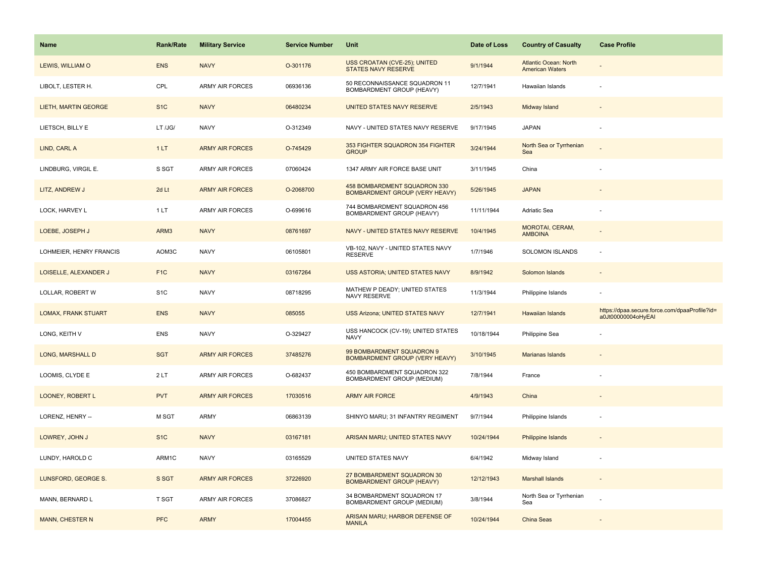| Name | Rank/Rate | Military Service | Service Number | Unit | Date of Loss | Country of Casualty | Case Profile |
|---|---|---|---|---|---|---|---|
| LEWIS, WILLIAM O | ENS | NAVY | O-301176 | USS CROATAN (CVE-25); UNITED STATES NAVY RESERVE | 9/1/1944 | Atlantic Ocean: North American Waters | - |
| LIBOLT, LESTER H. | CPL | ARMY AIR FORCES | 06936136 | 50 RECONNAISSANCE SQUADRON 11 BOMBARDMENT GROUP (HEAVY) | 12/7/1941 | Hawaiian Islands | - |
| LIETH, MARTIN GEORGE | S1C | NAVY | 06480234 | UNITED STATES NAVY RESERVE | 2/5/1943 | Midway Island | - |
| LIETSCH, BILLY E | LT /JG/ | NAVY | O-312349 | NAVY - UNITED STATES NAVY RESERVE | 9/17/1945 | JAPAN | - |
| LIND, CARL A | 1 LT | ARMY AIR FORCES | O-745429 | 353 FIGHTER SQUADRON 354 FIGHTER GROUP | 3/24/1944 | North Sea or Tyrrhenian Sea | - |
| LINDBURG, VIRGIL E. | S SGT | ARMY AIR FORCES | 07060424 | 1347 ARMY AIR FORCE BASE UNIT | 3/11/1945 | China | - |
| LITZ, ANDREW J | 2d Lt | ARMY AIR FORCES | O-2068700 | 458 BOMBARDMENT SQUADRON 330 BOMBARDMENT GROUP (VERY HEAVY) | 5/26/1945 | JAPAN | - |
| LOCK, HARVEY L | 1 LT | ARMY AIR FORCES | O-699616 | 744 BOMBARDMENT SQUADRON 456 BOMBARDMENT GROUP (HEAVY) | 11/11/1944 | Adriatic Sea | - |
| LOEBE, JOSEPH J | ARM3 | NAVY | 08761697 | NAVY - UNITED STATES NAVY RESERVE | 10/4/1945 | MOROTAI, CERAM, AMBOINA | - |
| LOHMEIER, HENRY FRANCIS | AOM3C | NAVY | 06105801 | VB-102, NAVY - UNITED STATES NAVY RESERVE | 1/7/1946 | SOLOMON ISLANDS | - |
| LOISELLE, ALEXANDER J | F1C | NAVY | 03167264 | USS ASTORIA; UNITED STATES NAVY | 8/9/1942 | Solomon Islands | - |
| LOLLAR, ROBERT W | S1C | NAVY | 08718295 | MATHEW P DEADY; UNITED STATES NAVY RESERVE | 11/3/1944 | Philippine Islands | - |
| LOMAX, FRANK STUART | ENS | NAVY | 085055 | USS Arizona; UNITED STATES NAVY | 12/7/1941 | Hawaiian Islands | https://dpaa.secure.force.com/dpaaProfile?id=a0Jt00000004oHyEAI |
| LONG, KEITH V | ENS | NAVY | O-329427 | USS HANCOCK (CV-19); UNITED STATES NAVY | 10/18/1944 | Philippine Sea | - |
| LONG, MARSHALL D | SGT | ARMY AIR FORCES | 37485276 | 99 BOMBARDMENT SQUADRON 9 BOMBARDMENT GROUP (VERY HEAVY) | 3/10/1945 | Marianas Islands | - |
| LOOMIS, CLYDE E | 2 LT | ARMY AIR FORCES | O-682437 | 450 BOMBARDMENT SQUADRON 322 BOMBARDMENT GROUP (MEDIUM) | 7/8/1944 | France | - |
| LOONEY, ROBERT L | PVT | ARMY AIR FORCES | 17030516 | ARMY AIR FORCE | 4/9/1943 | China | - |
| LORENZ, HENRY -- | M SGT | ARMY | 06863139 | SHINYO MARU; 31 INFANTRY REGIMENT | 9/7/1944 | Philippine Islands | - |
| LOWREY, JOHN J | S1C | NAVY | 03167181 | ARISAN MARU; UNITED STATES NAVY | 10/24/1944 | Philippine Islands | - |
| LUNDY, HAROLD C | ARM1C | NAVY | 03165529 | UNITED STATES NAVY | 6/4/1942 | Midway Island | - |
| LUNSFORD, GEORGE S. | S SGT | ARMY AIR FORCES | 37226920 | 27 BOMBARDMENT SQUADRON 30 BOMBARDMENT GROUP (HEAVY) | 12/12/1943 | Marshall Islands | - |
| MANN, BERNARD L | T SGT | ARMY AIR FORCES | 37086827 | 34 BOMBARDMENT SQUADRON 17 BOMBARDMENT GROUP (MEDIUM) | 3/8/1944 | North Sea or Tyrrhenian Sea | - |
| MANN, CHESTER N | PFC | ARMY | 17004455 | ARISAN MARU; HARBOR DEFENSE OF MANILA | 10/24/1944 | China Seas | - |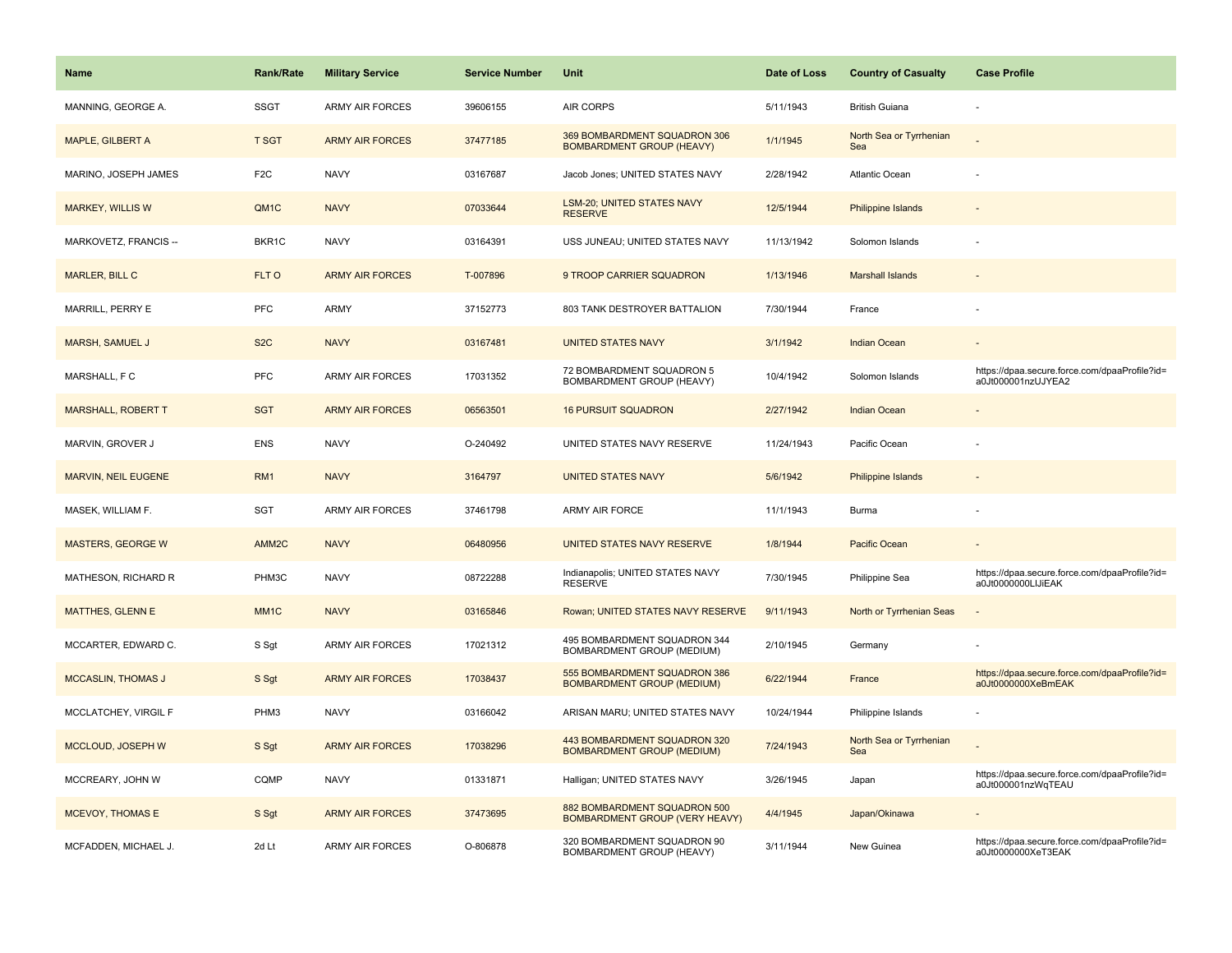| Name | Rank/Rate | Military Service | Service Number | Unit | Date of Loss | Country of Casualty | Case Profile |
| --- | --- | --- | --- | --- | --- | --- | --- |
| MANNING, GEORGE A. | SSGT | ARMY AIR FORCES | 39606155 | AIR CORPS | 5/11/1943 | British Guiana | - |
| MAPLE, GILBERT A | T SGT | ARMY AIR FORCES | 37477185 | 369 BOMBARDMENT SQUADRON 306 BOMBARDMENT GROUP (HEAVY) | 1/1/1945 | North Sea or Tyrrhenian Sea | - |
| MARINO, JOSEPH JAMES | F2C | NAVY | 03167687 | Jacob Jones; UNITED STATES NAVY | 2/28/1942 | Atlantic Ocean | - |
| MARKEY, WILLIS W | QM1C | NAVY | 07033644 | LSM-20; UNITED STATES NAVY RESERVE | 12/5/1944 | Philippine Islands | - |
| MARKOVETZ, FRANCIS -- | BKR1C | NAVY | 03164391 | USS JUNEAU; UNITED STATES NAVY | 11/13/1942 | Solomon Islands | - |
| MARLER, BILL C | FLT O | ARMY AIR FORCES | T-007896 | 9 TROOP CARRIER SQUADRON | 1/13/1946 | Marshall Islands | - |
| MARRILL, PERRY E | PFC | ARMY | 37152773 | 803 TANK DESTROYER BATTALION | 7/30/1944 | France | - |
| MARSH, SAMUEL J | S2C | NAVY | 03167481 | UNITED STATES NAVY | 3/1/1942 | Indian Ocean | - |
| MARSHALL, F C | PFC | ARMY AIR FORCES | 17031352 | 72 BOMBARDMENT SQUADRON 5 BOMBARDMENT GROUP (HEAVY) | 10/4/1942 | Solomon Islands | https://dpaa.secure.force.com/dpaaProfile?id=a0Jt000001nzUJYEA2 |
| MARSHALL, ROBERT T | SGT | ARMY AIR FORCES | 06563501 | 16 PURSUIT SQUADRON | 2/27/1942 | Indian Ocean | - |
| MARVIN, GROVER J | ENS | NAVY | O-240492 | UNITED STATES NAVY RESERVE | 11/24/1943 | Pacific Ocean | - |
| MARVIN, NEIL EUGENE | RM1 | NAVY | 3164797 | UNITED STATES NAVY | 5/6/1942 | Philippine Islands | - |
| MASEK, WILLIAM F. | SGT | ARMY AIR FORCES | 37461798 | ARMY AIR FORCE | 11/1/1943 | Burma | - |
| MASTERS, GEORGE W | AMM2C | NAVY | 06480956 | UNITED STATES NAVY RESERVE | 1/8/1944 | Pacific Ocean | - |
| MATHESON, RICHARD R | PHM3C | NAVY | 08722288 | Indianapolis; UNITED STATES NAVY RESERVE | 7/30/1945 | Philippine Sea | https://dpaa.secure.force.com/dpaaProfile?id=a0Jt0000000LlJiEAK |
| MATTHES, GLENN E | MM1C | NAVY | 03165846 | Rowan; UNITED STATES NAVY RESERVE | 9/11/1943 | North or Tyrrhenian Seas | - |
| MCCARTER, EDWARD C. | S Sgt | ARMY AIR FORCES | 17021312 | 495 BOMBARDMENT SQUADRON 344 BOMBARDMENT GROUP (MEDIUM) | 2/10/1945 | Germany | - |
| MCCASLIN, THOMAS J | S Sgt | ARMY AIR FORCES | 17038437 | 555 BOMBARDMENT SQUADRON 386 BOMBARDMENT GROUP (MEDIUM) | 6/22/1944 | France | https://dpaa.secure.force.com/dpaaProfile?id=a0Jt0000000XeBmEAK |
| MCCLATCHEY, VIRGIL F | PHM3 | NAVY | 03166042 | ARISAN MARU; UNITED STATES NAVY | 10/24/1944 | Philippine Islands | - |
| MCCLOUD, JOSEPH W | S Sgt | ARMY AIR FORCES | 17038296 | 443 BOMBARDMENT SQUADRON 320 BOMBARDMENT GROUP (MEDIUM) | 7/24/1943 | North Sea or Tyrrhenian Sea | - |
| MCCREARY, JOHN W | CQMP | NAVY | 01331871 | Halligan; UNITED STATES NAVY | 3/26/1945 | Japan | https://dpaa.secure.force.com/dpaaProfile?id=a0Jt000001nzWqTEAU |
| MCEVOY, THOMAS E | S Sgt | ARMY AIR FORCES | 37473695 | 882 BOMBARDMENT SQUADRON 500 BOMBARDMENT GROUP (VERY HEAVY) | 4/4/1945 | Japan/Okinawa | - |
| MCFADDEN, MICHAEL J. | 2d Lt | ARMY AIR FORCES | O-806878 | 320 BOMBARDMENT SQUADRON 90 BOMBARDMENT GROUP (HEAVY) | 3/11/1944 | New Guinea | https://dpaa.secure.force.com/dpaaProfile?id=a0Jt0000000XeT3EAK |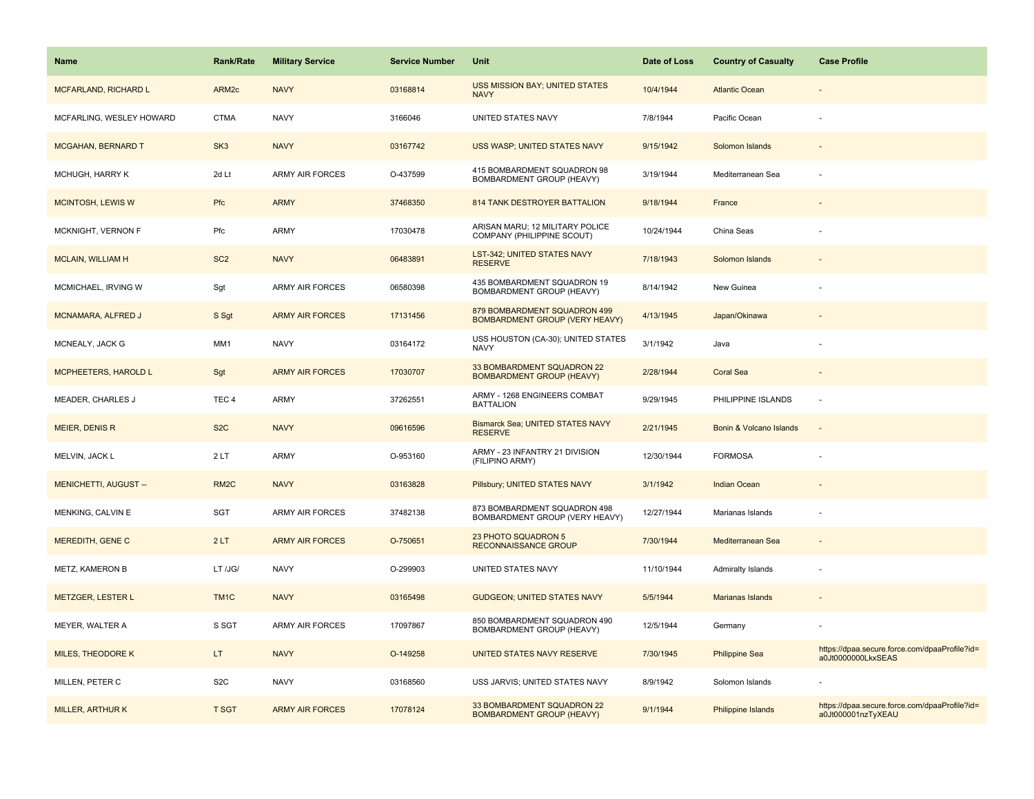| Name | Rank/Rate | Military Service | Service Number | Unit | Date of Loss | Country of Casualty | Case Profile |
| --- | --- | --- | --- | --- | --- | --- | --- |
| MCFARLAND, RICHARD L | ARM2c | NAVY | 03168814 | USS MISSION BAY; UNITED STATES NAVY | 10/4/1944 | Atlantic Ocean | - |
| MCFARLING, WESLEY HOWARD | CTMA | NAVY | 3166046 | UNITED STATES NAVY | 7/8/1944 | Pacific Ocean | - |
| MCGAHAN, BERNARD T | SK3 | NAVY | 03167742 | USS WASP; UNITED STATES NAVY | 9/15/1942 | Solomon Islands | - |
| MCHUGH, HARRY K | 2d Lt | ARMY AIR FORCES | O-437599 | 415 BOMBARDMENT SQUADRON 98 BOMBARDMENT GROUP (HEAVY) | 3/19/1944 | Mediterranean Sea | - |
| MCINTOSH, LEWIS W | Pfc | ARMY | 37468350 | 814 TANK DESTROYER BATTALION | 9/18/1944 | France | - |
| MCKNIGHT, VERNON F | Pfc | ARMY | 17030478 | ARISAN MARU; 12 MILITARY POLICE COMPANY (PHILIPPINE SCOUT) | 10/24/1944 | China Seas | - |
| MCLAIN, WILLIAM H | SC2 | NAVY | 06483891 | LST-342; UNITED STATES NAVY RESERVE | 7/18/1943 | Solomon Islands | - |
| MCMICHAEL, IRVING W | Sgt | ARMY AIR FORCES | 06580398 | 435 BOMBARDMENT SQUADRON 19 BOMBARDMENT GROUP (HEAVY) | 8/14/1942 | New Guinea | - |
| MCNAMARA, ALFRED J | S Sgt | ARMY AIR FORCES | 17131456 | 879 BOMBARDMENT SQUADRON 499 BOMBARDMENT GROUP (VERY HEAVY) | 4/13/1945 | Japan/Okinawa | - |
| MCNEALY, JACK G | MM1 | NAVY | 03164172 | USS HOUSTON (CA-30); UNITED STATES NAVY | 3/1/1942 | Java | - |
| MCPHEETERS, HAROLD L | Sgt | ARMY AIR FORCES | 17030707 | 33 BOMBARDMENT SQUADRON 22 BOMBARDMENT GROUP (HEAVY) | 2/28/1944 | Coral Sea | - |
| MEADER, CHARLES J | TEC 4 | ARMY | 37262551 | ARMY - 1268 ENGINEERS COMBAT BATTALION | 9/29/1945 | PHILIPPINE ISLANDS | - |
| MEIER, DENIS R | S2C | NAVY | 09616596 | Bismarck Sea; UNITED STATES NAVY RESERVE | 2/21/1945 | Bonin & Volcano Islands | - |
| MELVIN, JACK L | 2 LT | ARMY | O-953160 | ARMY - 23 INFANTRY 21 DIVISION (FILIPINO ARMY) | 12/30/1944 | FORMOSA | - |
| MENICHETTI, AUGUST -- | RM2C | NAVY | 03163828 | Pillsbury; UNITED STATES NAVY | 3/1/1942 | Indian Ocean | - |
| MENKING, CALVIN E | SGT | ARMY AIR FORCES | 37482138 | 873 BOMBARDMENT SQUADRON 498 BOMBARDMENT GROUP (VERY HEAVY) | 12/27/1944 | Marianas Islands | - |
| MEREDITH, GENE C | 2 LT | ARMY AIR FORCES | O-750651 | 23 PHOTO SQUADRON 5 RECONNAISSANCE GROUP | 7/30/1944 | Mediterranean Sea | - |
| METZ, KAMERON B | LT /JG/ | NAVY | O-299903 | UNITED STATES NAVY | 11/10/1944 | Admiralty Islands | - |
| METZGER, LESTER L | TM1C | NAVY | 03165498 | GUDGEON; UNITED STATES NAVY | 5/5/1944 | Marianas Islands | - |
| MEYER, WALTER A | S SGT | ARMY AIR FORCES | 17097867 | 850 BOMBARDMENT SQUADRON 490 BOMBARDMENT GROUP (HEAVY) | 12/5/1944 | Germany | - |
| MILES, THEODORE K | LT | NAVY | O-149258 | UNITED STATES NAVY RESERVE | 7/30/1945 | Philippine Sea | https://dpaa.secure.force.com/dpaaProfile?id=a0Jt0000000LkxSEAS |
| MILLEN, PETER C | S2C | NAVY | 03168560 | USS JARVIS; UNITED STATES NAVY | 8/9/1942 | Solomon Islands | - |
| MILLER, ARTHUR K | T SGT | ARMY AIR FORCES | 17078124 | 33 BOMBARDMENT SQUADRON 22 BOMBARDMENT GROUP (HEAVY) | 9/1/1944 | Philippine Islands | https://dpaa.secure.force.com/dpaaProfile?id=a0Jt000001nzTyXEAU |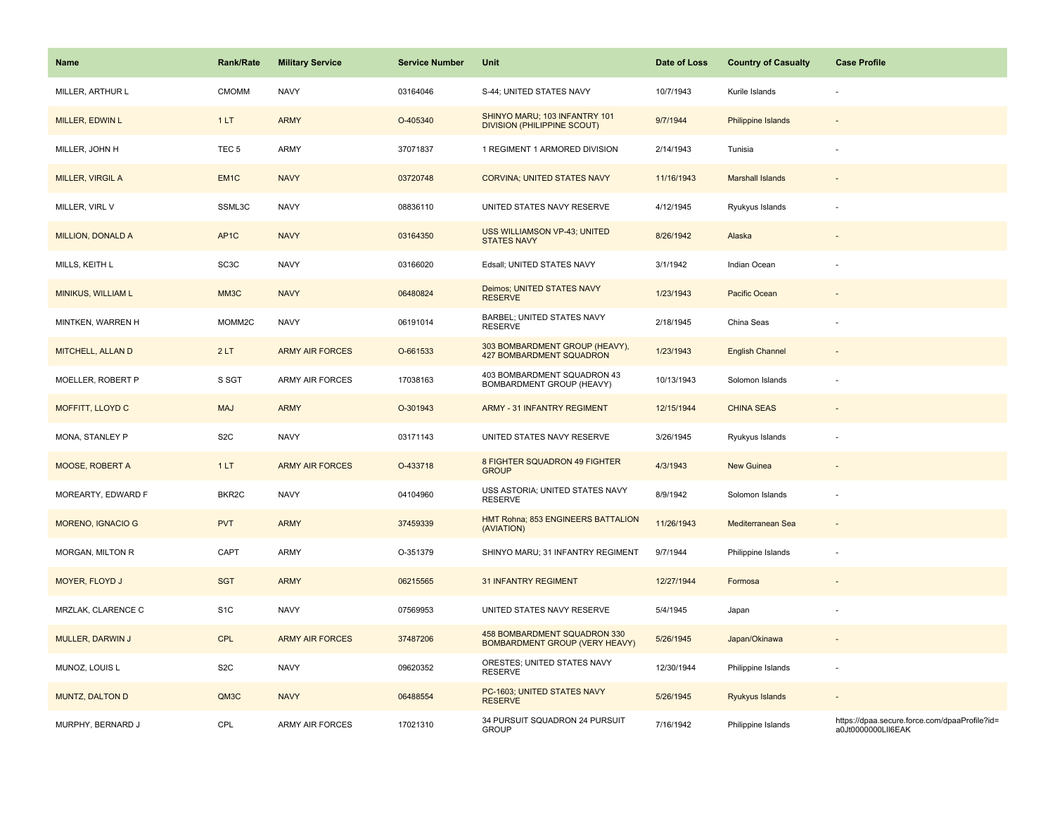| Name | Rank/Rate | Military Service | Service Number | Unit | Date of Loss | Country of Casualty | Case Profile |
|---|---|---|---|---|---|---|---|
| MILLER, ARTHUR L | CMOMM | NAVY | 03164046 | S-44; UNITED STATES NAVY | 10/7/1943 | Kurile Islands | - |
| MILLER, EDWIN L | 1 LT | ARMY | O-405340 | SHINYO MARU; 103 INFANTRY 101 DIVISION (PHILIPPINE SCOUT) | 9/7/1944 | Philippine Islands | - |
| MILLER, JOHN H | TEC 5 | ARMY | 37071837 | 1 REGIMENT 1 ARMORED DIVISION | 2/14/1943 | Tunisia | - |
| MILLER, VIRGIL A | EM1C | NAVY | 03720748 | CORVINA; UNITED STATES NAVY | 11/16/1943 | Marshall Islands | - |
| MILLER, VIRL V | SSML3C | NAVY | 08836110 | UNITED STATES NAVY RESERVE | 4/12/1945 | Ryukyus Islands | - |
| MILLION, DONALD A | AP1C | NAVY | 03164350 | USS WILLIAMSON VP-43; UNITED STATES NAVY | 8/26/1942 | Alaska | - |
| MILLS, KEITH L | SC3C | NAVY | 03166020 | Edsall; UNITED STATES NAVY | 3/1/1942 | Indian Ocean | - |
| MINIKUS, WILLIAM L | MM3C | NAVY | 06480824 | Deimos; UNITED STATES NAVY RESERVE | 1/23/1943 | Pacific Ocean | - |
| MINTKEN, WARREN H | MOMM2C | NAVY | 06191014 | BARBEL; UNITED STATES NAVY RESERVE | 2/18/1945 | China Seas | - |
| MITCHELL, ALLAN D | 2 LT | ARMY AIR FORCES | O-661533 | 303 BOMBARDMENT GROUP (HEAVY), 427 BOMBARDMENT SQUADRON | 1/23/1943 | English Channel | - |
| MOELLER, ROBERT P | S SGT | ARMY AIR FORCES | 17038163 | 403 BOMBARDMENT SQUADRON 43 BOMBARDMENT GROUP (HEAVY) | 10/13/1943 | Solomon Islands | - |
| MOFFITT, LLOYD C | MAJ | ARMY | O-301943 | ARMY - 31 INFANTRY REGIMENT | 12/15/1944 | CHINA SEAS | - |
| MONA, STANLEY P | S2C | NAVY | 03171143 | UNITED STATES NAVY RESERVE | 3/26/1945 | Ryukyus Islands | - |
| MOOSE, ROBERT A | 1 LT | ARMY AIR FORCES | O-433718 | 8 FIGHTER SQUADRON 49 FIGHTER GROUP | 4/3/1943 | New Guinea | - |
| MOREARTY, EDWARD F | BKR2C | NAVY | 04104960 | USS ASTORIA; UNITED STATES NAVY RESERVE | 8/9/1942 | Solomon Islands | - |
| MORENO, IGNACIO G | PVT | ARMY | 37459339 | HMT Rohna; 853 ENGINEERS BATTALION (AVIATION) | 11/26/1943 | Mediterranean Sea | - |
| MORGAN, MILTON R | CAPT | ARMY | O-351379 | SHINYO MARU; 31 INFANTRY REGIMENT | 9/7/1944 | Philippine Islands | - |
| MOYER, FLOYD J | SGT | ARMY | 06215565 | 31 INFANTRY REGIMENT | 12/27/1944 | Formosa | - |
| MRZLAK, CLARENCE C | S1C | NAVY | 07569953 | UNITED STATES NAVY RESERVE | 5/4/1945 | Japan | - |
| MULLER, DARWIN J | CPL | ARMY AIR FORCES | 37487206 | 458 BOMBARDMENT SQUADRON 330 BOMBARDMENT GROUP (VERY HEAVY) | 5/26/1945 | Japan/Okinawa | - |
| MUNOZ, LOUIS L | S2C | NAVY | 09620352 | ORESTES; UNITED STATES NAVY RESERVE | 12/30/1944 | Philippine Islands | - |
| MUNTZ, DALTON D | QM3C | NAVY | 06488554 | PC-1603; UNITED STATES NAVY RESERVE | 5/26/1945 | Ryukyus Islands | - |
| MURPHY, BERNARD J | CPL | ARMY AIR FORCES | 17021310 | 34 PURSUIT SQUADRON 24 PURSUIT GROUP | 7/16/1942 | Philippine Islands | https://dpaa.secure.force.com/dpaaProfile?id=a0Jt0000000LlI6EAK |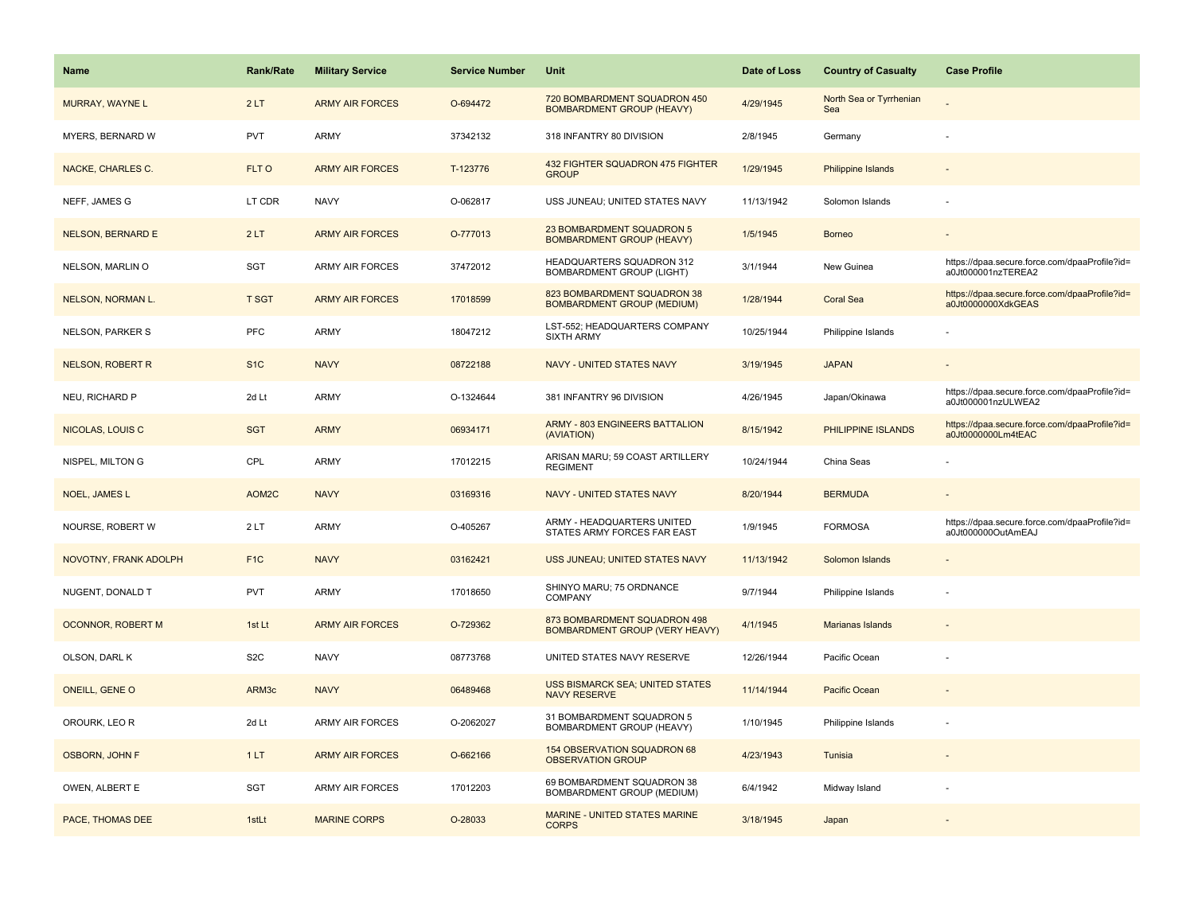| Name | Rank/Rate | Military Service | Service Number | Unit | Date of Loss | Country of Casualty | Case Profile |
|---|---|---|---|---|---|---|---|
| MURRAY, WAYNE L | 2 LT | ARMY AIR FORCES | O-694472 | 720 BOMBARDMENT SQUADRON 450 BOMBARDMENT GROUP (HEAVY) | 4/29/1945 | North Sea or Tyrrhenian Sea | - |
| MYERS, BERNARD W | PVT | ARMY | 37342132 | 318 INFANTRY 80 DIVISION | 2/8/1945 | Germany | - |
| NACKE, CHARLES C. | FLT O | ARMY AIR FORCES | T-123776 | 432 FIGHTER SQUADRON 475 FIGHTER GROUP | 1/29/1945 | Philippine Islands | - |
| NEFF, JAMES G | LT CDR | NAVY | O-062817 | USS JUNEAU; UNITED STATES NAVY | 11/13/1942 | Solomon Islands | - |
| NELSON, BERNARD E | 2 LT | ARMY AIR FORCES | O-777013 | 23 BOMBARDMENT SQUADRON 5 BOMBARDMENT GROUP (HEAVY) | 1/5/1945 | Borneo | - |
| NELSON, MARLIN O | SGT | ARMY AIR FORCES | 37472012 | HEADQUARTERS SQUADRON 312 BOMBARDMENT GROUP (LIGHT) | 3/1/1944 | New Guinea | https://dpaa.secure.force.com/dpaaProfile?id=a0Jt000001nzTEREA2 |
| NELSON, NORMAN L. | T SGT | ARMY AIR FORCES | 17018599 | 823 BOMBARDMENT SQUADRON 38 BOMBARDMENT GROUP (MEDIUM) | 1/28/1944 | Coral Sea | https://dpaa.secure.force.com/dpaaProfile?id=a0Jt0000000XdkGEAS |
| NELSON, PARKER S | PFC | ARMY | 18047212 | LST-552; HEADQUARTERS COMPANY SIXTH ARMY | 10/25/1944 | Philippine Islands | - |
| NELSON, ROBERT R | S1C | NAVY | 08722188 | NAVY - UNITED STATES NAVY | 3/19/1945 | JAPAN | - |
| NEU, RICHARD P | 2d Lt | ARMY | O-1324644 | 381 INFANTRY 96 DIVISION | 4/26/1945 | Japan/Okinawa | https://dpaa.secure.force.com/dpaaProfile?id=a0Jt000001nzULWEA2 |
| NICOLAS, LOUIS C | SGT | ARMY | 06934171 | ARMY - 803 ENGINEERS BATTALION (AVIATION) | 8/15/1942 | PHILIPPINE ISLANDS | https://dpaa.secure.force.com/dpaaProfile?id=a0Jt0000000Lm4tEAC |
| NISPEL, MILTON G | CPL | ARMY | 17012215 | ARISAN MARU; 59 COAST ARTILLERY REGIMENT | 10/24/1944 | China Seas | - |
| NOEL, JAMES L | AOM2C | NAVY | 03169316 | NAVY - UNITED STATES NAVY | 8/20/1944 | BERMUDA | - |
| NOURSE, ROBERT W | 2 LT | ARMY | O-405267 | ARMY - HEADQUARTERS UNITED STATES ARMY FORCES FAR EAST | 1/9/1945 | FORMOSA | https://dpaa.secure.force.com/dpaaProfile?id=a0Jt000000OutAmEAJ |
| NOVOTNY, FRANK ADOLPH | F1C | NAVY | 03162421 | USS JUNEAU; UNITED STATES NAVY | 11/13/1942 | Solomon Islands | - |
| NUGENT, DONALD T | PVT | ARMY | 17018650 | SHINYO MARU; 75 ORDNANCE COMPANY | 9/7/1944 | Philippine Islands | - |
| OCONNOR, ROBERT M | 1st Lt | ARMY AIR FORCES | O-729362 | 873 BOMBARDMENT SQUADRON 498 BOMBARDMENT GROUP (VERY HEAVY) | 4/1/1945 | Marianas Islands | - |
| OLSON, DARL K | S2C | NAVY | 08773768 | UNITED STATES NAVY RESERVE | 12/26/1944 | Pacific Ocean | - |
| ONEILL, GENE O | ARM3c | NAVY | 06489468 | USS BISMARCK SEA; UNITED STATES NAVY RESERVE | 11/14/1944 | Pacific Ocean | - |
| OROURK, LEO R | 2d Lt | ARMY AIR FORCES | O-2062027 | 31 BOMBARDMENT SQUADRON 5 BOMBARDMENT GROUP (HEAVY) | 1/10/1945 | Philippine Islands | - |
| OSBORN, JOHN F | 1 LT | ARMY AIR FORCES | O-662166 | 154 OBSERVATION SQUADRON 68 OBSERVATION GROUP | 4/23/1943 | Tunisia | - |
| OWEN, ALBERT E | SGT | ARMY AIR FORCES | 17012203 | 69 BOMBARDMENT SQUADRON 38 BOMBARDMENT GROUP (MEDIUM) | 6/4/1942 | Midway Island | - |
| PACE, THOMAS DEE | 1stLt | MARINE CORPS | O-28033 | MARINE - UNITED STATES MARINE CORPS | 3/18/1945 | Japan | - |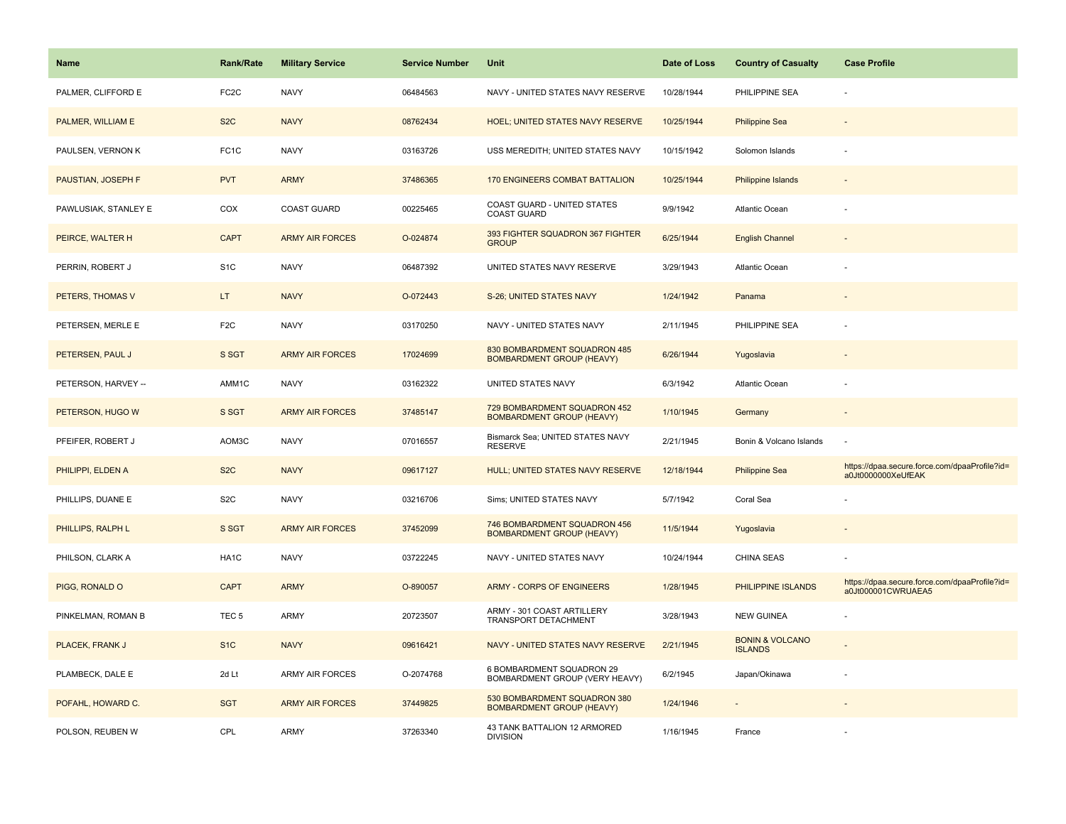| Name | Rank/Rate | Military Service | Service Number | Unit | Date of Loss | Country of Casualty | Case Profile |
|---|---|---|---|---|---|---|---|
| PALMER, CLIFFORD E | FC2C | NAVY | 06484563 | NAVY - UNITED STATES NAVY RESERVE | 10/28/1944 | PHILIPPINE SEA | - |
| PALMER, WILLIAM E | S2C | NAVY | 08762434 | HOEL; UNITED STATES NAVY RESERVE | 10/25/1944 | Philippine Sea | - |
| PAULSEN, VERNON K | FC1C | NAVY | 03163726 | USS MEREDITH; UNITED STATES NAVY | 10/15/1942 | Solomon Islands | - |
| PAUSTIAN, JOSEPH F | PVT | ARMY | 37486365 | 170 ENGINEERS COMBAT BATTALION | 10/25/1944 | Philippine Islands | - |
| PAWLUSIAK, STANLEY E | COX | COAST GUARD | 00225465 | COAST GUARD - UNITED STATES COAST GUARD | 9/9/1942 | Atlantic Ocean | - |
| PEIRCE, WALTER H | CAPT | ARMY AIR FORCES | O-024874 | 393 FIGHTER SQUADRON 367 FIGHTER GROUP | 6/25/1944 | English Channel | - |
| PERRIN, ROBERT J | S1C | NAVY | 06487392 | UNITED STATES NAVY RESERVE | 3/29/1943 | Atlantic Ocean | - |
| PETERS, THOMAS V | LT | NAVY | O-072443 | S-26; UNITED STATES NAVY | 1/24/1942 | Panama | - |
| PETERSEN, MERLE E | F2C | NAVY | 03170250 | NAVY - UNITED STATES NAVY | 2/11/1945 | PHILIPPINE SEA | - |
| PETERSEN, PAUL J | S SGT | ARMY AIR FORCES | 17024699 | 830 BOMBARDMENT SQUADRON 485 BOMBARDMENT GROUP (HEAVY) | 6/26/1944 | Yugoslavia | - |
| PETERSON, HARVEY -- | AMM1C | NAVY | 03162322 | UNITED STATES NAVY | 6/3/1942 | Atlantic Ocean | - |
| PETERSON, HUGO W | S SGT | ARMY AIR FORCES | 37485147 | 729 BOMBARDMENT SQUADRON 452 BOMBARDMENT GROUP (HEAVY) | 1/10/1945 | Germany | - |
| PFEIFER, ROBERT J | AOM3C | NAVY | 07016557 | Bismarck Sea; UNITED STATES NAVY RESERVE | 2/21/1945 | Bonin & Volcano Islands | - |
| PHILIPPI, ELDEN A | S2C | NAVY | 09617127 | HULL; UNITED STATES NAVY RESERVE | 12/18/1944 | Philippine Sea | https://dpaa.secure.force.com/dpaaProfile?id=a0Jt0000000XeUfEAK |
| PHILLIPS, DUANE E | S2C | NAVY | 03216706 | Sims; UNITED STATES NAVY | 5/7/1942 | Coral Sea | - |
| PHILLIPS, RALPH L | S SGT | ARMY AIR FORCES | 37452099 | 746 BOMBARDMENT SQUADRON 456 BOMBARDMENT GROUP (HEAVY) | 11/5/1944 | Yugoslavia | - |
| PHILSON, CLARK A | HA1C | NAVY | 03722245 | NAVY - UNITED STATES NAVY | 10/24/1944 | CHINA SEAS | - |
| PIGG, RONALD O | CAPT | ARMY | O-890057 | ARMY - CORPS OF ENGINEERS | 1/28/1945 | PHILIPPINE ISLANDS | https://dpaa.secure.force.com/dpaaProfile?id=a0Jt000001CWRUAEA5 |
| PINKELMAN, ROMAN B | TEC 5 | ARMY | 20723507 | ARMY - 301 COAST ARTILLERY TRANSPORT DETACHMENT | 3/28/1943 | NEW GUINEA | - |
| PLACEK, FRANK J | S1C | NAVY | 09616421 | NAVY - UNITED STATES NAVY RESERVE | 2/21/1945 | BONIN & VOLCANO ISLANDS | - |
| PLAMBECK, DALE E | 2d Lt | ARMY AIR FORCES | O-2074768 | 6 BOMBARDMENT SQUADRON 29 BOMBARDMENT GROUP (VERY HEAVY) | 6/2/1945 | Japan/Okinawa | - |
| POFAHL, HOWARD C. | SGT | ARMY AIR FORCES | 37449825 | 530 BOMBARDMENT SQUADRON 380 BOMBARDMENT GROUP (HEAVY) | 1/24/1946 | - | - |
| POLSON, REUBEN W | CPL | ARMY | 37263340 | 43 TANK BATTALION 12 ARMORED DIVISION | 1/16/1945 | France | - |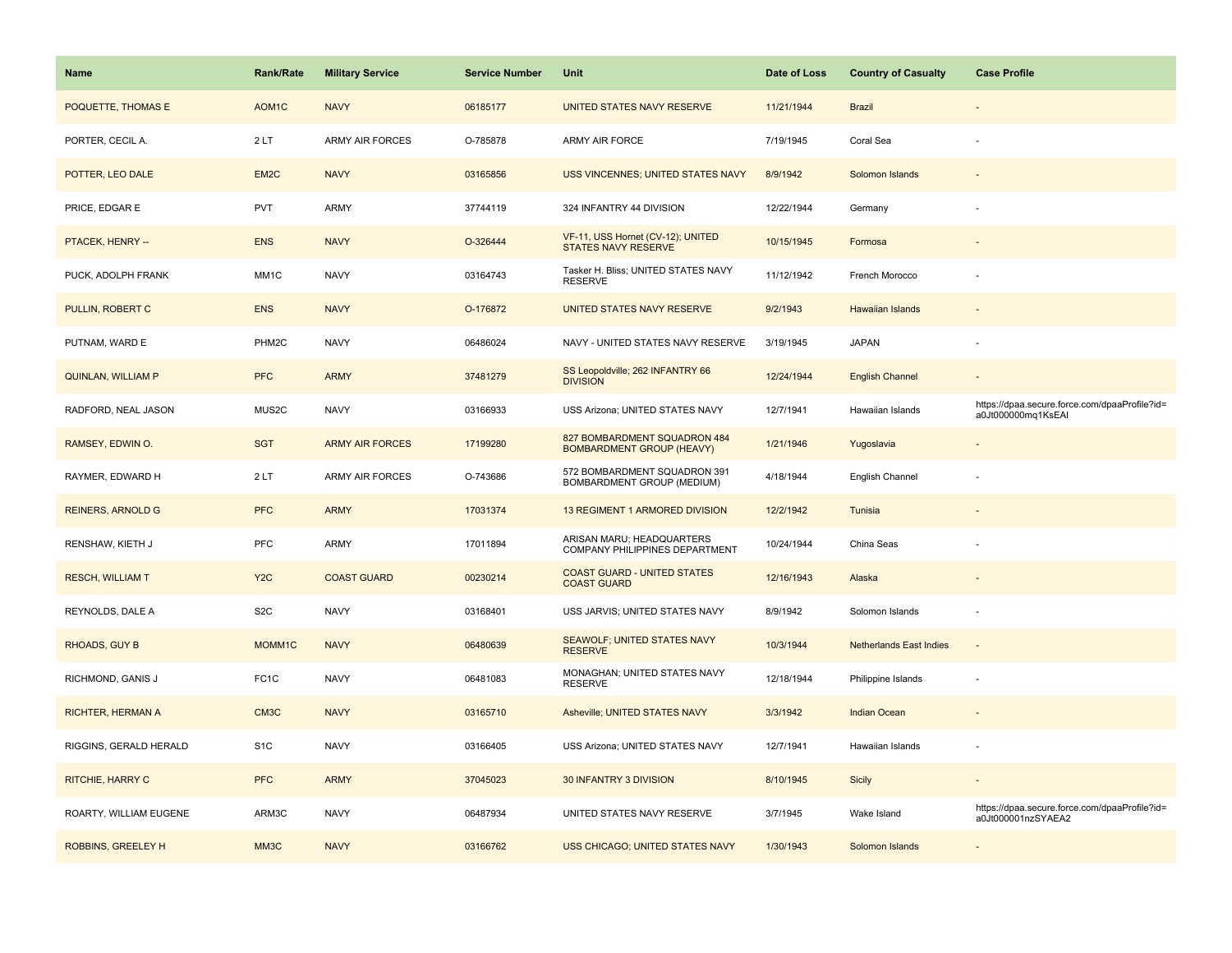| Name | Rank/Rate | Military Service | Service Number | Unit | Date of Loss | Country of Casualty | Case Profile |
|---|---|---|---|---|---|---|---|
| POQUETTE, THOMAS E | AOM1C | NAVY | 06185177 | UNITED STATES NAVY RESERVE | 11/21/1944 | Brazil | - |
| PORTER, CECIL A. | 2 LT | ARMY AIR FORCES | O-785878 | ARMY AIR FORCE | 7/19/1945 | Coral Sea | - |
| POTTER, LEO DALE | EM2C | NAVY | 03165856 | USS VINCENNES; UNITED STATES NAVY | 8/9/1942 | Solomon Islands | - |
| PRICE, EDGAR E | PVT | ARMY | 37744119 | 324 INFANTRY 44 DIVISION | 12/22/1944 | Germany | - |
| PTACEK, HENRY -- | ENS | NAVY | O-326444 | VF-11, USS Hornet (CV-12); UNITED STATES NAVY RESERVE | 10/15/1945 | Formosa | - |
| PUCK, ADOLPH FRANK | MM1C | NAVY | 03164743 | Tasker H. Bliss; UNITED STATES NAVY RESERVE | 11/12/1942 | French Morocco | - |
| PULLIN, ROBERT C | ENS | NAVY | O-176872 | UNITED STATES NAVY RESERVE | 9/2/1943 | Hawaiian Islands | - |
| PUTNAM, WARD E | PHM2C | NAVY | 06486024 | NAVY - UNITED STATES NAVY RESERVE | 3/19/1945 | JAPAN | - |
| QUINLAN, WILLIAM P | PFC | ARMY | 37481279 | SS Leopoldville; 262 INFANTRY 66 DIVISION | 12/24/1944 | English Channel | - |
| RADFORD, NEAL JASON | MUS2C | NAVY | 03166933 | USS Arizona; UNITED STATES NAVY | 12/7/1941 | Hawaiian Islands | https://dpaa.secure.force.com/dpaaProfile?id=a0Jt000000mq1KsEAI |
| RAMSEY, EDWIN O. | SGT | ARMY AIR FORCES | 17199280 | 827 BOMBARDMENT SQUADRON 484 BOMBARDMENT GROUP (HEAVY) | 1/21/1946 | Yugoslavia | - |
| RAYMER, EDWARD H | 2 LT | ARMY AIR FORCES | O-743686 | 572 BOMBARDMENT SQUADRON 391 BOMBARDMENT GROUP (MEDIUM) | 4/18/1944 | English Channel | - |
| REINERS, ARNOLD G | PFC | ARMY | 17031374 | 13 REGIMENT 1 ARMORED DIVISION | 12/2/1942 | Tunisia | - |
| RENSHAW, KIETH J | PFC | ARMY | 17011894 | ARISAN MARU; HEADQUARTERS COMPANY PHILIPPINES DEPARTMENT | 10/24/1944 | China Seas | - |
| RESCH, WILLIAM T | Y2C | COAST GUARD | 00230214 | COAST GUARD - UNITED STATES COAST GUARD | 12/16/1943 | Alaska | - |
| REYNOLDS, DALE A | S2C | NAVY | 03168401 | USS JARVIS; UNITED STATES NAVY | 8/9/1942 | Solomon Islands | - |
| RHOADS, GUY B | MOMM1C | NAVY | 06480639 | SEAWOLF; UNITED STATES NAVY RESERVE | 10/3/1944 | Netherlands East Indies | - |
| RICHMOND, GANIS J | FC1C | NAVY | 06481083 | MONAGHAN; UNITED STATES NAVY RESERVE | 12/18/1944 | Philippine Islands | - |
| RICHTER, HERMAN A | CM3C | NAVY | 03165710 | Asheville; UNITED STATES NAVY | 3/3/1942 | Indian Ocean | - |
| RIGGINS, GERALD HERALD | S1C | NAVY | 03166405 | USS Arizona; UNITED STATES NAVY | 12/7/1941 | Hawaiian Islands | - |
| RITCHIE, HARRY C | PFC | ARMY | 37045023 | 30 INFANTRY 3 DIVISION | 8/10/1945 | Sicily | - |
| ROARTY, WILLIAM EUGENE | ARM3C | NAVY | 06487934 | UNITED STATES NAVY RESERVE | 3/7/1945 | Wake Island | https://dpaa.secure.force.com/dpaaProfile?id=a0Jt000001nzSYAEA2 |
| ROBBINS, GREELEY H | MM3C | NAVY | 03166762 | USS CHICAGO; UNITED STATES NAVY | 1/30/1943 | Solomon Islands | - |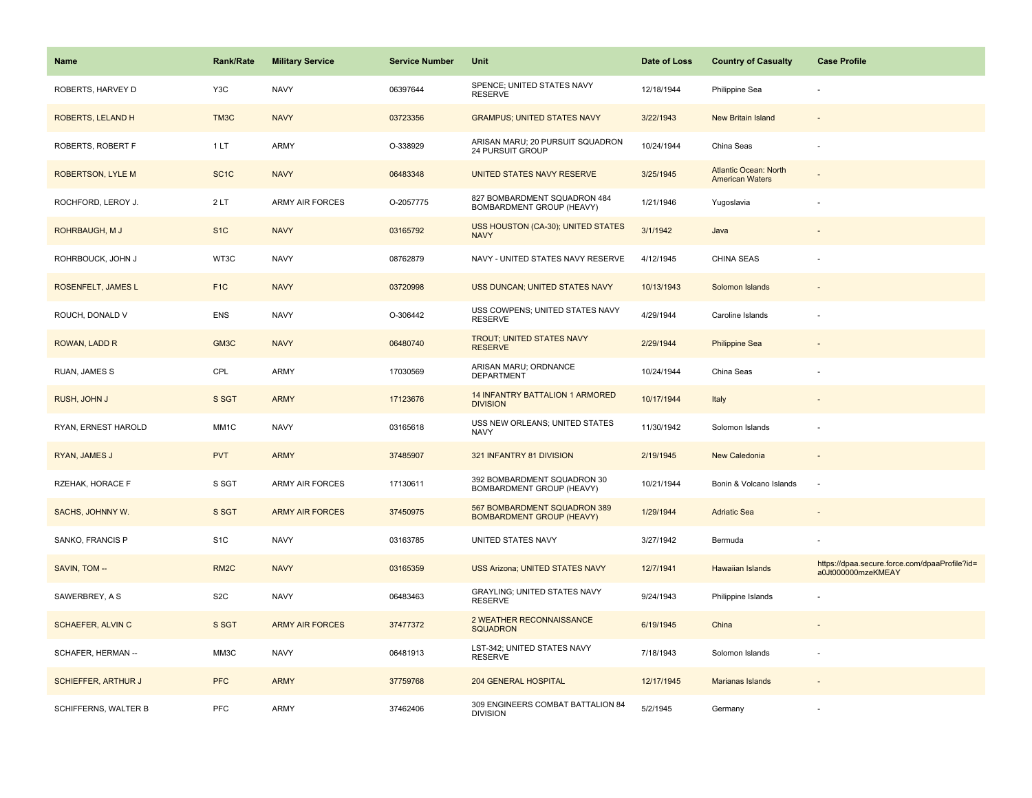| Name | Rank/Rate | Military Service | Service Number | Unit | Date of Loss | Country of Casualty | Case Profile |
|---|---|---|---|---|---|---|---|
| ROBERTS, HARVEY D | Y3C | NAVY | 06397644 | SPENCE; UNITED STATES NAVY RESERVE | 12/18/1944 | Philippine Sea | - |
| ROBERTS, LELAND H | TM3C | NAVY | 03723356 | GRAMPUS; UNITED STATES NAVY | 3/22/1943 | New Britain Island | - |
| ROBERTS, ROBERT F | 1 LT | ARMY | O-338929 | ARISAN MARU; 20 PURSUIT SQUADRON 24 PURSUIT GROUP | 10/24/1944 | China Seas | - |
| ROBERTSON, LYLE M | SC1C | NAVY | 06483348 | UNITED STATES NAVY RESERVE | 3/25/1945 | Atlantic Ocean: North American Waters | - |
| ROCHFORD, LEROY J. | 2 LT | ARMY AIR FORCES | O-2057775 | 827 BOMBARDMENT SQUADRON 484 BOMBARDMENT GROUP (HEAVY) | 1/21/1946 | Yugoslavia | - |
| ROHRBAUGH, M J | S1C | NAVY | 03165792 | USS HOUSTON (CA-30); UNITED STATES NAVY | 3/1/1942 | Java | - |
| ROHRBOUCK, JOHN J | WT3C | NAVY | 08762879 | NAVY - UNITED STATES NAVY RESERVE | 4/12/1945 | CHINA SEAS | - |
| ROSENFELT, JAMES L | F1C | NAVY | 03720998 | USS DUNCAN; UNITED STATES NAVY | 10/13/1943 | Solomon Islands | - |
| ROUCH, DONALD V | ENS | NAVY | O-306442 | USS COWPENS; UNITED STATES NAVY RESERVE | 4/29/1944 | Caroline Islands | - |
| ROWAN, LADD R | GM3C | NAVY | 06480740 | TROUT; UNITED STATES NAVY RESERVE | 2/29/1944 | Philippine Sea | - |
| RUAN, JAMES S | CPL | ARMY | 17030569 | ARISAN MARU; ORDNANCE DEPARTMENT | 10/24/1944 | China Seas | - |
| RUSH, JOHN J | S SGT | ARMY | 17123676 | 14 INFANTRY BATTALION 1 ARMORED DIVISION | 10/17/1944 | Italy | - |
| RYAN, ERNEST HAROLD | MM1C | NAVY | 03165618 | USS NEW ORLEANS; UNITED STATES NAVY | 11/30/1942 | Solomon Islands | - |
| RYAN, JAMES J | PVT | ARMY | 37485907 | 321 INFANTRY 81 DIVISION | 2/19/1945 | New Caledonia | - |
| RZEHAK, HORACE F | S SGT | ARMY AIR FORCES | 17130611 | 392 BOMBARDMENT SQUADRON 30 BOMBARDMENT GROUP (HEAVY) | 10/21/1944 | Bonin & Volcano Islands | - |
| SACHS, JOHNNY W. | S SGT | ARMY AIR FORCES | 37450975 | 567 BOMBARDMENT SQUADRON 389 BOMBARDMENT GROUP (HEAVY) | 1/29/1944 | Adriatic Sea | - |
| SANKO, FRANCIS P | S1C | NAVY | 03163785 | UNITED STATES NAVY | 3/27/1942 | Bermuda | - |
| SAVIN, TOM -- | RM2C | NAVY | 03165359 | USS Arizona; UNITED STATES NAVY | 12/7/1941 | Hawaiian Islands | https://dpaa.secure.force.com/dpaaProfile?id=a0Jt000000mzeKMEAY |
| SAWERBREY, A S | S2C | NAVY | 06483463 | GRAYLING; UNITED STATES NAVY RESERVE | 9/24/1943 | Philippine Islands | - |
| SCHAEFER, ALVIN C | S SGT | ARMY AIR FORCES | 37477372 | 2 WEATHER RECONNAISSANCE SQUADRON | 6/19/1945 | China | - |
| SCHAFER, HERMAN -- | MM3C | NAVY | 06481913 | LST-342; UNITED STATES NAVY RESERVE | 7/18/1943 | Solomon Islands | - |
| SCHIEFFER, ARTHUR J | PFC | ARMY | 37759768 | 204 GENERAL HOSPITAL | 12/17/1945 | Marianas Islands | - |
| SCHIFFERNS, WALTER B | PFC | ARMY | 37462406 | 309 ENGINEERS COMBAT BATTALION 84 DIVISION | 5/2/1945 | Germany | - |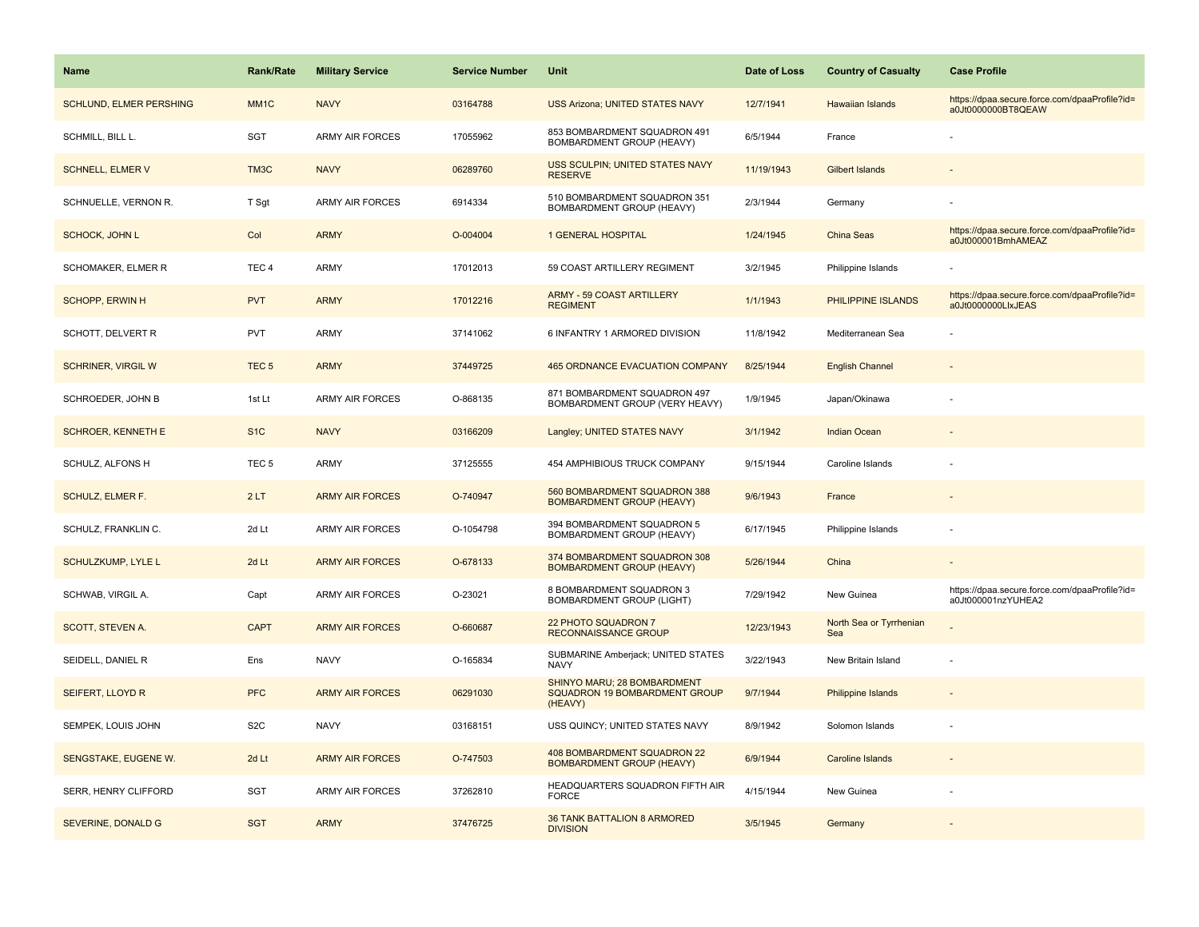| Name | Rank/Rate | Military Service | Service Number | Unit | Date of Loss | Country of Casualty | Case Profile |
|---|---|---|---|---|---|---|---|
| SCHLUND, ELMER PERSHING | MM1C | NAVY | 03164788 | USS Arizona; UNITED STATES NAVY | 12/7/1941 | Hawaiian Islands | https://dpaa.secure.force.com/dpaaProfile?id=a0Jt0000000BT8QEAW |
| SCHMILL, BILL L. | SGT | ARMY AIR FORCES | 17055962 | 853 BOMBARDMENT SQUADRON 491 BOMBARDMENT GROUP (HEAVY) | 6/5/1944 | France | - |
| SCHNELL, ELMER V | TM3C | NAVY | 06289760 | USS SCULPIN; UNITED STATES NAVY RESERVE | 11/19/1943 | Gilbert Islands | - |
| SCHNUELLE, VERNON R. | T Sgt | ARMY AIR FORCES | 6914334 | 510 BOMBARDMENT SQUADRON 351 BOMBARDMENT GROUP (HEAVY) | 2/3/1944 | Germany | - |
| SCHOCK, JOHN L | Col | ARMY | O-004004 | 1 GENERAL HOSPITAL | 1/24/1945 | China Seas | https://dpaa.secure.force.com/dpaaProfile?id=a0Jt000001BmhAMEAZ |
| SCHOMAKER, ELMER R | TEC 4 | ARMY | 17012013 | 59 COAST ARTILLERY REGIMENT | 3/2/1945 | Philippine Islands | - |
| SCHOPP, ERWIN H | PVT | ARMY | 17012216 | ARMY - 59 COAST ARTILLERY REGIMENT | 1/1/1943 | PHILIPPINE ISLANDS | https://dpaa.secure.force.com/dpaaProfile?id=a0Jt0000000LlxJEAS |
| SCHOTT, DELVERT R | PVT | ARMY | 37141062 | 6 INFANTRY 1 ARMORED DIVISION | 11/8/1942 | Mediterranean Sea | - |
| SCHRINER, VIRGIL W | TEC 5 | ARMY | 37449725 | 465 ORDNANCE EVACUATION COMPANY | 8/25/1944 | English Channel | - |
| SCHROEDER, JOHN B | 1st Lt | ARMY AIR FORCES | O-868135 | 871 BOMBARDMENT SQUADRON 497 BOMBARDMENT GROUP (VERY HEAVY) | 1/9/1945 | Japan/Okinawa | - |
| SCHROER, KENNETH E | S1C | NAVY | 03166209 | Langley; UNITED STATES NAVY | 3/1/1942 | Indian Ocean | - |
| SCHULZ, ALFONS H | TEC 5 | ARMY | 37125555 | 454 AMPHIBIOUS TRUCK COMPANY | 9/15/1944 | Caroline Islands | - |
| SCHULZ, ELMER F. | 2 LT | ARMY AIR FORCES | O-740947 | 560 BOMBARDMENT SQUADRON 388 BOMBARDMENT GROUP (HEAVY) | 9/6/1943 | France | - |
| SCHULZ, FRANKLIN C. | 2d Lt | ARMY AIR FORCES | O-1054798 | 394 BOMBARDMENT SQUADRON 5 BOMBARDMENT GROUP (HEAVY) | 6/17/1945 | Philippine Islands | - |
| SCHULZKUMP, LYLE L | 2d Lt | ARMY AIR FORCES | O-678133 | 374 BOMBARDMENT SQUADRON 308 BOMBARDMENT GROUP (HEAVY) | 5/26/1944 | China | - |
| SCHWAB, VIRGIL A. | Capt | ARMY AIR FORCES | O-23021 | 8 BOMBARDMENT SQUADRON 3 BOMBARDMENT GROUP (LIGHT) | 7/29/1942 | New Guinea | https://dpaa.secure.force.com/dpaaProfile?id=a0Jt000001nzYUHEA2 |
| SCOTT, STEVEN A. | CAPT | ARMY AIR FORCES | O-660687 | 22 PHOTO SQUADRON 7 RECONNAISSANCE GROUP | 12/23/1943 | North Sea or Tyrrhenian Sea | - |
| SEIDELL, DANIEL R | Ens | NAVY | O-165834 | SUBMARINE Amberjack; UNITED STATES NAVY | 3/22/1943 | New Britain Island | - |
| SEIFERT, LLOYD R | PFC | ARMY AIR FORCES | 06291030 | SHINYO MARU; 28 BOMBARDMENT SQUADRON 19 BOMBARDMENT GROUP (HEAVY) | 9/7/1944 | Philippine Islands | - |
| SEMPEK, LOUIS JOHN | S2C | NAVY | 03168151 | USS QUINCY; UNITED STATES NAVY | 8/9/1942 | Solomon Islands | - |
| SENGSTAKE, EUGENE W. | 2d Lt | ARMY AIR FORCES | O-747503 | 408 BOMBARDMENT SQUADRON 22 BOMBARDMENT GROUP (HEAVY) | 6/9/1944 | Caroline Islands | - |
| SERR, HENRY CLIFFORD | SGT | ARMY AIR FORCES | 37262810 | HEADQUARTERS SQUADRON FIFTH AIR FORCE | 4/15/1944 | New Guinea | - |
| SEVERINE, DONALD G | SGT | ARMY | 37476725 | 36 TANK BATTALION 8 ARMORED DIVISION | 3/5/1945 | Germany | - |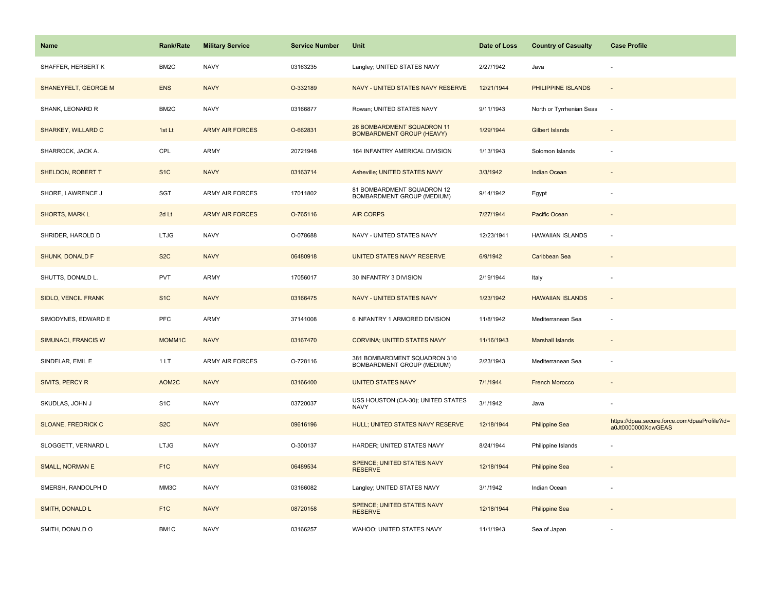| Name | Rank/Rate | Military Service | Service Number | Unit | Date of Loss | Country of Casualty | Case Profile |
|---|---|---|---|---|---|---|---|
| SHAFFER, HERBERT K | BM2C | NAVY | 03163235 | Langley; UNITED STATES NAVY | 2/27/1942 | Java | - |
| SHANEYFELT, GEORGE M | ENS | NAVY | O-332189 | NAVY - UNITED STATES NAVY RESERVE | 12/21/1944 | PHILIPPINE ISLANDS | - |
| SHANK, LEONARD R | BM2C | NAVY | 03166877 | Rowan; UNITED STATES NAVY | 9/11/1943 | North or Tyrrhenian Seas | - |
| SHARKEY, WILLARD C | 1st Lt | ARMY AIR FORCES | O-662831 | 26 BOMBARDMENT SQUADRON 11 BOMBARDMENT GROUP (HEAVY) | 1/29/1944 | Gilbert Islands | - |
| SHARROCK, JACK A. | CPL | ARMY | 20721948 | 164 INFANTRY AMERICAL DIVISION | 1/13/1943 | Solomon Islands | - |
| SHELDON, ROBERT T | S1C | NAVY | 03163714 | Asheville; UNITED STATES NAVY | 3/3/1942 | Indian Ocean | - |
| SHORE, LAWRENCE J | SGT | ARMY AIR FORCES | 17011802 | 81 BOMBARDMENT SQUADRON 12 BOMBARDMENT GROUP (MEDIUM) | 9/14/1942 | Egypt | - |
| SHORTS, MARK L | 2d Lt | ARMY AIR FORCES | O-765116 | AIR CORPS | 7/27/1944 | Pacific Ocean | - |
| SHRIDER, HAROLD D | LTJG | NAVY | O-078688 | NAVY - UNITED STATES NAVY | 12/23/1941 | HAWAIIAN ISLANDS | - |
| SHUNK, DONALD F | S2C | NAVY | 06480918 | UNITED STATES NAVY RESERVE | 6/9/1942 | Caribbean Sea | - |
| SHUTTS, DONALD L. | PVT | ARMY | 17056017 | 30 INFANTRY 3 DIVISION | 2/19/1944 | Italy | - |
| SIDLO, VENCIL FRANK | S1C | NAVY | 03166475 | NAVY - UNITED STATES NAVY | 1/23/1942 | HAWAIIAN ISLANDS | - |
| SIMODYNES, EDWARD E | PFC | ARMY | 37141008 | 6 INFANTRY 1 ARMORED DIVISION | 11/8/1942 | Mediterranean Sea | - |
| SIMUNACI, FRANCIS W | MOMM1C | NAVY | 03167470 | CORVINA; UNITED STATES NAVY | 11/16/1943 | Marshall Islands | - |
| SINDELAR, EMIL E | 1 LT | ARMY AIR FORCES | O-728116 | 381 BOMBARDMENT SQUADRON 310 BOMBARDMENT GROUP (MEDIUM) | 2/23/1943 | Mediterranean Sea | - |
| SIVITS, PERCY R | AOM2C | NAVY | 03166400 | UNITED STATES NAVY | 7/1/1944 | French Morocco | - |
| SKUDLAS, JOHN J | S1C | NAVY | 03720037 | USS HOUSTON (CA-30); UNITED STATES NAVY | 3/1/1942 | Java | - |
| SLOANE, FREDRICK C | S2C | NAVY | 09616196 | HULL; UNITED STATES NAVY RESERVE | 12/18/1944 | Philippine Sea | https://dpaa.secure.force.com/dpaaProfile?id=a0Jt0000000XdwGEAS |
| SLOGGETT, VERNARD L | LTJG | NAVY | O-300137 | HARDER; UNITED STATES NAVY | 8/24/1944 | Philippine Islands | - |
| SMALL, NORMAN E | F1C | NAVY | 06489534 | SPENCE; UNITED STATES NAVY RESERVE | 12/18/1944 | Philippine Sea | - |
| SMERSH, RANDOLPH D | MM3C | NAVY | 03166082 | Langley; UNITED STATES NAVY | 3/1/1942 | Indian Ocean | - |
| SMITH, DONALD L | F1C | NAVY | 08720158 | SPENCE; UNITED STATES NAVY RESERVE | 12/18/1944 | Philippine Sea | - |
| SMITH, DONALD O | BM1C | NAVY | 03166257 | WAHOO; UNITED STATES NAVY | 11/1/1943 | Sea of Japan | - |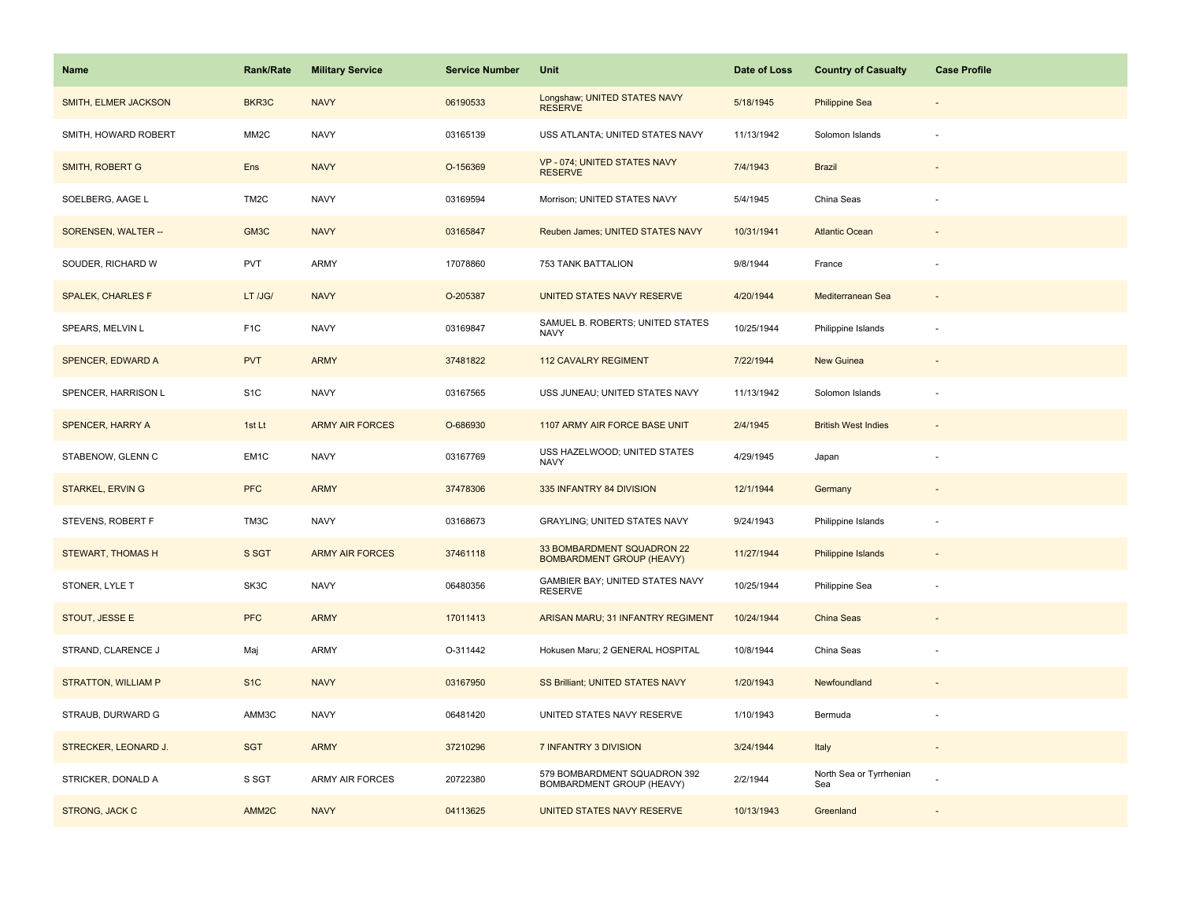| Name | Rank/Rate | Military Service | Service Number | Unit | Date of Loss | Country of Casualty | Case Profile |
| --- | --- | --- | --- | --- | --- | --- | --- |
| SMITH, ELMER JACKSON | BKR3C | NAVY | 06190533 | Longshaw; UNITED STATES NAVY RESERVE | 5/18/1945 | Philippine Sea | - |
| SMITH, HOWARD ROBERT | MM2C | NAVY | 03165139 | USS ATLANTA; UNITED STATES NAVY | 11/13/1942 | Solomon Islands | - |
| SMITH, ROBERT G | Ens | NAVY | O-156369 | VP - 074; UNITED STATES NAVY RESERVE | 7/4/1943 | Brazil | - |
| SOELBERG, AAGE L | TM2C | NAVY | 03169594 | Morrison; UNITED STATES NAVY | 5/4/1945 | China Seas | - |
| SORENSEN, WALTER -- | GM3C | NAVY | 03165847 | Reuben James; UNITED STATES NAVY | 10/31/1941 | Atlantic Ocean | - |
| SOUDER, RICHARD W | PVT | ARMY | 17078860 | 753 TANK BATTALION | 9/8/1944 | France | - |
| SPALEK, CHARLES F | LT /JG/ | NAVY | O-205387 | UNITED STATES NAVY RESERVE | 4/20/1944 | Mediterranean Sea | - |
| SPEARS, MELVIN L | F1C | NAVY | 03169847 | SAMUEL B. ROBERTS; UNITED STATES NAVY | 10/25/1944 | Philippine Islands | - |
| SPENCER, EDWARD A | PVT | ARMY | 37481822 | 112 CAVALRY REGIMENT | 7/22/1944 | New Guinea | - |
| SPENCER, HARRISON L | S1C | NAVY | 03167565 | USS JUNEAU; UNITED STATES NAVY | 11/13/1942 | Solomon Islands | - |
| SPENCER, HARRY A | 1st Lt | ARMY AIR FORCES | O-686930 | 1107 ARMY AIR FORCE BASE UNIT | 2/4/1945 | British West Indies | - |
| STABENOW, GLENN C | EM1C | NAVY | 03167769 | USS HAZELWOOD; UNITED STATES NAVY | 4/29/1945 | Japan | - |
| STARKEL, ERVIN G | PFC | ARMY | 37478306 | 335 INFANTRY 84 DIVISION | 12/1/1944 | Germany | - |
| STEVENS, ROBERT F | TM3C | NAVY | 03168673 | GRAYLING; UNITED STATES NAVY | 9/24/1943 | Philippine Islands | - |
| STEWART, THOMAS H | S SGT | ARMY AIR FORCES | 37461118 | 33 BOMBARDMENT SQUADRON 22 BOMBARDMENT GROUP (HEAVY) | 11/27/1944 | Philippine Islands | - |
| STONER, LYLE T | SK3C | NAVY | 06480356 | GAMBIER BAY; UNITED STATES NAVY RESERVE | 10/25/1944 | Philippine Sea | - |
| STOUT, JESSE E | PFC | ARMY | 17011413 | ARISAN MARU; 31 INFANTRY REGIMENT | 10/24/1944 | China Seas | - |
| STRAND, CLARENCE J | Maj | ARMY | O-311442 | Hokusen Maru; 2 GENERAL HOSPITAL | 10/8/1944 | China Seas | - |
| STRATTON, WILLIAM P | S1C | NAVY | 03167950 | SS Brilliant; UNITED STATES NAVY | 1/20/1943 | Newfoundland | - |
| STRAUB, DURWARD G | AMM3C | NAVY | 06481420 | UNITED STATES NAVY RESERVE | 1/10/1943 | Bermuda | - |
| STRECKER, LEONARD J. | SGT | ARMY | 37210296 | 7 INFANTRY 3 DIVISION | 3/24/1944 | Italy | - |
| STRICKER, DONALD A | S SGT | ARMY AIR FORCES | 20722380 | 579 BOMBARDMENT SQUADRON 392 BOMBARDMENT GROUP (HEAVY) | 2/2/1944 | North Sea or Tyrrhenian Sea | - |
| STRONG, JACK C | AMM2C | NAVY | 04113625 | UNITED STATES NAVY RESERVE | 10/13/1943 | Greenland | - |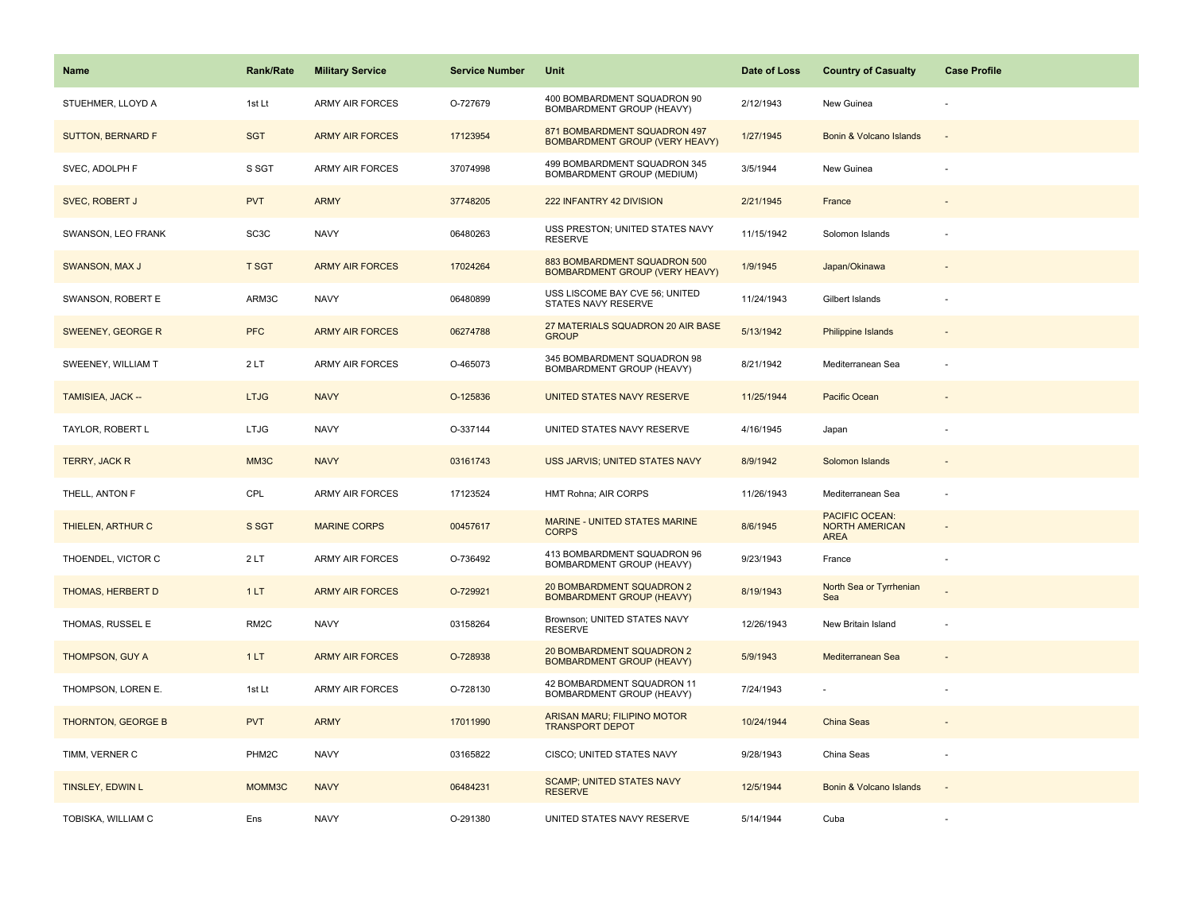| Name | Rank/Rate | Military Service | Service Number | Unit | Date of Loss | Country of Casualty | Case Profile |
|---|---|---|---|---|---|---|---|
| STUEHMER, LLOYD A | 1st Lt | ARMY AIR FORCES | O-727679 | 400 BOMBARDMENT SQUADRON 90 BOMBARDMENT GROUP (HEAVY) | 2/12/1943 | New Guinea | - |
| SUTTON, BERNARD F | SGT | ARMY AIR FORCES | 17123954 | 871 BOMBARDMENT SQUADRON 497 BOMBARDMENT GROUP (VERY HEAVY) | 1/27/1945 | Bonin & Volcano Islands | - |
| SVEC, ADOLPH F | S SGT | ARMY AIR FORCES | 37074998 | 499 BOMBARDMENT SQUADRON 345 BOMBARDMENT GROUP (MEDIUM) | 3/5/1944 | New Guinea | - |
| SVEC, ROBERT J | PVT | ARMY | 37748205 | 222 INFANTRY 42 DIVISION | 2/21/1945 | France | - |
| SWANSON, LEO FRANK | SC3C | NAVY | 06480263 | USS PRESTON; UNITED STATES NAVY RESERVE | 11/15/1942 | Solomon Islands | - |
| SWANSON, MAX J | T SGT | ARMY AIR FORCES | 17024264 | 883 BOMBARDMENT SQUADRON 500 BOMBARDMENT GROUP (VERY HEAVY) | 1/9/1945 | Japan/Okinawa | - |
| SWANSON, ROBERT E | ARM3C | NAVY | 06480899 | USS LISCOME BAY CVE 56; UNITED STATES NAVY RESERVE | 11/24/1943 | Gilbert Islands | - |
| SWEENEY, GEORGE R | PFC | ARMY AIR FORCES | 06274788 | 27 MATERIALS SQUADRON 20 AIR BASE GROUP | 5/13/1942 | Philippine Islands | - |
| SWEENEY, WILLIAM T | 2 LT | ARMY AIR FORCES | O-465073 | 345 BOMBARDMENT SQUADRON 98 BOMBARDMENT GROUP (HEAVY) | 8/21/1942 | Mediterranean Sea | - |
| TAMISIEA, JACK -- | LTJG | NAVY | O-125836 | UNITED STATES NAVY RESERVE | 11/25/1944 | Pacific Ocean | - |
| TAYLOR, ROBERT L | LTJG | NAVY | O-337144 | UNITED STATES NAVY RESERVE | 4/16/1945 | Japan | - |
| TERRY, JACK R | MM3C | NAVY | 03161743 | USS JARVIS; UNITED STATES NAVY | 8/9/1942 | Solomon Islands | - |
| THELL, ANTON F | CPL | ARMY AIR FORCES | 17123524 | HMT Rohna; AIR CORPS | 11/26/1943 | Mediterranean Sea | - |
| THIELEN, ARTHUR C | S SGT | MARINE CORPS | 00457617 | MARINE - UNITED STATES MARINE CORPS | 8/6/1945 | PACIFIC OCEAN: NORTH AMERICAN AREA | - |
| THOENDEL, VICTOR C | 2 LT | ARMY AIR FORCES | O-736492 | 413 BOMBARDMENT SQUADRON 96 BOMBARDMENT GROUP (HEAVY) | 9/23/1943 | France | - |
| THOMAS, HERBERT D | 1 LT | ARMY AIR FORCES | O-729921 | 20 BOMBARDMENT SQUADRON 2 BOMBARDMENT GROUP (HEAVY) | 8/19/1943 | North Sea or Tyrrhenian Sea | - |
| THOMAS, RUSSEL E | RM2C | NAVY | 03158264 | Brownson; UNITED STATES NAVY RESERVE | 12/26/1943 | New Britain Island | - |
| THOMPSON, GUY A | 1 LT | ARMY AIR FORCES | O-728938 | 20 BOMBARDMENT SQUADRON 2 BOMBARDMENT GROUP (HEAVY) | 5/9/1943 | Mediterranean Sea | - |
| THOMPSON, LOREN E. | 1st Lt | ARMY AIR FORCES | O-728130 | 42 BOMBARDMENT SQUADRON 11 BOMBARDMENT GROUP (HEAVY) | 7/24/1943 | - | - |
| THORNTON, GEORGE B | PVT | ARMY | 17011990 | ARISAN MARU; FILIPINO MOTOR TRANSPORT DEPOT | 10/24/1944 | China Seas | - |
| TIMM, VERNER C | PHM2C | NAVY | 03165822 | CISCO; UNITED STATES NAVY | 9/28/1943 | China Seas | - |
| TINSLEY, EDWIN L | MOMM3C | NAVY | 06484231 | SCAMP; UNITED STATES NAVY RESERVE | 12/5/1944 | Bonin & Volcano Islands | - |
| TOBISKA, WILLIAM C | Ens | NAVY | O-291380 | UNITED STATES NAVY RESERVE | 5/14/1944 | Cuba | - |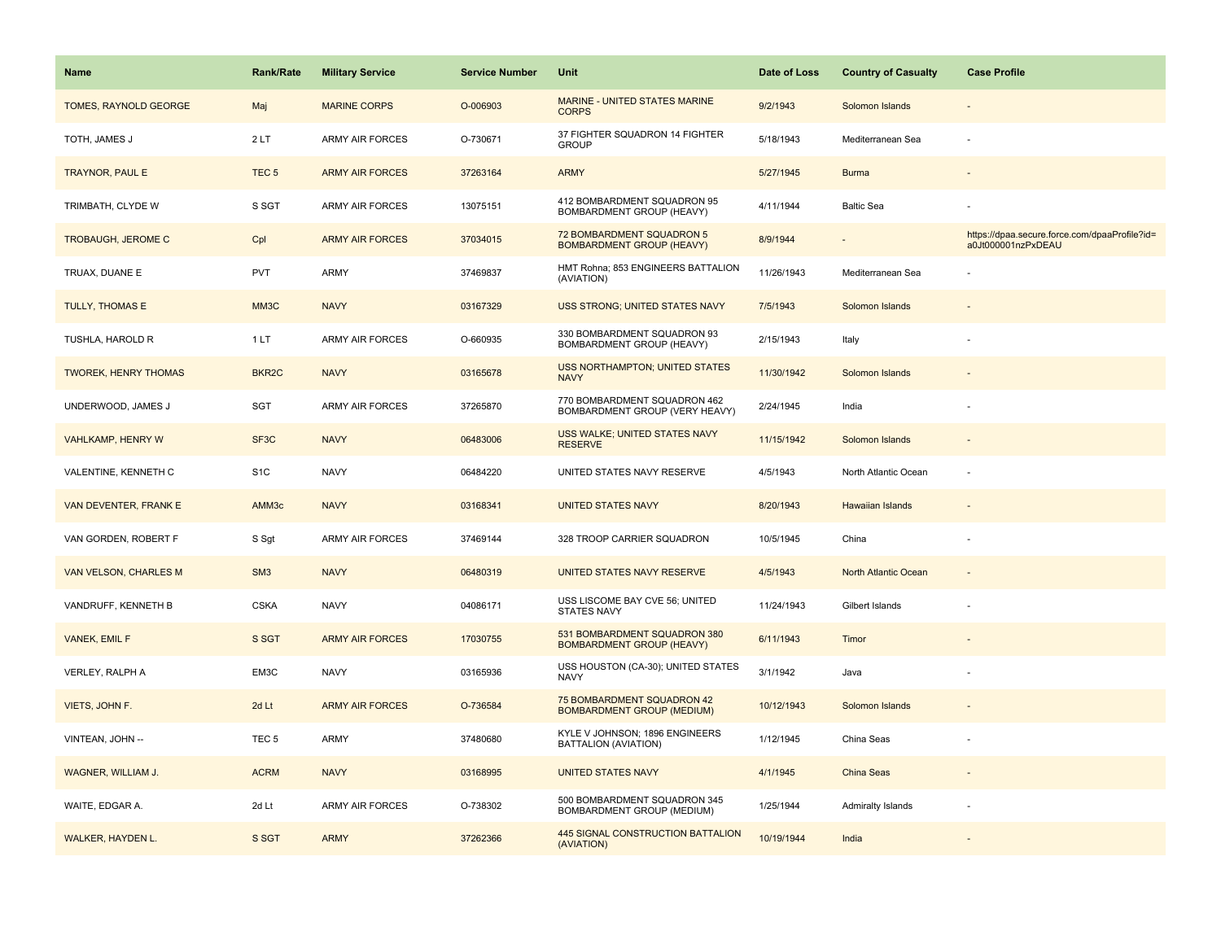| Name | Rank/Rate | Military Service | Service Number | Unit | Date of Loss | Country of Casualty | Case Profile |
|---|---|---|---|---|---|---|---|
| TOMES, RAYNOLD GEORGE | Maj | MARINE CORPS | O-006903 | MARINE - UNITED STATES MARINE CORPS | 9/2/1943 | Solomon Islands | - |
| TOTH, JAMES J | 2 LT | ARMY AIR FORCES | O-730671 | 37 FIGHTER SQUADRON 14 FIGHTER GROUP | 5/18/1943 | Mediterranean Sea | - |
| TRAYNOR, PAUL E | TEC 5 | ARMY AIR FORCES | 37263164 | ARMY | 5/27/1945 | Burma | - |
| TRIMBATH, CLYDE W | S SGT | ARMY AIR FORCES | 13075151 | 412 BOMBARDMENT SQUADRON 95 BOMBARDMENT GROUP (HEAVY) | 4/11/1944 | Baltic Sea | - |
| TROBAUGH, JEROME C | Cpl | ARMY AIR FORCES | 37034015 | 72 BOMBARDMENT SQUADRON 5 BOMBARDMENT GROUP (HEAVY) | 8/9/1944 | - | https://dpaa.secure.force.com/dpaaProfile?id=a0Jt000001nzPxDEAU |
| TRUAX, DUANE E | PVT | ARMY | 37469837 | HMT Rohna; 853 ENGINEERS BATTALION (AVIATION) | 11/26/1943 | Mediterranean Sea | - |
| TULLY, THOMAS E | MM3C | NAVY | 03167329 | USS STRONG; UNITED STATES NAVY | 7/5/1943 | Solomon Islands | - |
| TUSHLA, HAROLD R | 1 LT | ARMY AIR FORCES | O-660935 | 330 BOMBARDMENT SQUADRON 93 BOMBARDMENT GROUP (HEAVY) | 2/15/1943 | Italy | - |
| TWOREK, HENRY THOMAS | BKR2C | NAVY | 03165678 | USS NORTHAMPTON; UNITED STATES NAVY | 11/30/1942 | Solomon Islands | - |
| UNDERWOOD, JAMES J | SGT | ARMY AIR FORCES | 37265870 | 770 BOMBARDMENT SQUADRON 462 BOMBARDMENT GROUP (VERY HEAVY) | 2/24/1945 | India | - |
| VAHLKAMP, HENRY W | SF3C | NAVY | 06483006 | USS WALKE; UNITED STATES NAVY RESERVE | 11/15/1942 | Solomon Islands | - |
| VALENTINE, KENNETH C | S1C | NAVY | 06484220 | UNITED STATES NAVY RESERVE | 4/5/1943 | North Atlantic Ocean | - |
| VAN DEVENTER, FRANK E | AMM3c | NAVY | 03168341 | UNITED STATES NAVY | 8/20/1943 | Hawaiian Islands | - |
| VAN GORDEN, ROBERT F | S Sgt | ARMY AIR FORCES | 37469144 | 328 TROOP CARRIER SQUADRON | 10/5/1945 | China | - |
| VAN VELSON, CHARLES M | SM3 | NAVY | 06480319 | UNITED STATES NAVY RESERVE | 4/5/1943 | North Atlantic Ocean | - |
| VANDRUFF, KENNETH B | CSKA | NAVY | 04086171 | USS LISCOME BAY CVE 56; UNITED STATES NAVY | 11/24/1943 | Gilbert Islands | - |
| VANEK, EMIL F | S SGT | ARMY AIR FORCES | 17030755 | 531 BOMBARDMENT SQUADRON 380 BOMBARDMENT GROUP (HEAVY) | 6/11/1943 | Timor | - |
| VERLEY, RALPH A | EM3C | NAVY | 03165936 | USS HOUSTON (CA-30); UNITED STATES NAVY | 3/1/1942 | Java | - |
| VIETS, JOHN F. | 2d Lt | ARMY AIR FORCES | O-736584 | 75 BOMBARDMENT SQUADRON 42 BOMBARDMENT GROUP (MEDIUM) | 10/12/1943 | Solomon Islands | - |
| VINTEAN, JOHN -- | TEC 5 | ARMY | 37480680 | KYLE V JOHNSON; 1896 ENGINEERS BATTALION (AVIATION) | 1/12/1945 | China Seas | - |
| WAGNER, WILLIAM J. | ACRM | NAVY | 03168995 | UNITED STATES NAVY | 4/1/1945 | China Seas | - |
| WAITE, EDGAR A. | 2d Lt | ARMY AIR FORCES | O-738302 | 500 BOMBARDMENT SQUADRON 345 BOMBARDMENT GROUP (MEDIUM) | 1/25/1944 | Admiralty Islands | - |
| WALKER, HAYDEN L. | S SGT | ARMY | 37262366 | 445 SIGNAL CONSTRUCTION BATTALION (AVIATION) | 10/19/1944 | India | - |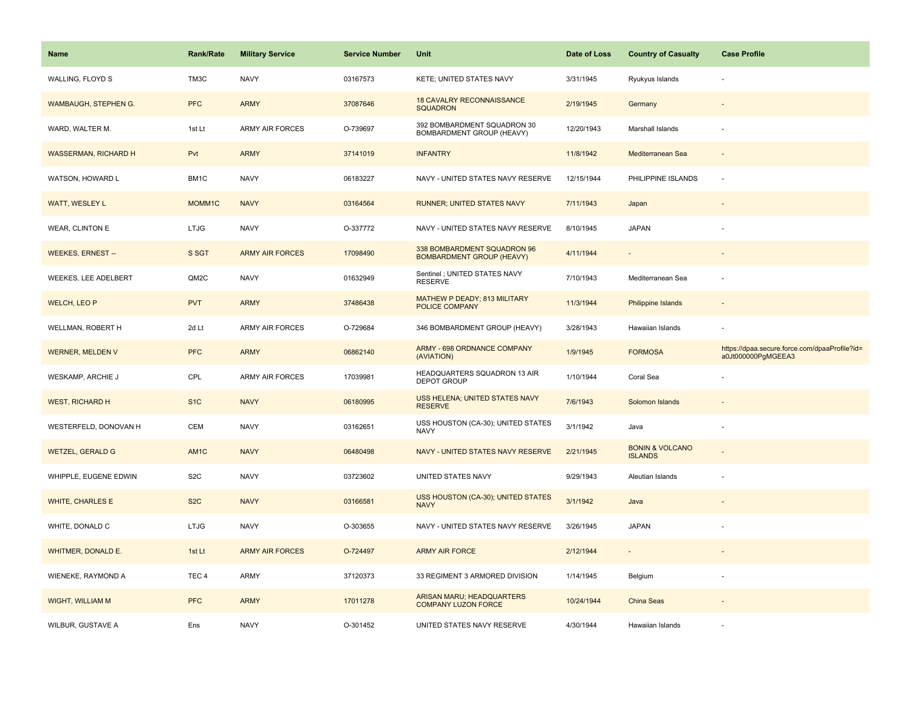| Name | Rank/Rate | Military Service | Service Number | Unit | Date of Loss | Country of Casualty | Case Profile |
|---|---|---|---|---|---|---|---|
| WALLING, FLOYD S | TM3C | NAVY | 03167573 | KETE; UNITED STATES NAVY | 3/31/1945 | Ryukyus Islands | - |
| WAMBAUGH, STEPHEN G. | PFC | ARMY | 37087646 | 18 CAVALRY RECONNAISSANCE SQUADRON | 2/19/1945 | Germany | - |
| WARD, WALTER M. | 1st Lt | ARMY AIR FORCES | O-739697 | 392 BOMBARDMENT SQUADRON 30 BOMBARDMENT GROUP (HEAVY) | 12/20/1943 | Marshall Islands | - |
| WASSERMAN, RICHARD H | Pvt | ARMY | 37141019 | INFANTRY | 11/8/1942 | Mediterranean Sea | - |
| WATSON, HOWARD L | BM1C | NAVY | 06183227 | NAVY - UNITED STATES NAVY RESERVE | 12/15/1944 | PHILIPPINE ISLANDS | - |
| WATT, WESLEY L | MOMM1C | NAVY | 03164564 | RUNNER; UNITED STATES NAVY | 7/11/1943 | Japan | - |
| WEAR, CLINTON E | LTJG | NAVY | O-337772 | NAVY - UNITED STATES NAVY RESERVE | 8/10/1945 | JAPAN | - |
| WEEKES, ERNEST -- | S SGT | ARMY AIR FORCES | 17098490 | 338 BOMBARDMENT SQUADRON 96 BOMBARDMENT GROUP (HEAVY) | 4/11/1944 | - | - |
| WEEKES, LEE ADELBERT | QM2C | NAVY | 01632949 | Sentinel ; UNITED STATES NAVY RESERVE | 7/10/1943 | Mediterranean Sea | - |
| WELCH, LEO P | PVT | ARMY | 37486438 | MATHEW P DEADY; 813 MILITARY POLICE COMPANY | 11/3/1944 | Philippine Islands | - |
| WELLMAN, ROBERT H | 2d Lt | ARMY AIR FORCES | O-729684 | 346 BOMBARDMENT GROUP (HEAVY) | 3/28/1943 | Hawaiian Islands | - |
| WERNER, MELDEN V | PFC | ARMY | 06862140 | ARMY - 698 ORDNANCE COMPANY (AVIATION) | 1/9/1945 | FORMOSA | https://dpaa.secure.force.com/dpaaProfile?id=a0Jt000000PgMGEEA3 |
| WESKAMP, ARCHIE J | CPL | ARMY AIR FORCES | 17039981 | HEADQUARTERS SQUADRON 13 AIR DEPOT GROUP | 1/10/1944 | Coral Sea | - |
| WEST, RICHARD H | S1C | NAVY | 06180995 | USS HELENA; UNITED STATES NAVY RESERVE | 7/6/1943 | Solomon Islands | - |
| WESTERFELD, DONOVAN H | CEM | NAVY | 03162651 | USS HOUSTON (CA-30); UNITED STATES NAVY | 3/1/1942 | Java | - |
| WETZEL, GERALD G | AM1C | NAVY | 06480498 | NAVY - UNITED STATES NAVY RESERVE | 2/21/1945 | BONIN & VOLCANO ISLANDS | - |
| WHIPPLE, EUGENE EDWIN | S2C | NAVY | 03723602 | UNITED STATES NAVY | 9/29/1943 | Aleutian Islands | - |
| WHITE, CHARLES E | S2C | NAVY | 03166581 | USS HOUSTON (CA-30); UNITED STATES NAVY | 3/1/1942 | Java | - |
| WHITE, DONALD C | LTJG | NAVY | O-303655 | NAVY - UNITED STATES NAVY RESERVE | 3/26/1945 | JAPAN | - |
| WHITMER, DONALD E. | 1st Lt | ARMY AIR FORCES | O-724497 | ARMY AIR FORCE | 2/12/1944 | - | - |
| WIENEKE, RAYMOND A | TEC 4 | ARMY | 37120373 | 33 REGIMENT 3 ARMORED DIVISION | 1/14/1945 | Belgium | - |
| WIGHT, WILLIAM M | PFC | ARMY | 17011278 | ARISAN MARU; HEADQUARTERS COMPANY LUZON FORCE | 10/24/1944 | China Seas | - |
| WILBUR, GUSTAVE A | Ens | NAVY | O-301452 | UNITED STATES NAVY RESERVE | 4/30/1944 | Hawaiian Islands | - |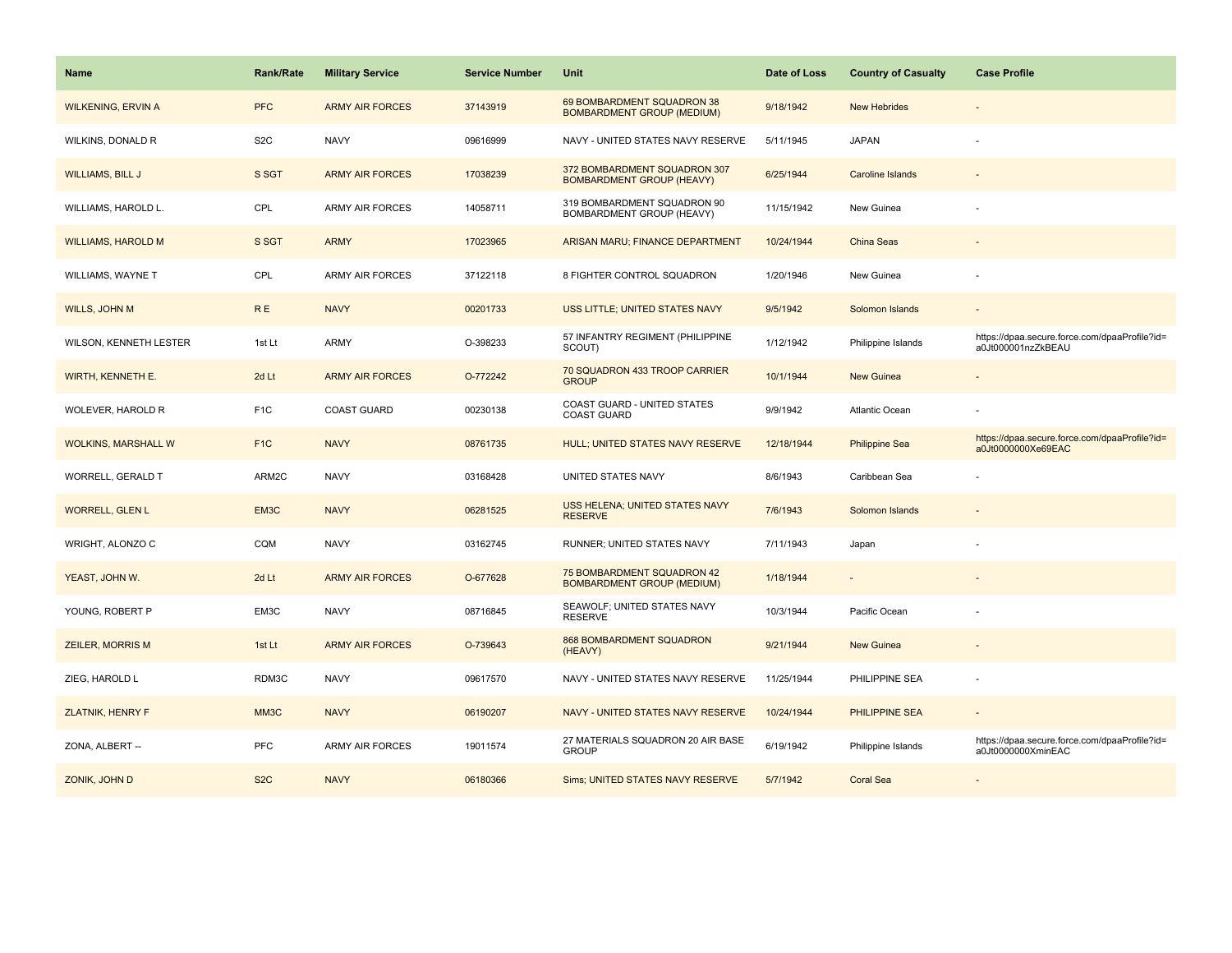| Name | Rank/Rate | Military Service | Service Number | Unit | Date of Loss | Country of Casualty | Case Profile |
|---|---|---|---|---|---|---|---|
| WILKENING, ERVIN A | PFC | ARMY AIR FORCES | 37143919 | 69 BOMBARDMENT SQUADRON 38 BOMBARDMENT GROUP (MEDIUM) | 9/18/1942 | New Hebrides | - |
| WILKINS, DONALD R | S2C | NAVY | 09616999 | NAVY - UNITED STATES NAVY RESERVE | 5/11/1945 | JAPAN | - |
| WILLIAMS, BILL J | S SGT | ARMY AIR FORCES | 17038239 | 372 BOMBARDMENT SQUADRON 307 BOMBARDMENT GROUP (HEAVY) | 6/25/1944 | Caroline Islands | - |
| WILLIAMS, HAROLD L. | CPL | ARMY AIR FORCES | 14058711 | 319 BOMBARDMENT SQUADRON 90 BOMBARDMENT GROUP (HEAVY) | 11/15/1942 | New Guinea | - |
| WILLIAMS, HAROLD M | S SGT | ARMY | 17023965 | ARISAN MARU; FINANCE DEPARTMENT | 10/24/1944 | China Seas | - |
| WILLIAMS, WAYNE T | CPL | ARMY AIR FORCES | 37122118 | 8 FIGHTER CONTROL SQUADRON | 1/20/1946 | New Guinea | - |
| WILLS, JOHN M | R E | NAVY | 00201733 | USS LITTLE; UNITED STATES NAVY | 9/5/1942 | Solomon Islands | - |
| WILSON, KENNETH LESTER | 1st Lt | ARMY | O-398233 | 57 INFANTRY REGIMENT (PHILIPPINE SCOUT) | 1/12/1942 | Philippine Islands | https://dpaa.secure.force.com/dpaaProfile?id=a0Jt000001nzZkBEAU |
| WIRTH, KENNETH E. | 2d Lt | ARMY AIR FORCES | O-772242 | 70 SQUADRON 433 TROOP CARRIER GROUP | 10/1/1944 | New Guinea | - |
| WOLEVER, HAROLD R | F1C | COAST GUARD | 00230138 | COAST GUARD - UNITED STATES COAST GUARD | 9/9/1942 | Atlantic Ocean | - |
| WOLKINS, MARSHALL W | F1C | NAVY | 08761735 | HULL; UNITED STATES NAVY RESERVE | 12/18/1944 | Philippine Sea | https://dpaa.secure.force.com/dpaaProfile?id=a0Jt0000000Xe69EAC |
| WORRELL, GERALD T | ARM2C | NAVY | 03168428 | UNITED STATES NAVY | 8/6/1943 | Caribbean Sea | - |
| WORRELL, GLEN L | EM3C | NAVY | 06281525 | USS HELENA; UNITED STATES NAVY RESERVE | 7/6/1943 | Solomon Islands | - |
| WRIGHT, ALONZO C | CQM | NAVY | 03162745 | RUNNER; UNITED STATES NAVY | 7/11/1943 | Japan | - |
| YEAST, JOHN W. | 2d Lt | ARMY AIR FORCES | O-677628 | 75 BOMBARDMENT SQUADRON 42 BOMBARDMENT GROUP (MEDIUM) | 1/18/1944 | - | - |
| YOUNG, ROBERT P | EM3C | NAVY | 08716845 | SEAWOLF; UNITED STATES NAVY RESERVE | 10/3/1944 | Pacific Ocean | - |
| ZEILER, MORRIS M | 1st Lt | ARMY AIR FORCES | O-739643 | 868 BOMBARDMENT SQUADRON (HEAVY) | 9/21/1944 | New Guinea | - |
| ZIEG, HAROLD L | RDM3C | NAVY | 09617570 | NAVY - UNITED STATES NAVY RESERVE | 11/25/1944 | PHILIPPINE SEA | - |
| ZLATNIK, HENRY F | MM3C | NAVY | 06190207 | NAVY - UNITED STATES NAVY RESERVE | 10/24/1944 | PHILIPPINE SEA | - |
| ZONA, ALBERT -- | PFC | ARMY AIR FORCES | 19011574 | 27 MATERIALS SQUADRON 20 AIR BASE GROUP | 6/19/1942 | Philippine Islands | https://dpaa.secure.force.com/dpaaProfile?id=a0Jt0000000XminEAC |
| ZONIK, JOHN D | S2C | NAVY | 06180366 | Sims; UNITED STATES NAVY RESERVE | 5/7/1942 | Coral Sea | - |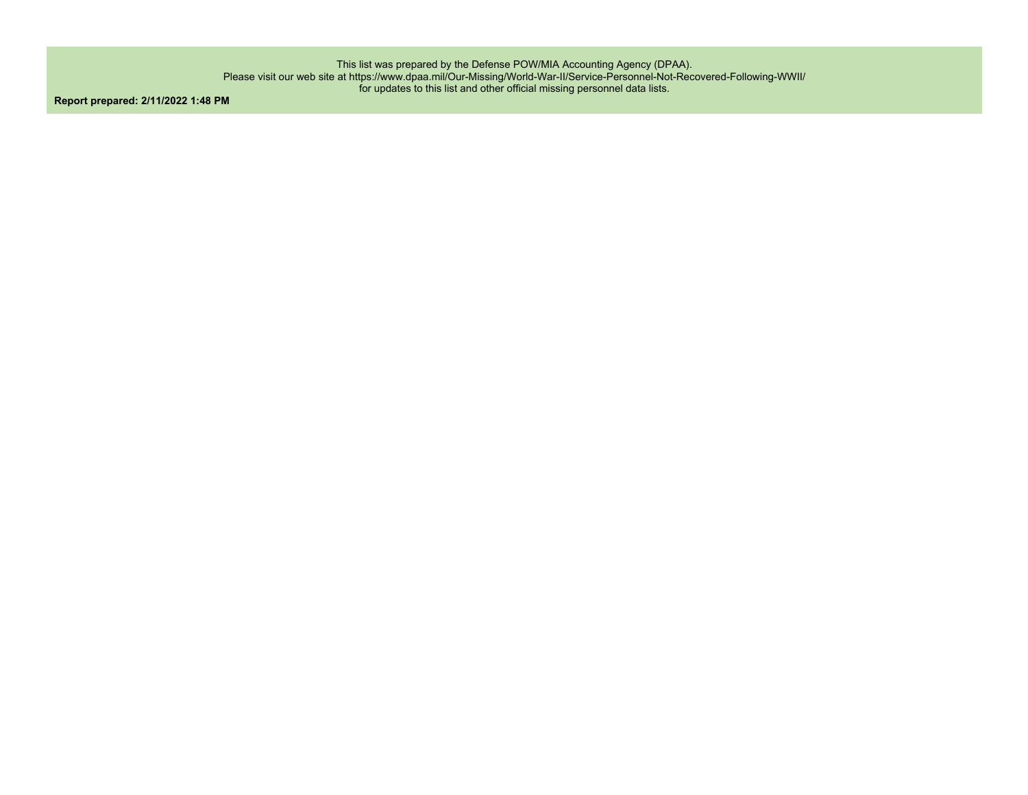This list was prepared by the Defense POW/MIA Accounting Agency (DPAA).
Please visit our web site at https://www.dpaa.mil/Our-Missing/World-War-II/Service-Personnel-Not-Recovered-Following-WWII/
for updates to this list and other official missing personnel data lists.

**Report prepared: 2/11/2022 1:48 PM**